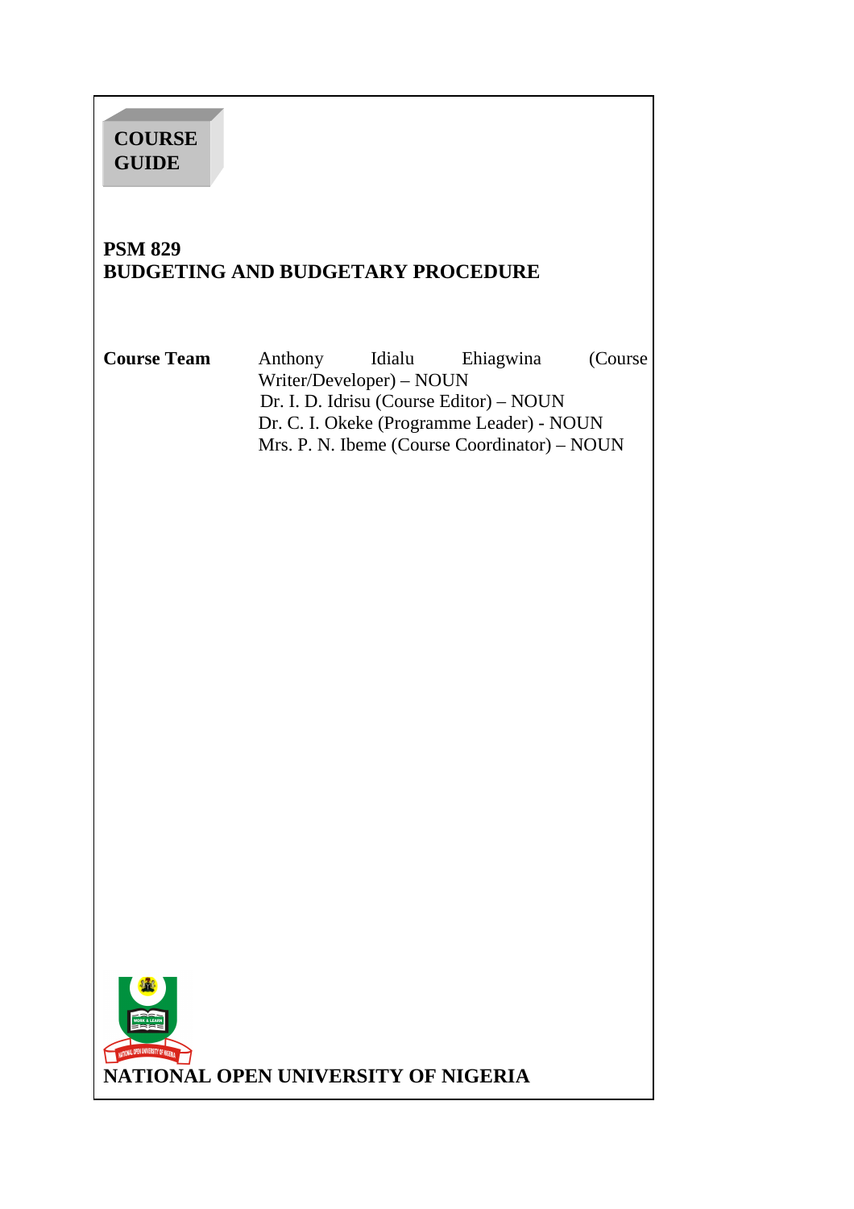**COURSE GUIDE**

# PSM 829
# BUDGETING AND BUDGETARY PROCEDURE

| | |
|---|---|
| **Course Team** | Anthony Idialu Ehiagwina (Course Writer/Developer) – NOUN |
| | Dr. I. D. Idrisu (Course Editor) – NOUN |
| | Dr. C. I. Okeke (Programme Leader) - NOUN |
| | Mrs. P. N. Ibeme (Course Coordinator) – NOUN |

**NATIONAL OPEN UNIVERSITY OF NIGERIA**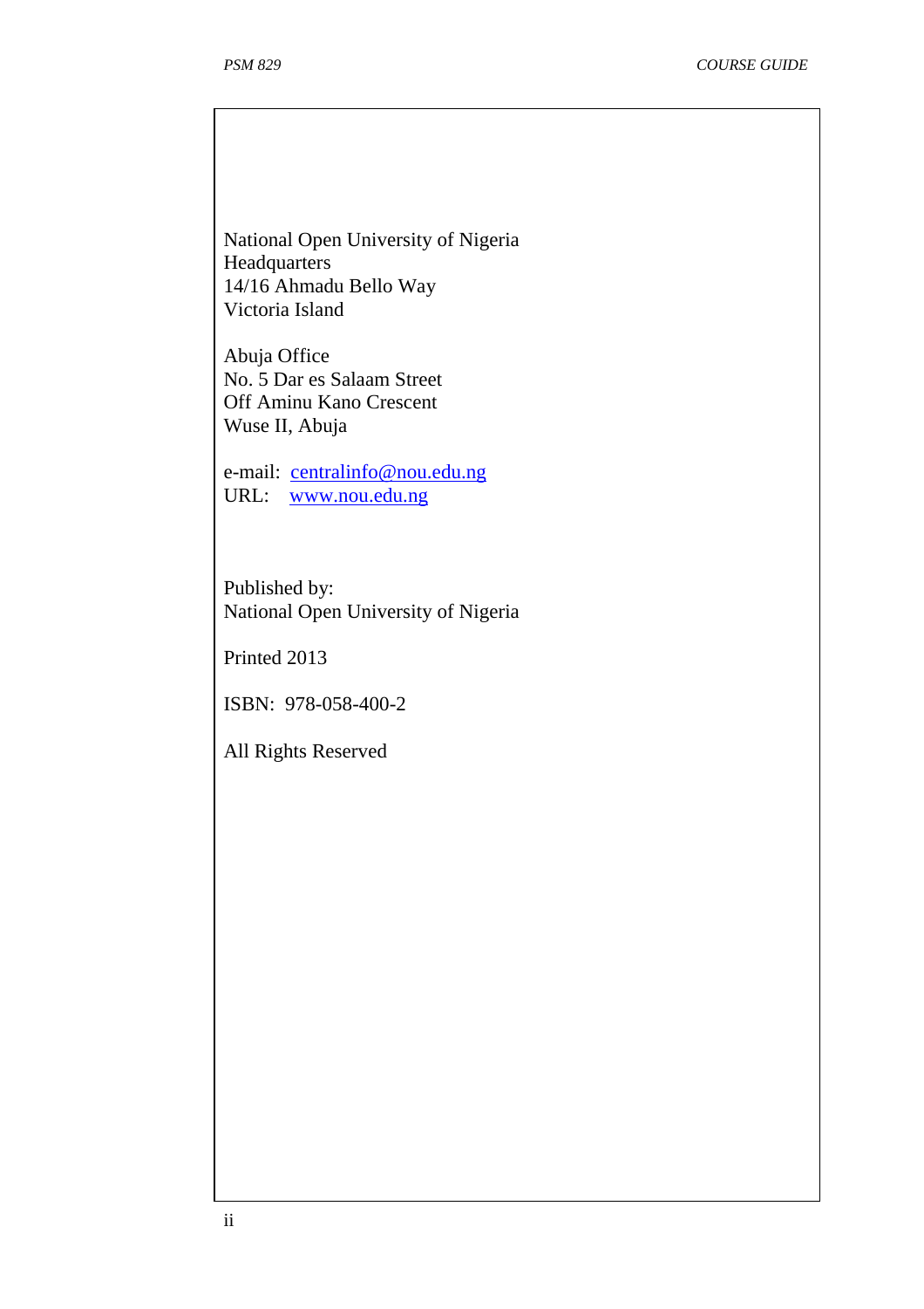National Open University of Nigeria
Headquarters
14/16 Ahmadu Bello Way
Victoria Island

Abuja Office
No. 5 Dar es Salaam Street
Off Aminu Kano Crescent
Wuse II, Abuja

e-mail: centralinfo@nou.edu.ng
URL: www.nou.edu.ng

Published by:
National Open University of Nigeria

Printed 2013

ISBN: 978-058-400-2

All Rights Reserved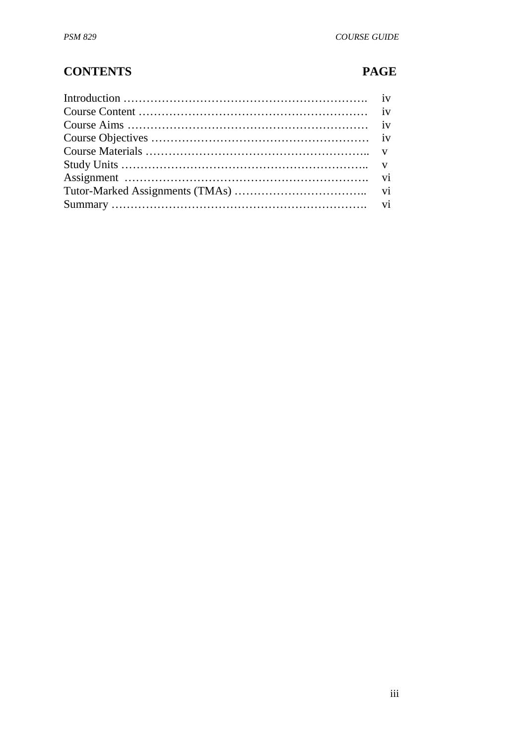## CONTENTS PAGE

| | |
|---|---|
| Introduction ………………………………………………………. | iv |
| Course Content …………………………………………………… | iv |
| Course Aims ……………………………………………………… | iv |
| Course Objectives ………………………………………………… | iv |
| Course Materials ………………………………………………….. | v |
| Study Units ……………………………………………………….. | v |
| Assignment ………………………………………………………. | vi |
| Tutor-Marked Assignments (TMAs) …………………………….. | vi |
| Summary …………………………………………………………. | vi |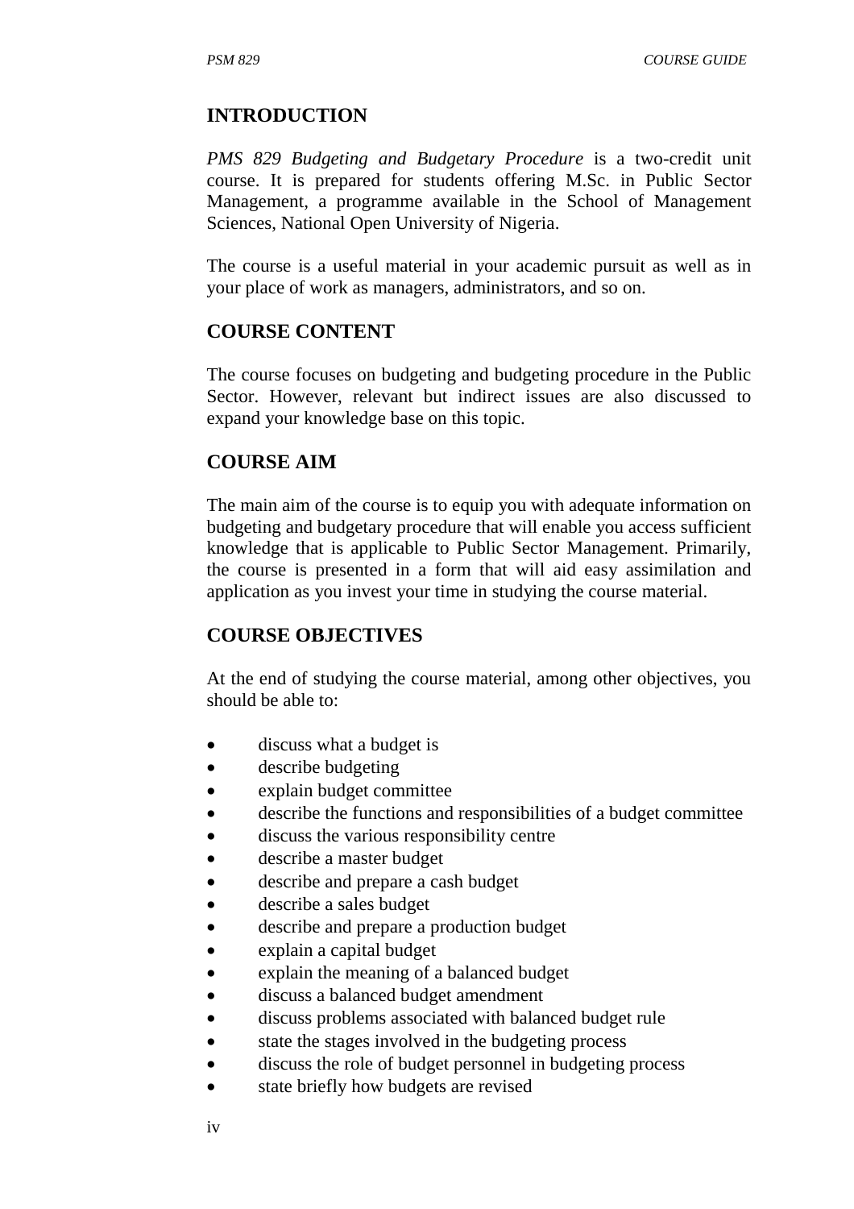## INTRODUCTION

*PMS 829 Budgeting and Budgetary Procedure* is a two-credit unit course. It is prepared for students offering M.Sc. in Public Sector Management, a programme available in the School of Management Sciences, National Open University of Nigeria.

The course is a useful material in your academic pursuit as well as in your place of work as managers, administrators, and so on.

## COURSE CONTENT

The course focuses on budgeting and budgeting procedure in the Public Sector. However, relevant but indirect issues are also discussed to expand your knowledge base on this topic.

## COURSE AIM

The main aim of the course is to equip you with adequate information on budgeting and budgetary procedure that will enable you access sufficient knowledge that is applicable to Public Sector Management. Primarily, the course is presented in a form that will aid easy assimilation and application as you invest your time in studying the course material.

## COURSE OBJECTIVES

At the end of studying the course material, among other objectives, you should be able to:

- discuss what a budget is
- describe budgeting
- explain budget committee
- describe the functions and responsibilities of a budget committee
- discuss the various responsibility centre
- describe a master budget
- describe and prepare a cash budget
- describe a sales budget
- describe and prepare a production budget
- explain a capital budget
- explain the meaning of a balanced budget
- discuss a balanced budget amendment
- discuss problems associated with balanced budget rule
- state the stages involved in the budgeting process
- discuss the role of budget personnel in budgeting process
- state briefly how budgets are revised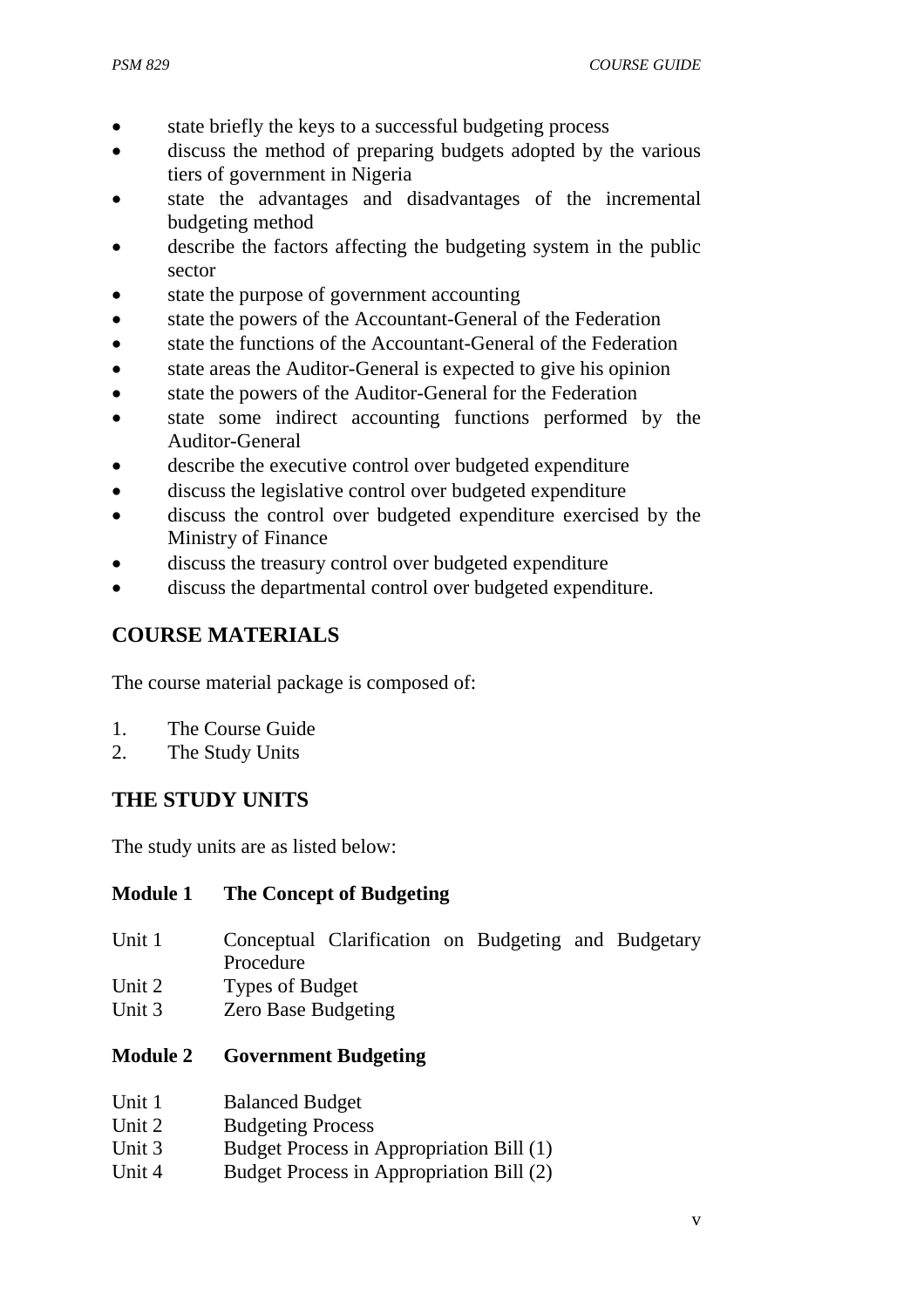- state briefly the keys to a successful budgeting process
- discuss the method of preparing budgets adopted by the various tiers of government in Nigeria
- state the advantages and disadvantages of the incremental budgeting method
- describe the factors affecting the budgeting system in the public sector
- state the purpose of government accounting
- state the powers of the Accountant-General of the Federation
- state the functions of the Accountant-General of the Federation
- state areas the Auditor-General is expected to give his opinion
- state the powers of the Auditor-General for the Federation
- state some indirect accounting functions performed by the Auditor-General
- describe the executive control over budgeted expenditure
- discuss the legislative control over budgeted expenditure
- discuss the control over budgeted expenditure exercised by the Ministry of Finance
- discuss the treasury control over budgeted expenditure
- discuss the departmental control over budgeted expenditure.

## COURSE MATERIALS

The course material package is composed of:

1. The Course Guide
2. The Study Units

## THE STUDY UNITS

The study units are as listed below:

**Module 1 The Concept of Budgeting**

Unit 1 Conceptual Clarification on Budgeting and Budgetary Procedure
Unit 2 Types of Budget
Unit 3 Zero Base Budgeting

**Module 2 Government Budgeting**

Unit 1 Balanced Budget
Unit 2 Budgeting Process
Unit 3 Budget Process in Appropriation Bill (1)
Unit 4 Budget Process in Appropriation Bill (2)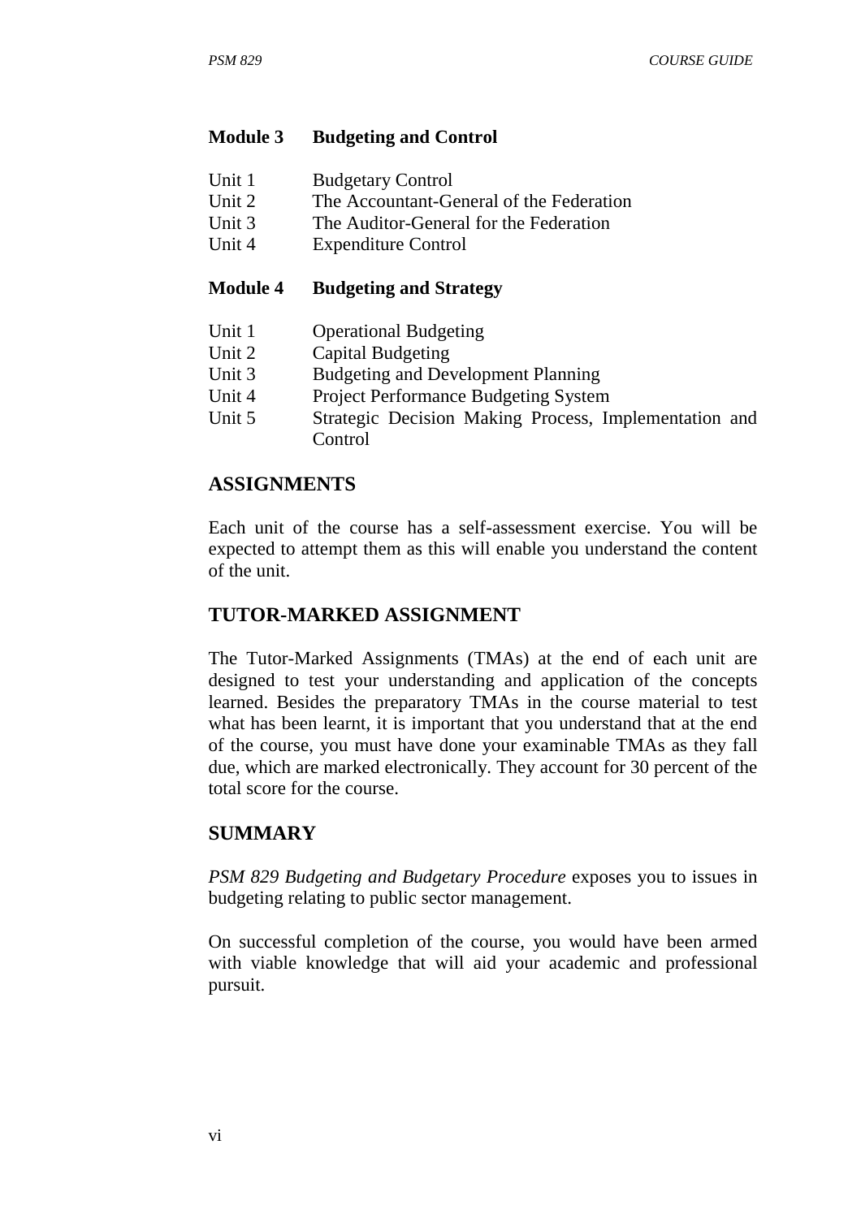**Module 3 Budgeting and Control**

Unit 1 Budgetary Control
Unit 2 The Accountant-General of the Federation
Unit 3 The Auditor-General for the Federation
Unit 4 Expenditure Control

**Module 4 Budgeting and Strategy**

Unit 1 Operational Budgeting
Unit 2 Capital Budgeting
Unit 3 Budgeting and Development Planning
Unit 4 Project Performance Budgeting System
Unit 5 Strategic Decision Making Process, Implementation and Control

## ASSIGNMENTS

Each unit of the course has a self-assessment exercise. You will be expected to attempt them as this will enable you understand the content of the unit.

## TUTOR-MARKED ASSIGNMENT

The Tutor-Marked Assignments (TMAs) at the end of each unit are designed to test your understanding and application of the concepts learned. Besides the preparatory TMAs in the course material to test what has been learnt, it is important that you understand that at the end of the course, you must have done your examinable TMAs as they fall due, which are marked electronically. They account for 30 percent of the total score for the course.

## SUMMARY

*PSM 829 Budgeting and Budgetary Procedure* exposes you to issues in budgeting relating to public sector management.

On successful completion of the course, you would have been armed with viable knowledge that will aid your academic and professional pursuit.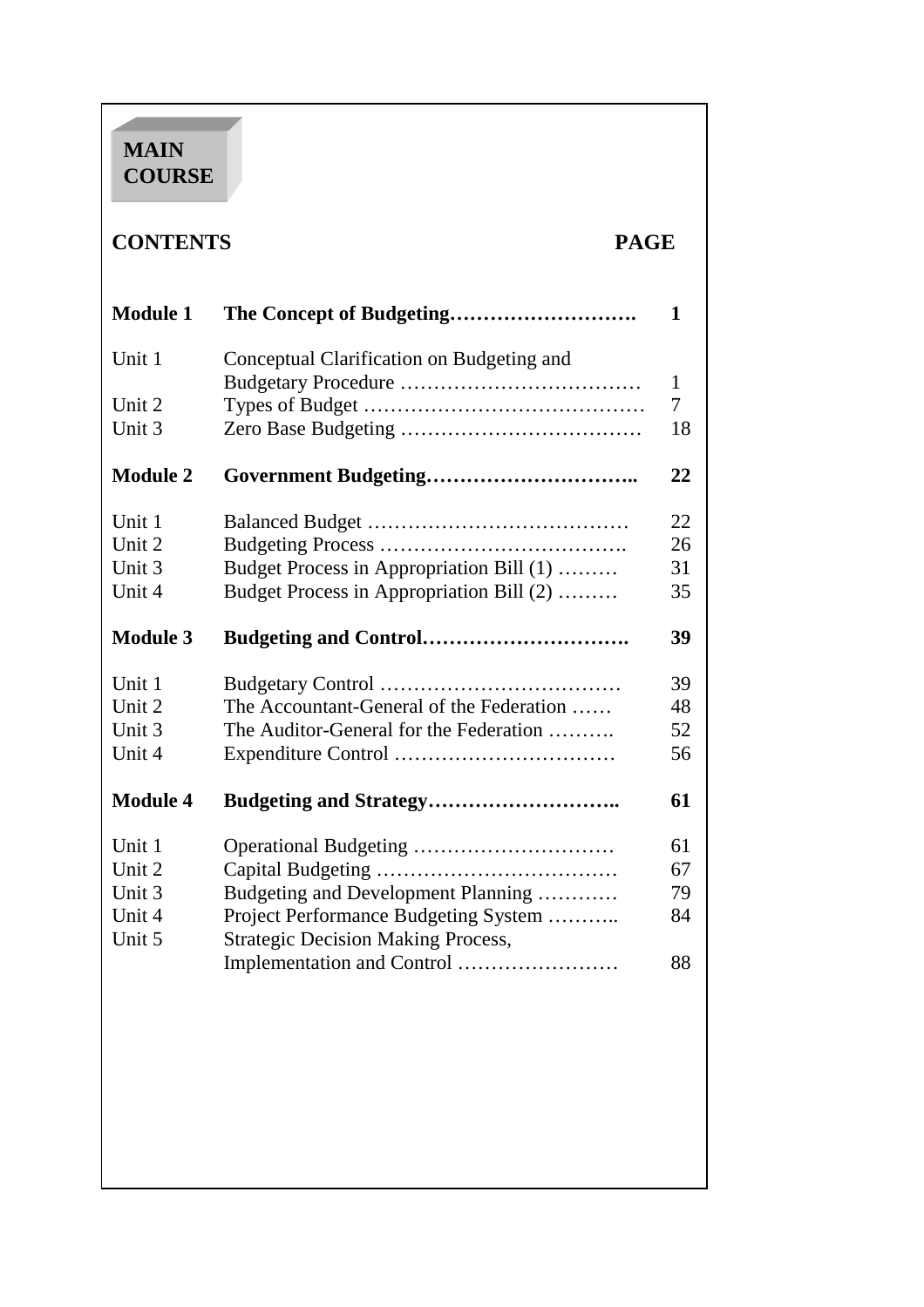**MAIN COURSE**

| CONTENTS | | PAGE |
|---|---|---|
| **Module 1** | **The Concept of Budgeting……………………….** | **1** |
| Unit 1 | Conceptual Clarification on Budgeting and Budgetary Procedure ……………………………… | 1 |
| Unit 2 | Types of Budget …………………………………… | 7 |
| Unit 3 | Zero Base Budgeting ……………………………… | 18 |
| **Module 2** | **Government Budgeting…………………………..** | **22** |
| Unit 1 | Balanced Budget ………………………………… | 22 |
| Unit 2 | Budgeting Process ………………………………. | 26 |
| Unit 3 | Budget Process in Appropriation Bill (1) ……… | 31 |
| Unit 4 | Budget Process in Appropriation Bill (2) ……… | 35 |
| **Module 3** | **Budgeting and Control………………………….** | **39** |
| Unit 1 | Budgetary Control ……………………………… | 39 |
| Unit 2 | The Accountant-General of the Federation …… | 48 |
| Unit 3 | The Auditor-General for the Federation ………. | 52 |
| Unit 4 | Expenditure Control …………………………… | 56 |
| **Module 4** | **Budgeting and Strategy………………………..** | **61** |
| Unit 1 | Operational Budgeting ………………………… | 61 |
| Unit 2 | Capital Budgeting ……………………………… | 67 |
| Unit 3 | Budgeting and Development Planning ………… | 79 |
| Unit 4 | Project Performance Budgeting System ……….. | 84 |
| Unit 5 | Strategic Decision Making Process, Implementation and Control …………………… | 88 |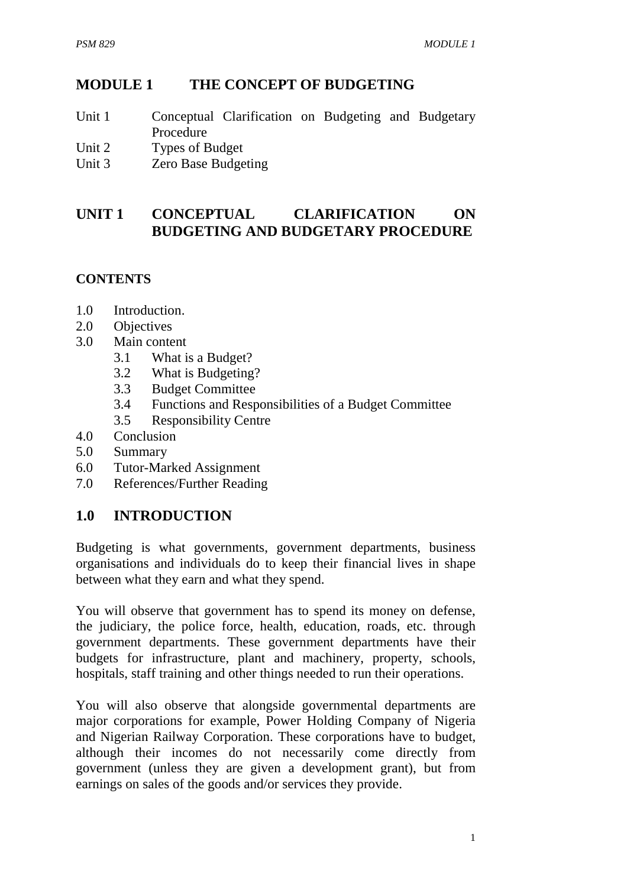# MODULE 1 THE CONCEPT OF BUDGETING

Unit 1 Conceptual Clarification on Budgeting and Budgetary Procedure
Unit 2 Types of Budget
Unit 3 Zero Base Budgeting

## UNIT 1 CONCEPTUAL CLARIFICATION ON BUDGETING AND BUDGETARY PROCEDURE

### CONTENTS

- 1.0 Introduction.
- 2.0 Objectives
- 3.0 Main content
  - 3.1 What is a Budget?
  - 3.2 What is Budgeting?
  - 3.3 Budget Committee
  - 3.4 Functions and Responsibilities of a Budget Committee
  - 3.5 Responsibility Centre
- 4.0 Conclusion
- 5.0 Summary
- 6.0 Tutor-Marked Assignment
- 7.0 References/Further Reading

## 1.0 INTRODUCTION

Budgeting is what governments, government departments, business organisations and individuals do to keep their financial lives in shape between what they earn and what they spend.

You will observe that government has to spend its money on defense, the judiciary, the police force, health, education, roads, etc. through government departments. These government departments have their budgets for infrastructure, plant and machinery, property, schools, hospitals, staff training and other things needed to run their operations.

You will also observe that alongside governmental departments are major corporations for example, Power Holding Company of Nigeria and Nigerian Railway Corporation. These corporations have to budget, although their incomes do not necessarily come directly from government (unless they are given a development grant), but from earnings on sales of the goods and/or services they provide.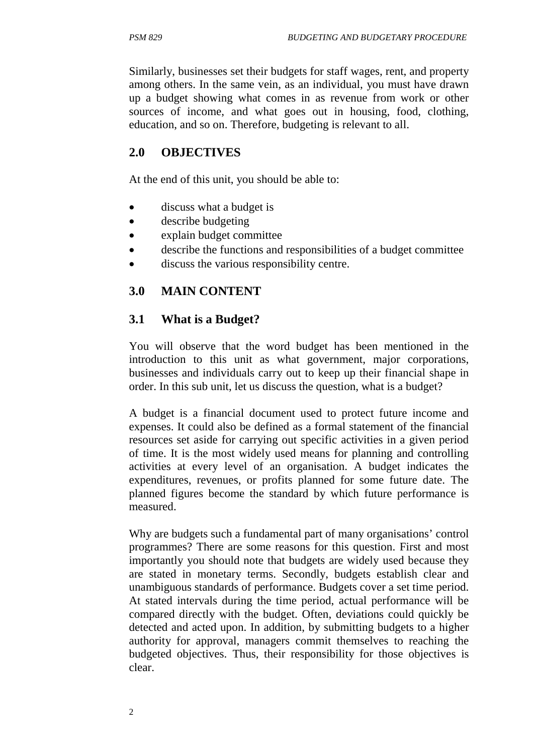Similarly, businesses set their budgets for staff wages, rent, and property among others. In the same vein, as an individual, you must have drawn up a budget showing what comes in as revenue from work or other sources of income, and what goes out in housing, food, clothing, education, and so on. Therefore, budgeting is relevant to all.

## 2.0 OBJECTIVES

At the end of this unit, you should be able to:

- discuss what a budget is
- describe budgeting
- explain budget committee
- describe the functions and responsibilities of a budget committee
- discuss the various responsibility centre.

## 3.0 MAIN CONTENT

### 3.1 What is a Budget?

You will observe that the word budget has been mentioned in the introduction to this unit as what government, major corporations, businesses and individuals carry out to keep up their financial shape in order. In this sub unit, let us discuss the question, what is a budget?

A budget is a financial document used to protect future income and expenses. It could also be defined as a formal statement of the financial resources set aside for carrying out specific activities in a given period of time. It is the most widely used means for planning and controlling activities at every level of an organisation. A budget indicates the expenditures, revenues, or profits planned for some future date. The planned figures become the standard by which future performance is measured.

Why are budgets such a fundamental part of many organisations' control programmes? There are some reasons for this question. First and most importantly you should note that budgets are widely used because they are stated in monetary terms. Secondly, budgets establish clear and unambiguous standards of performance. Budgets cover a set time period. At stated intervals during the time period, actual performance will be compared directly with the budget. Often, deviations could quickly be detected and acted upon. In addition, by submitting budgets to a higher authority for approval, managers commit themselves to reaching the budgeted objectives. Thus, their responsibility for those objectives is clear.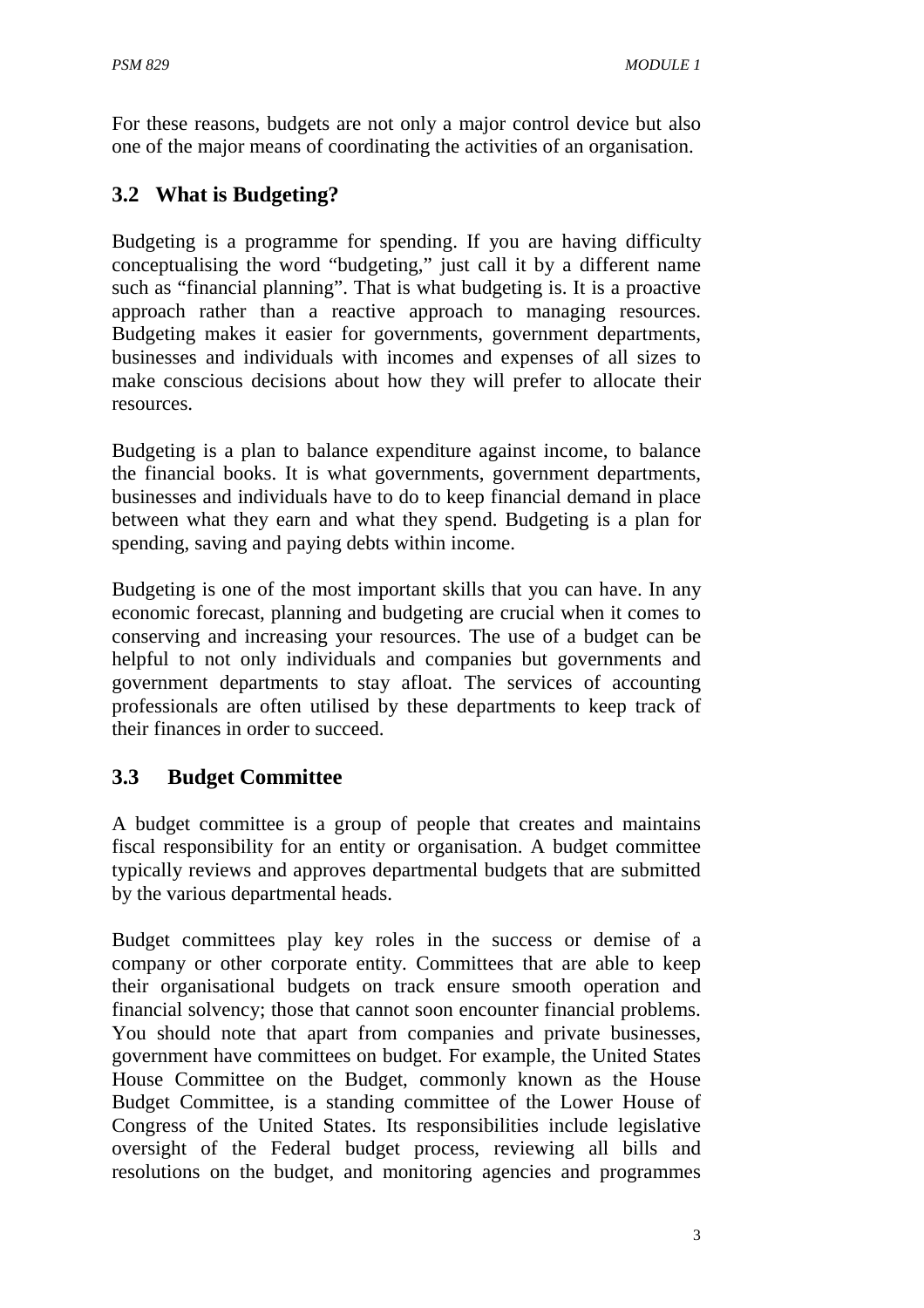For these reasons, budgets are not only a major control device but also one of the major means of coordinating the activities of an organisation.

## 3.2 What is Budgeting?

Budgeting is a programme for spending. If you are having difficulty conceptualising the word "budgeting," just call it by a different name such as "financial planning". That is what budgeting is. It is a proactive approach rather than a reactive approach to managing resources. Budgeting makes it easier for governments, government departments, businesses and individuals with incomes and expenses of all sizes to make conscious decisions about how they will prefer to allocate their resources.

Budgeting is a plan to balance expenditure against income, to balance the financial books. It is what governments, government departments, businesses and individuals have to do to keep financial demand in place between what they earn and what they spend. Budgeting is a plan for spending, saving and paying debts within income.

Budgeting is one of the most important skills that you can have. In any economic forecast, planning and budgeting are crucial when it comes to conserving and increasing your resources. The use of a budget can be helpful to not only individuals and companies but governments and government departments to stay afloat. The services of accounting professionals are often utilised by these departments to keep track of their finances in order to succeed.

## 3.3 Budget Committee

A budget committee is a group of people that creates and maintains fiscal responsibility for an entity or organisation. A budget committee typically reviews and approves departmental budgets that are submitted by the various departmental heads.

Budget committees play key roles in the success or demise of a company or other corporate entity. Committees that are able to keep their organisational budgets on track ensure smooth operation and financial solvency; those that cannot soon encounter financial problems. You should note that apart from companies and private businesses, government have committees on budget. For example, the United States House Committee on the Budget, commonly known as the House Budget Committee, is a standing committee of the Lower House of Congress of the United States. Its responsibilities include legislative oversight of the Federal budget process, reviewing all bills and resolutions on the budget, and monitoring agencies and programmes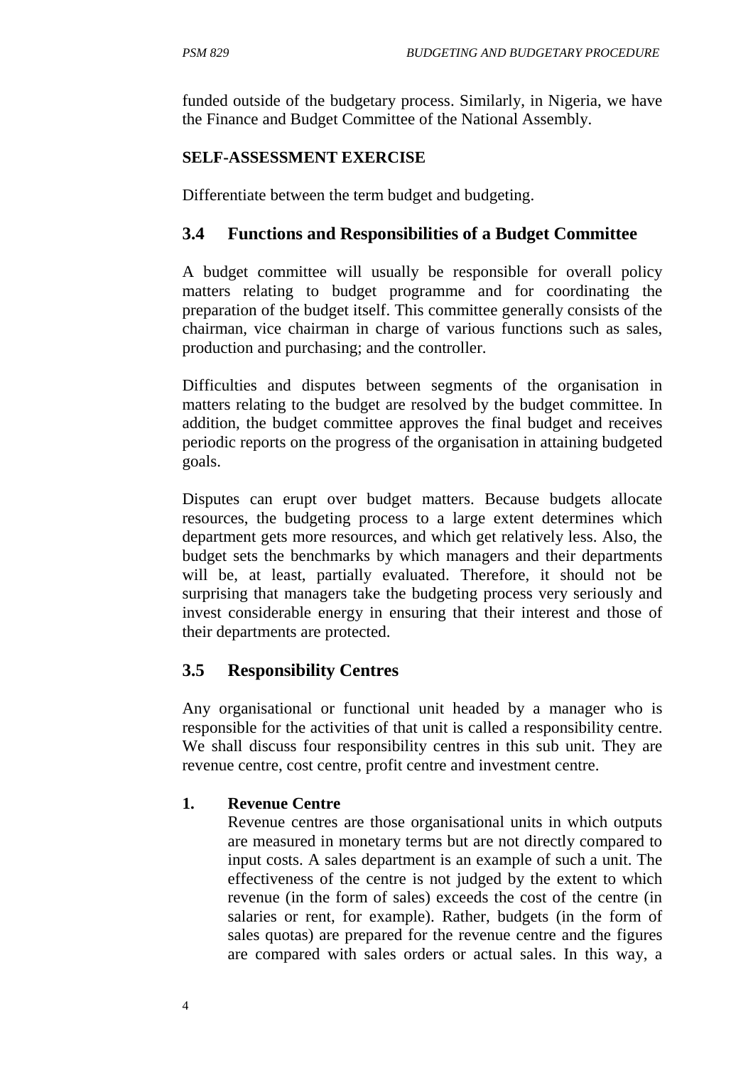funded outside of the budgetary process. Similarly, in Nigeria, we have the Finance and Budget Committee of the National Assembly.

**SELF-ASSESSMENT EXERCISE**

Differentiate between the term budget and budgeting.

## 3.4 Functions and Responsibilities of a Budget Committee

A budget committee will usually be responsible for overall policy matters relating to budget programme and for coordinating the preparation of the budget itself. This committee generally consists of the chairman, vice chairman in charge of various functions such as sales, production and purchasing; and the controller.

Difficulties and disputes between segments of the organisation in matters relating to the budget are resolved by the budget committee. In addition, the budget committee approves the final budget and receives periodic reports on the progress of the organisation in attaining budgeted goals.

Disputes can erupt over budget matters. Because budgets allocate resources, the budgeting process to a large extent determines which department gets more resources, and which get relatively less. Also, the budget sets the benchmarks by which managers and their departments will be, at least, partially evaluated. Therefore, it should not be surprising that managers take the budgeting process very seriously and invest considerable energy in ensuring that their interest and those of their departments are protected.

## 3.5 Responsibility Centres

Any organisational or functional unit headed by a manager who is responsible for the activities of that unit is called a responsibility centre. We shall discuss four responsibility centres in this sub unit. They are revenue centre, cost centre, profit centre and investment centre.

1. **Revenue Centre**
   Revenue centres are those organisational units in which outputs are measured in monetary terms but are not directly compared to input costs. A sales department is an example of such a unit. The effectiveness of the centre is not judged by the extent to which revenue (in the form of sales) exceeds the cost of the centre (in salaries or rent, for example). Rather, budgets (in the form of sales quotas) are prepared for the revenue centre and the figures are compared with sales orders or actual sales. In this way, a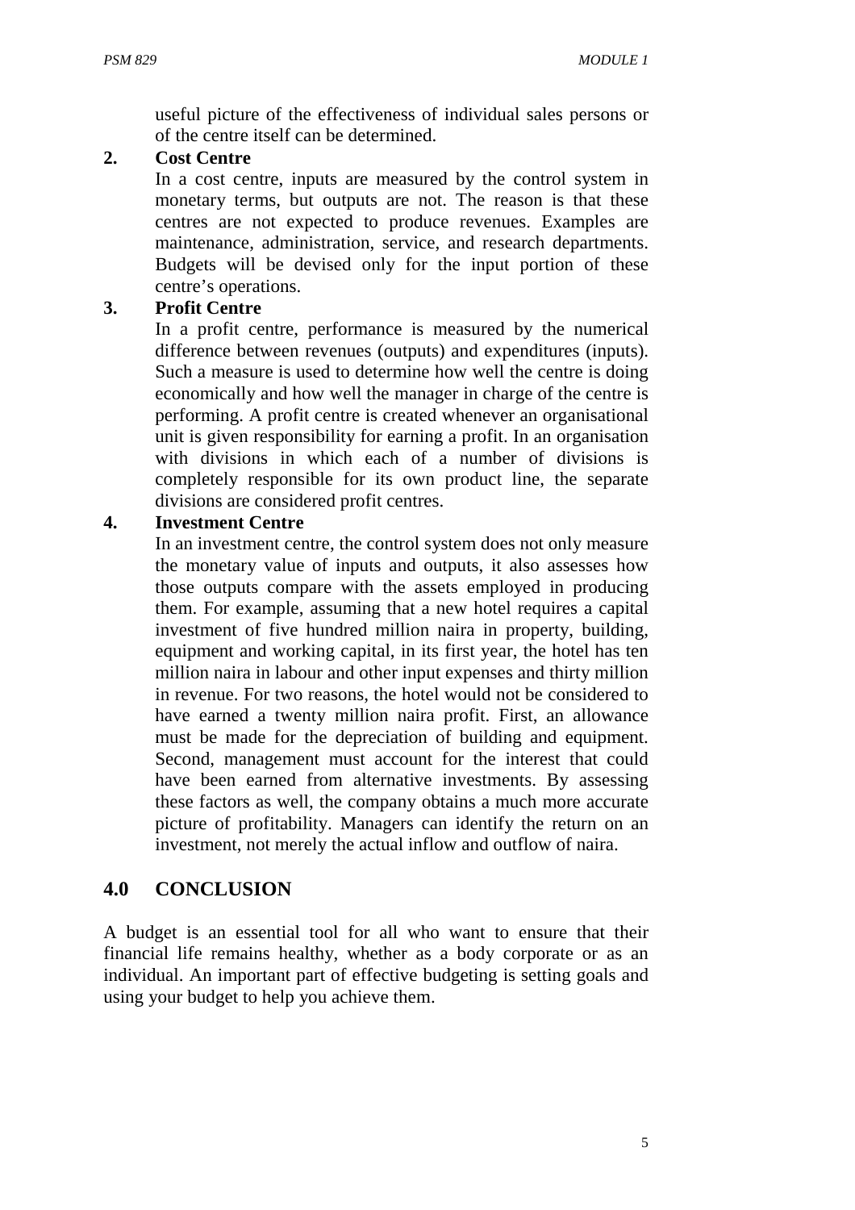useful picture of the effectiveness of individual sales persons or of the centre itself can be determined.

2. **Cost Centre**

   In a cost centre, inputs are measured by the control system in monetary terms, but outputs are not. The reason is that these centres are not expected to produce revenues. Examples are maintenance, administration, service, and research departments. Budgets will be devised only for the input portion of these centre's operations.

3. **Profit Centre**

   In a profit centre, performance is measured by the numerical difference between revenues (outputs) and expenditures (inputs). Such a measure is used to determine how well the centre is doing economically and how well the manager in charge of the centre is performing. A profit centre is created whenever an organisational unit is given responsibility for earning a profit. In an organisation with divisions in which each of a number of divisions is completely responsible for its own product line, the separate divisions are considered profit centres.

4. **Investment Centre**

   In an investment centre, the control system does not only measure the monetary value of inputs and outputs, it also assesses how those outputs compare with the assets employed in producing them. For example, assuming that a new hotel requires a capital investment of five hundred million naira in property, building, equipment and working capital, in its first year, the hotel has ten million naira in labour and other input expenses and thirty million in revenue. For two reasons, the hotel would not be considered to have earned a twenty million naira profit. First, an allowance must be made for the depreciation of building and equipment. Second, management must account for the interest that could have been earned from alternative investments. By assessing these factors as well, the company obtains a much more accurate picture of profitability. Managers can identify the return on an investment, not merely the actual inflow and outflow of naira.

## 4.0 CONCLUSION

A budget is an essential tool for all who want to ensure that their financial life remains healthy, whether as a body corporate or as an individual. An important part of effective budgeting is setting goals and using your budget to help you achieve them.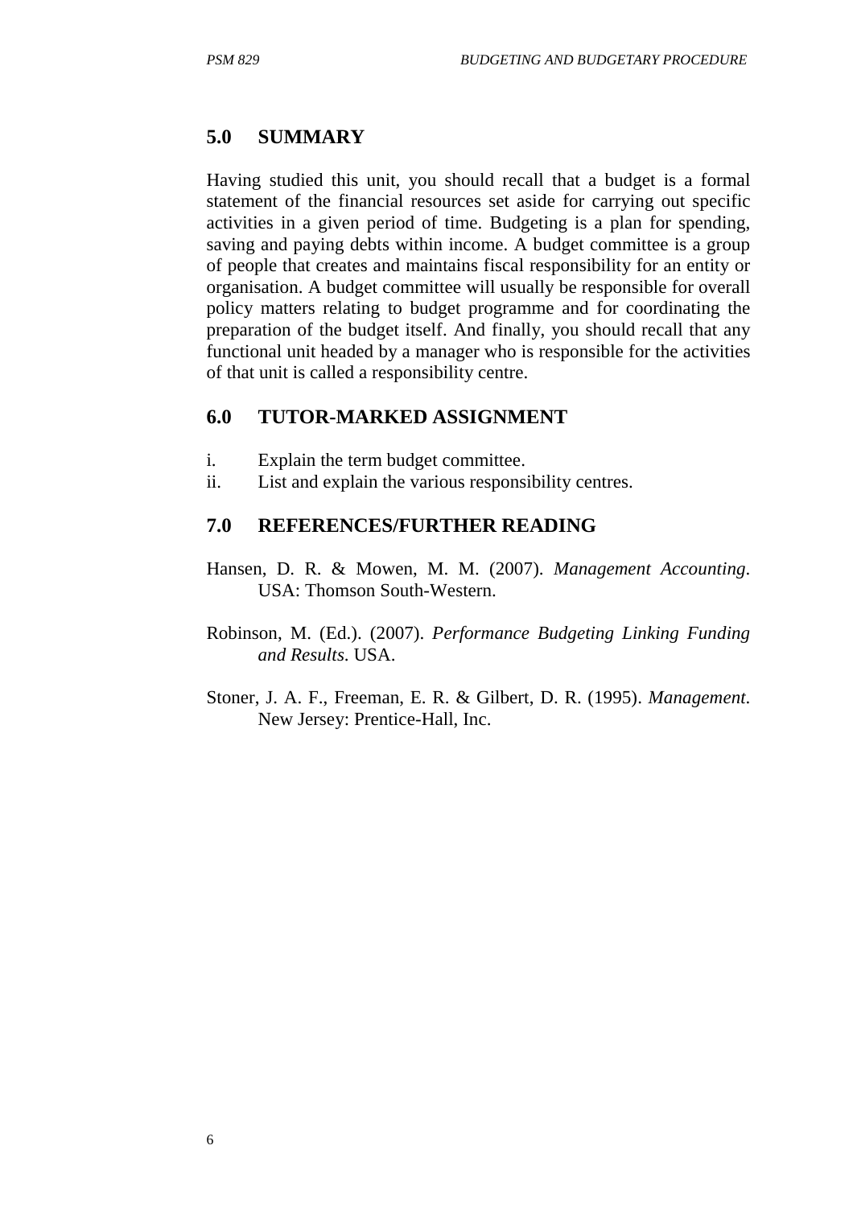## 5.0 SUMMARY

Having studied this unit, you should recall that a budget is a formal statement of the financial resources set aside for carrying out specific activities in a given period of time. Budgeting is a plan for spending, saving and paying debts within income. A budget committee is a group of people that creates and maintains fiscal responsibility for an entity or organisation. A budget committee will usually be responsible for overall policy matters relating to budget programme and for coordinating the preparation of the budget itself. And finally, you should recall that any functional unit headed by a manager who is responsible for the activities of that unit is called a responsibility centre.

## 6.0 TUTOR-MARKED ASSIGNMENT

i. Explain the term budget committee.
ii. List and explain the various responsibility centres.

## 7.0 REFERENCES/FURTHER READING

Hansen, D. R. & Mowen, M. M. (2007). *Management Accounting*. USA: Thomson South-Western.

Robinson, M. (Ed.). (2007). *Performance Budgeting Linking Funding and Results*. USA.

Stoner, J. A. F., Freeman, E. R. & Gilbert, D. R. (1995). *Management*. New Jersey: Prentice-Hall, Inc.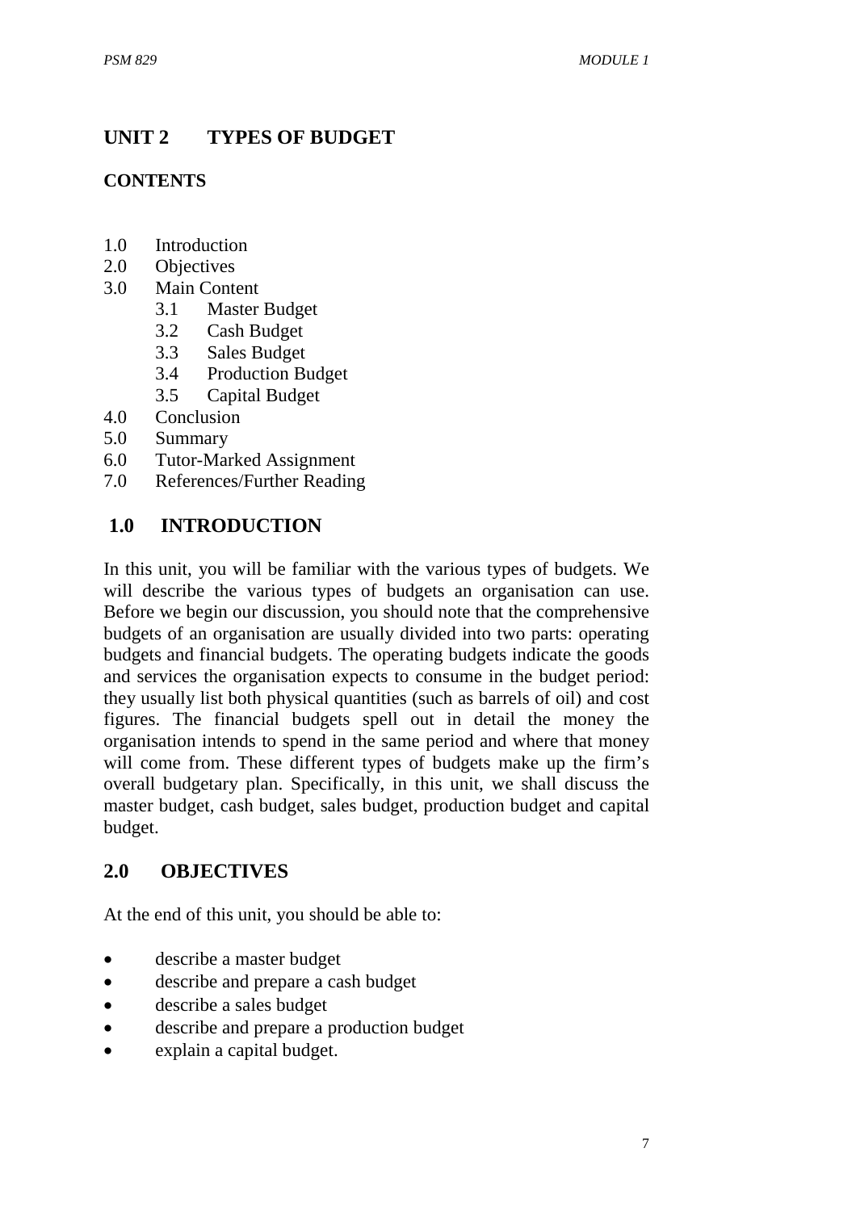# UNIT 2 TYPES OF BUDGET

## CONTENTS

1.0 Introduction
2.0 Objectives
3.0 Main Content
    3.1 Master Budget
    3.2 Cash Budget
    3.3 Sales Budget
    3.4 Production Budget
    3.5 Capital Budget
4.0 Conclusion
5.0 Summary
6.0 Tutor-Marked Assignment
7.0 References/Further Reading

## 1.0 INTRODUCTION

In this unit, you will be familiar with the various types of budgets. We will describe the various types of budgets an organisation can use. Before we begin our discussion, you should note that the comprehensive budgets of an organisation are usually divided into two parts: operating budgets and financial budgets. The operating budgets indicate the goods and services the organisation expects to consume in the budget period: they usually list both physical quantities (such as barrels of oil) and cost figures. The financial budgets spell out in detail the money the organisation intends to spend in the same period and where that money will come from. These different types of budgets make up the firm's overall budgetary plan. Specifically, in this unit, we shall discuss the master budget, cash budget, sales budget, production budget and capital budget.

## 2.0 OBJECTIVES

At the end of this unit, you should be able to:

- describe a master budget
- describe and prepare a cash budget
- describe a sales budget
- describe and prepare a production budget
- explain a capital budget.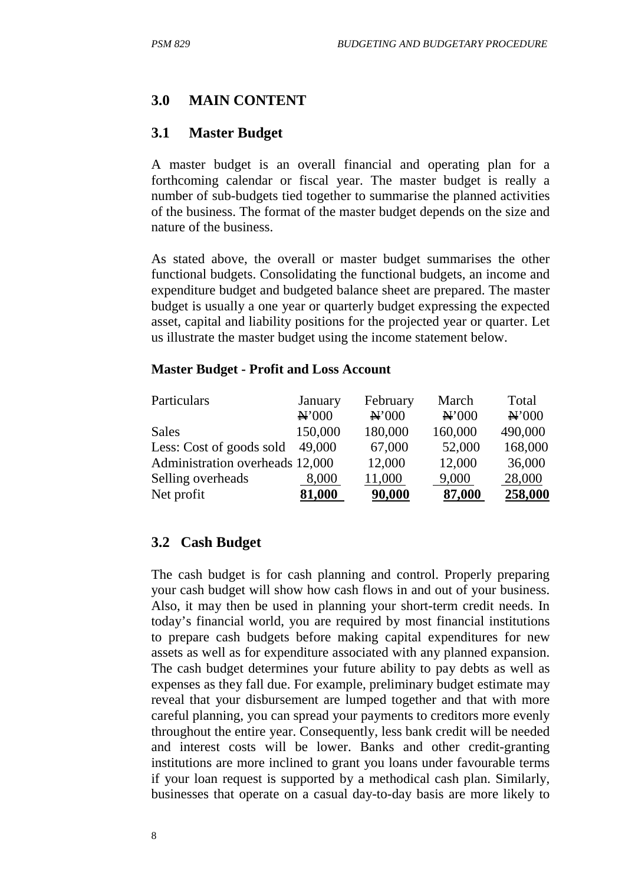## 3.0 MAIN CONTENT

### 3.1 Master Budget

A master budget is an overall financial and operating plan for a forthcoming calendar or fiscal year. The master budget is really a number of sub-budgets tied together to summarise the planned activities of the business. The format of the master budget depends on the size and nature of the business.

As stated above, the overall or master budget summarises the other functional budgets. Consolidating the functional budgets, an income and expenditure budget and budgeted balance sheet are prepared. The master budget is usually a one year or quarterly budget expressing the expected asset, capital and liability positions for the projected year or quarter. Let us illustrate the master budget using the income statement below.

**Master Budget - Profit and Loss Account**

| Particulars | January | February | March | Total |
|---|---|---|---|---|
| | ₦'000 | ₦'000 | ₦'000 | ₦'000 |
| Sales | 150,000 | 180,000 | 160,000 | 490,000 |
| Less: Cost of goods sold | 49,000 | 67,000 | 52,000 | 168,000 |
| Administration overheads | 12,000 | 12,000 | 12,000 | 36,000 |
| Selling overheads | 8,000 | 11,000 | 9,000 | 28,000 |
| Net profit | **81,000** | **90,000** | **87,000** | **258,000** |

### 3.2 Cash Budget

The cash budget is for cash planning and control. Properly preparing your cash budget will show how cash flows in and out of your business. Also, it may then be used in planning your short-term credit needs. In today's financial world, you are required by most financial institutions to prepare cash budgets before making capital expenditures for new assets as well as for expenditure associated with any planned expansion. The cash budget determines your future ability to pay debts as well as expenses as they fall due. For example, preliminary budget estimate may reveal that your disbursement are lumped together and that with more careful planning, you can spread your payments to creditors more evenly throughout the entire year. Consequently, less bank credit will be needed and interest costs will be lower. Banks and other credit-granting institutions are more inclined to grant you loans under favourable terms if your loan request is supported by a methodical cash plan. Similarly, businesses that operate on a casual day-to-day basis are more likely to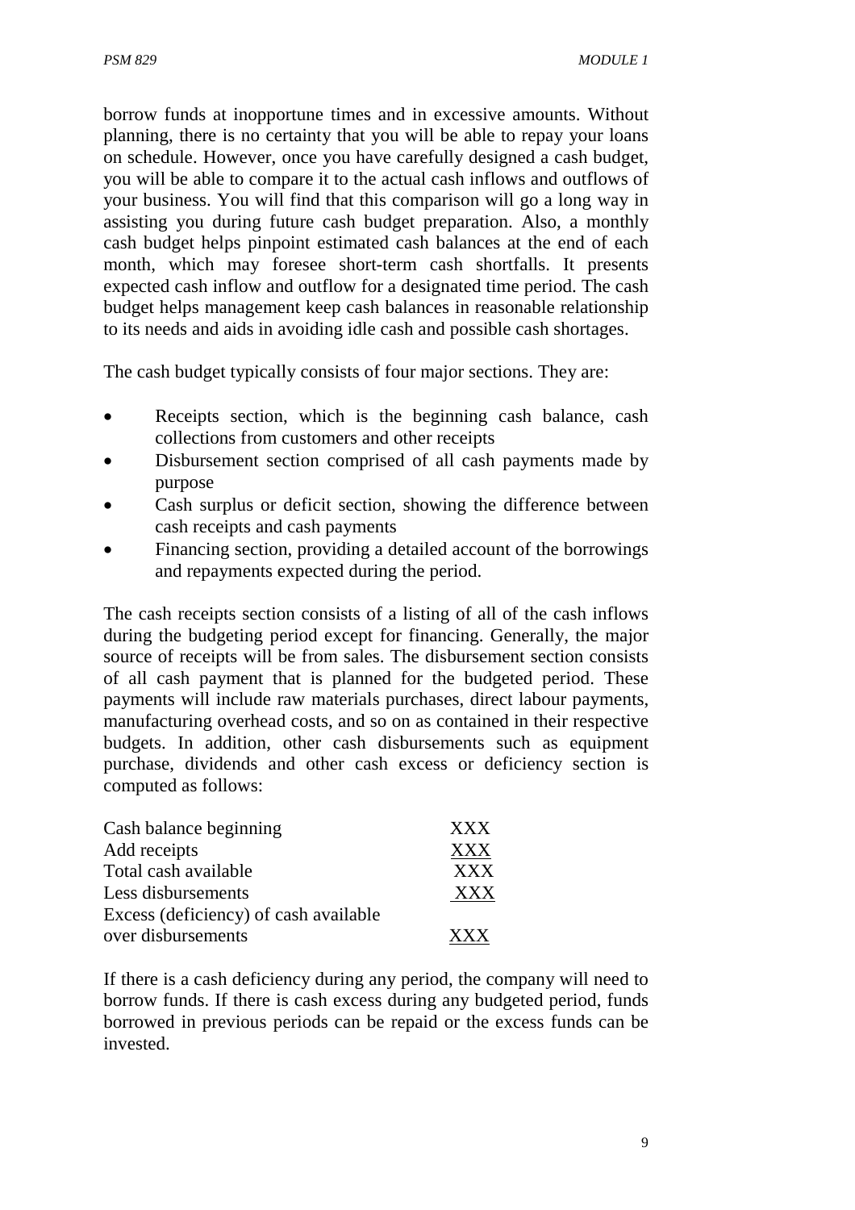borrow funds at inopportune times and in excessive amounts. Without planning, there is no certainty that you will be able to repay your loans on schedule. However, once you have carefully designed a cash budget, you will be able to compare it to the actual cash inflows and outflows of your business. You will find that this comparison will go a long way in assisting you during future cash budget preparation. Also, a monthly cash budget helps pinpoint estimated cash balances at the end of each month, which may foresee short-term cash shortfalls. It presents expected cash inflow and outflow for a designated time period. The cash budget helps management keep cash balances in reasonable relationship to its needs and aids in avoiding idle cash and possible cash shortages.

The cash budget typically consists of four major sections. They are:

- Receipts section, which is the beginning cash balance, cash collections from customers and other receipts
- Disbursement section comprised of all cash payments made by purpose
- Cash surplus or deficit section, showing the difference between cash receipts and cash payments
- Financing section, providing a detailed account of the borrowings and repayments expected during the period.

The cash receipts section consists of a listing of all of the cash inflows during the budgeting period except for financing. Generally, the major source of receipts will be from sales. The disbursement section consists of all cash payment that is planned for the budgeted period. These payments will include raw materials purchases, direct labour payments, manufacturing overhead costs, and so on as contained in their respective budgets. In addition, other cash disbursements such as equipment purchase, dividends and other cash excess or deficiency section is computed as follows:

| | |
|---|---|
| Cash balance beginning | XXX |
| Add receipts | XXX |
| Total cash available | XXX |
| Less disbursements | XXX |
| Excess (deficiency) of cash available over disbursements | XXX |

If there is a cash deficiency during any period, the company will need to borrow funds. If there is cash excess during any budgeted period, funds borrowed in previous periods can be repaid or the excess funds can be invested.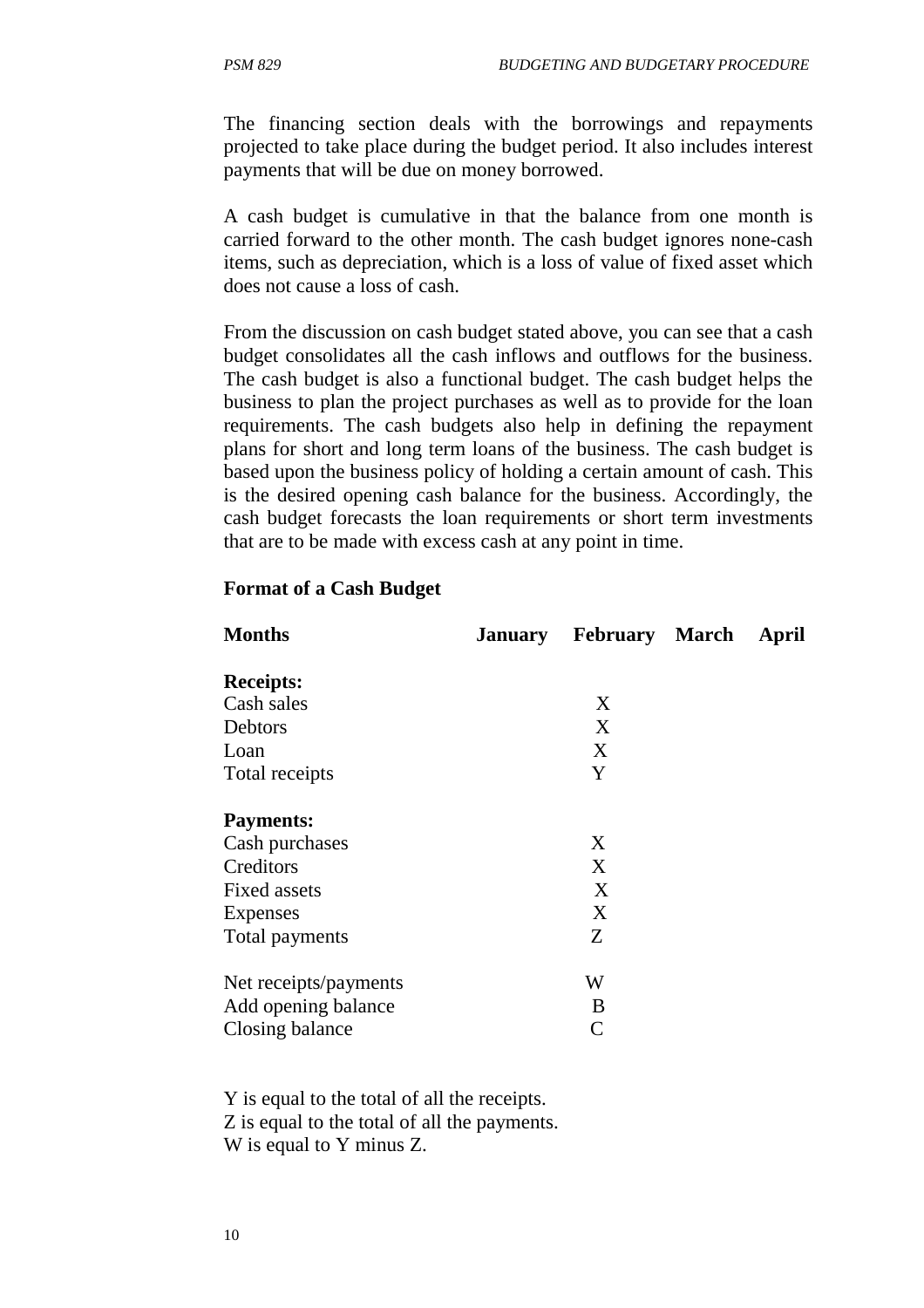The financing section deals with the borrowings and repayments projected to take place during the budget period. It also includes interest payments that will be due on money borrowed.

A cash budget is cumulative in that the balance from one month is carried forward to the other month. The cash budget ignores none-cash items, such as depreciation, which is a loss of value of fixed asset which does not cause a loss of cash.

From the discussion on cash budget stated above, you can see that a cash budget consolidates all the cash inflows and outflows for the business. The cash budget is also a functional budget. The cash budget helps the business to plan the project purchases as well as to provide for the loan requirements. The cash budgets also help in defining the repayment plans for short and long term loans of the business. The cash budget is based upon the business policy of holding a certain amount of cash. This is the desired opening cash balance for the business. Accordingly, the cash budget forecasts the loan requirements or short term investments that are to be made with excess cash at any point in time.

**Format of a Cash Budget**

| **Months** | **January** | **February** | **March** | **April** |
|---|---|---|---|---|
| **Receipts:** | | | | |
| Cash sales | | X | | |
| Debtors | | X | | |
| Loan | | X | | |
| Total receipts | | Y | | |
| **Payments:** | | | | |
| Cash purchases | | X | | |
| Creditors | | X | | |
| Fixed assets | | X | | |
| Expenses | | X | | |
| Total payments | | Z | | |
| Net receipts/payments | | W | | |
| Add opening balance | | B | | |
| Closing balance | | C | | |

Y is equal to the total of all the receipts.
Z is equal to the total of all the payments.
W is equal to Y minus Z.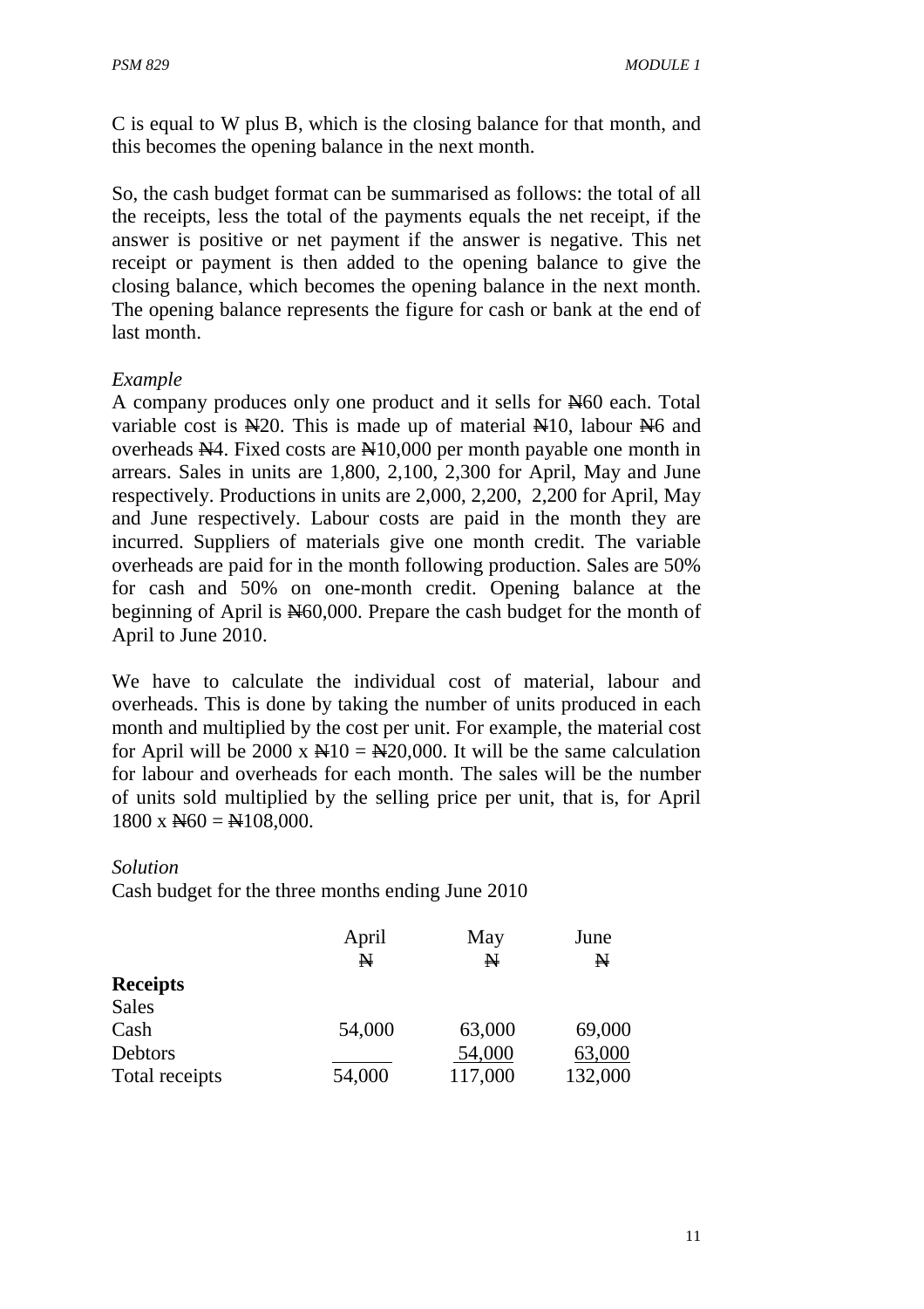C is equal to W plus B, which is the closing balance for that month, and this becomes the opening balance in the next month.

So, the cash budget format can be summarised as follows: the total of all the receipts, less the total of the payments equals the net receipt, if the answer is positive or net payment if the answer is negative. This net receipt or payment is then added to the opening balance to give the closing balance, which becomes the opening balance in the next month. The opening balance represents the figure for cash or bank at the end of last month.

*Example*

A company produces only one product and it sells for ₦60 each. Total variable cost is ₦20. This is made up of material ₦10, labour ₦6 and overheads ₦4. Fixed costs are ₦10,000 per month payable one month in arrears. Sales in units are 1,800, 2,100, 2,300 for April, May and June respectively. Productions in units are 2,000, 2,200, 2,200 for April, May and June respectively. Labour costs are paid in the month they are incurred. Suppliers of materials give one month credit. The variable overheads are paid for in the month following production. Sales are 50% for cash and 50% on one-month credit. Opening balance at the beginning of April is ₦60,000. Prepare the cash budget for the month of April to June 2010.

We have to calculate the individual cost of material, labour and overheads. This is done by taking the number of units produced in each month and multiplied by the cost per unit. For example, the material cost for April will be 2000 x ₦10 = ₦20,000. It will be the same calculation for labour and overheads for each month. The sales will be the number of units sold multiplied by the selling price per unit, that is, for April 1800 x ₦60 = ₦108,000.

*Solution*

Cash budget for the three months ending June 2010

| | April | May | June |
|---|---|---|---|
| | ₦ | ₦ | ₦ |
| **Receipts** | | | |
| Sales | | | |
| Cash | 54,000 | 63,000 | 69,000 |
| Debtors | | 54,000 | 63,000 |
| Total receipts | 54,000 | 117,000 | 132,000 |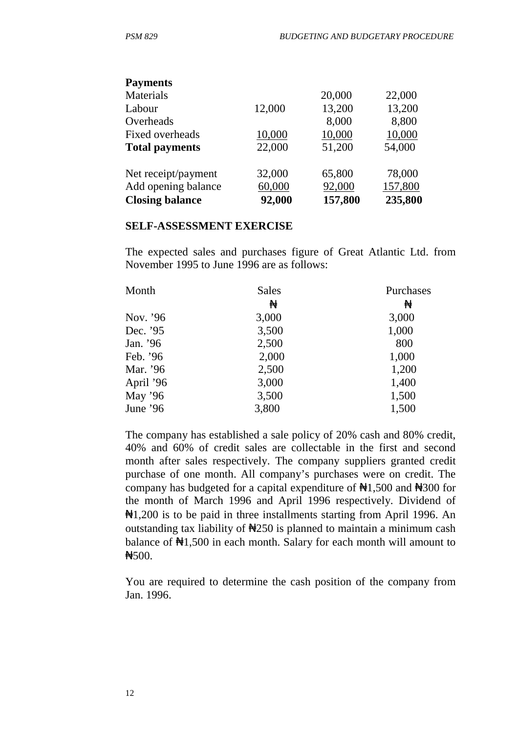| | | | |
|---|---|---|---|
| **Payments** | | | |
| Materials | | 20,000 | 22,000 |
| Labour | 12,000 | 13,200 | 13,200 |
| Overheads | | 8,000 | 8,800 |
| Fixed overheads | 10,000 | 10,000 | 10,000 |
| **Total payments** | 22,000 | 51,200 | 54,000 |
| Net receipt/payment | 32,000 | 65,800 | 78,000 |
| Add opening balance | 60,000 | 92,000 | 157,800 |
| **Closing balance** | **92,000** | **157,800** | **235,800** |

**SELF-ASSESSMENT EXERCISE**

The expected sales and purchases figure of Great Atlantic Ltd. from November 1995 to June 1996 are as follows:

| Month | Sales | Purchases |
|---|---|---|
| | ₦ | ₦ |
| Nov. '96 | 3,000 | 3,000 |
| Dec. '95 | 3,500 | 1,000 |
| Jan. '96 | 2,500 | 800 |
| Feb. '96 | 2,000 | 1,000 |
| Mar. '96 | 2,500 | 1,200 |
| April '96 | 3,000 | 1,400 |
| May '96 | 3,500 | 1,500 |
| June '96 | 3,800 | 1,500 |

The company has established a sale policy of 20% cash and 80% credit, 40% and 60% of credit sales are collectable in the first and second month after sales respectively. The company suppliers granted credit purchase of one month. All company's purchases were on credit. The company has budgeted for a capital expenditure of ₦1,500 and ₦300 for the month of March 1996 and April 1996 respectively. Dividend of ₦1,200 is to be paid in three installments starting from April 1996. An outstanding tax liability of ₦250 is planned to maintain a minimum cash balance of ₦1,500 in each month. Salary for each month will amount to ₦500.

You are required to determine the cash position of the company from Jan. 1996.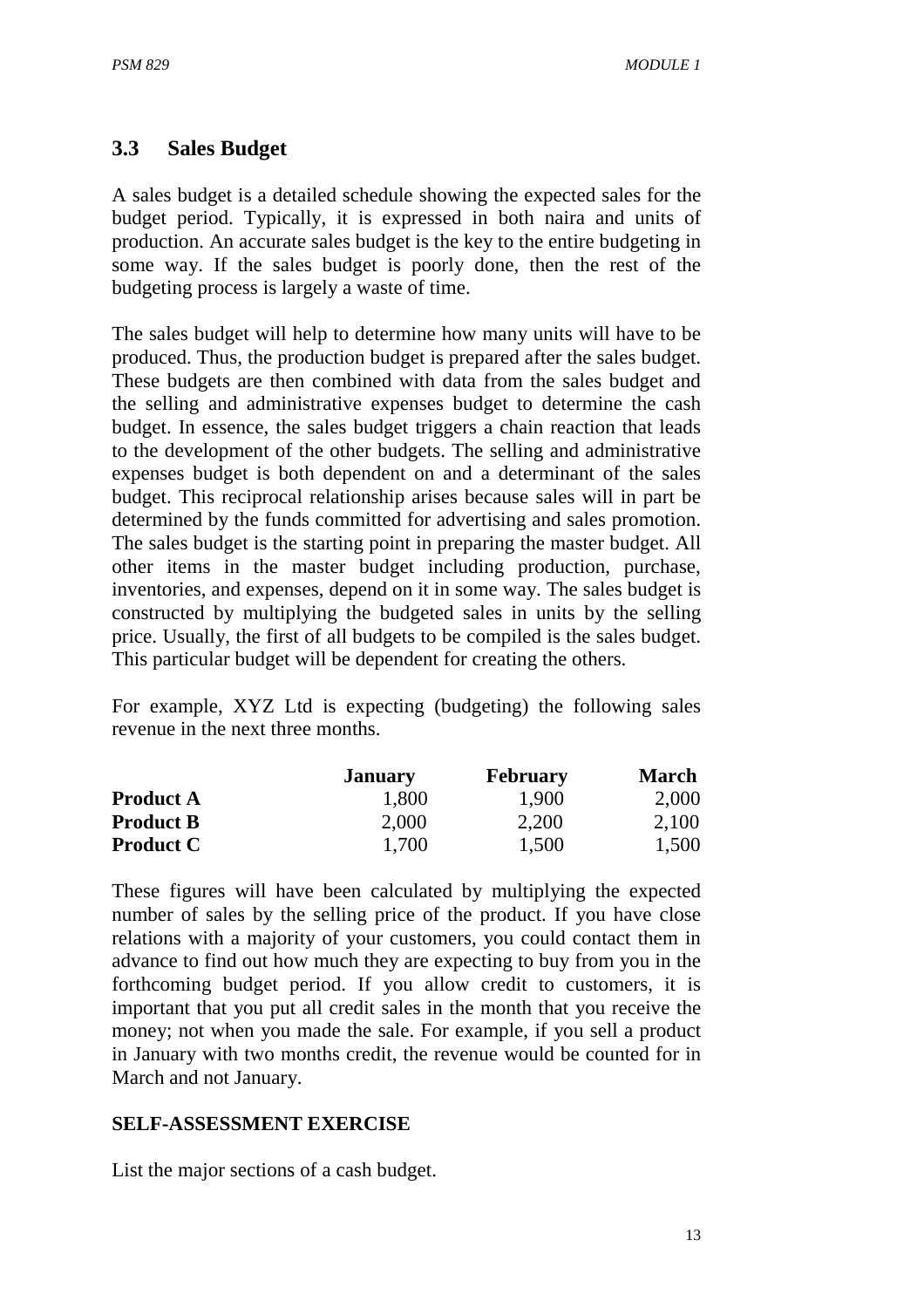## 3.3 Sales Budget

A sales budget is a detailed schedule showing the expected sales for the budget period. Typically, it is expressed in both naira and units of production. An accurate sales budget is the key to the entire budgeting in some way. If the sales budget is poorly done, then the rest of the budgeting process is largely a waste of time.

The sales budget will help to determine how many units will have to be produced. Thus, the production budget is prepared after the sales budget. These budgets are then combined with data from the sales budget and the selling and administrative expenses budget to determine the cash budget. In essence, the sales budget triggers a chain reaction that leads to the development of the other budgets. The selling and administrative expenses budget is both dependent on and a determinant of the sales budget. This reciprocal relationship arises because sales will in part be determined by the funds committed for advertising and sales promotion. The sales budget is the starting point in preparing the master budget. All other items in the master budget including production, purchase, inventories, and expenses, depend on it in some way. The sales budget is constructed by multiplying the budgeted sales in units by the selling price. Usually, the first of all budgets to be compiled is the sales budget. This particular budget will be dependent for creating the others.

For example, XYZ Ltd is expecting (budgeting) the following sales revenue in the next three months.

| | **January** | **February** | **March** |
|---|---|---|---|
| **Product A** | 1,800 | 1,900 | 2,000 |
| **Product B** | 2,000 | 2,200 | 2,100 |
| **Product C** | 1,700 | 1,500 | 1,500 |

These figures will have been calculated by multiplying the expected number of sales by the selling price of the product. If you have close relations with a majority of your customers, you could contact them in advance to find out how much they are expecting to buy from you in the forthcoming budget period. If you allow credit to customers, it is important that you put all credit sales in the month that you receive the money; not when you made the sale. For example, if you sell a product in January with two months credit, the revenue would be counted for in March and not January.

**SELF-ASSESSMENT EXERCISE**

List the major sections of a cash budget.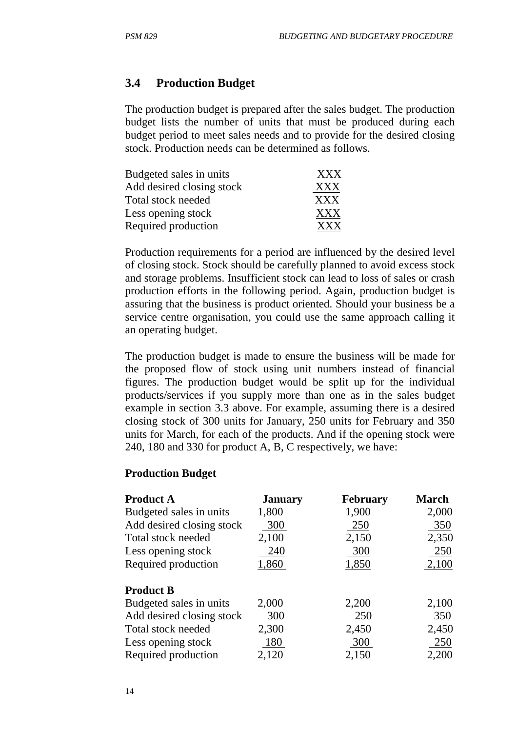## 3.4 Production Budget

The production budget is prepared after the sales budget. The production budget lists the number of units that must be produced during each budget period to meet sales needs and to provide for the desired closing stock. Production needs can be determined as follows.

| | |
|---|---|
| Budgeted sales in units | XXX |
| Add desired closing stock | XXX |
| Total stock needed | XXX |
| Less opening stock | XXX |
| Required production | XXX |

Production requirements for a period are influenced by the desired level of closing stock. Stock should be carefully planned to avoid excess stock and storage problems. Insufficient stock can lead to loss of sales or crash production efforts in the following period. Again, production budget is assuring that the business is product oriented. Should your business be a service centre organisation, you could use the same approach calling it an operating budget.

The production budget is made to ensure the business will be made for the proposed flow of stock using unit numbers instead of financial figures. The production budget would be split up for the individual products/services if you supply more than one as in the sales budget example in section 3.3 above. For example, assuming there is a desired closing stock of 300 units for January, 250 units for February and 350 units for March, for each of the products. And if the opening stock were 240, 180 and 330 for product A, B, C respectively, we have:

**Production Budget**

| **Product A** | **January** | **February** | **March** |
|---|---|---|---|
| Budgeted sales in units | 1,800 | 1,900 | 2,000 |
| Add desired closing stock | 300 | 250 | 350 |
| Total stock needed | 2,100 | 2,150 | 2,350 |
| Less opening stock | 240 | 300 | 250 |
| Required production | 1,860 | 1,850 | 2,100 |
| | | | |
| **Product B** | | | |
| Budgeted sales in units | 2,000 | 2,200 | 2,100 |
| Add desired closing stock | 300 | 250 | 350 |
| Total stock needed | 2,300 | 2,450 | 2,450 |
| Less opening stock | 180 | 300 | 250 |
| Required production | 2,120 | 2,150 | 2,200 |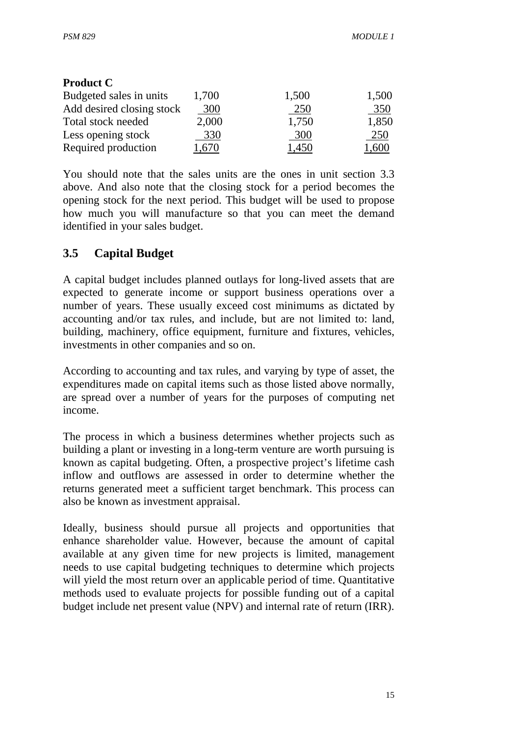**Product C**

| | | | |
|---|---|---|---|
| Budgeted sales in units | 1,700 | 1,500 | 1,500 |
| Add desired closing stock | 300 | 250 | 350 |
| Total stock needed | 2,000 | 1,750 | 1,850 |
| Less opening stock | 330 | 300 | 250 |
| Required production | 1,670 | 1,450 | 1,600 |

You should note that the sales units are the ones in unit section 3.3 above. And also note that the closing stock for a period becomes the opening stock for the next period. This budget will be used to propose how much you will manufacture so that you can meet the demand identified in your sales budget.

## 3.5 Capital Budget

A capital budget includes planned outlays for long-lived assets that are expected to generate income or support business operations over a number of years. These usually exceed cost minimums as dictated by accounting and/or tax rules, and include, but are not limited to: land, building, machinery, office equipment, furniture and fixtures, vehicles, investments in other companies and so on.

According to accounting and tax rules, and varying by type of asset, the expenditures made on capital items such as those listed above normally, are spread over a number of years for the purposes of computing net income.

The process in which a business determines whether projects such as building a plant or investing in a long-term venture are worth pursuing is known as capital budgeting. Often, a prospective project's lifetime cash inflow and outflows are assessed in order to determine whether the returns generated meet a sufficient target benchmark. This process can also be known as investment appraisal.

Ideally, business should pursue all projects and opportunities that enhance shareholder value. However, because the amount of capital available at any given time for new projects is limited, management needs to use capital budgeting techniques to determine which projects will yield the most return over an applicable period of time. Quantitative methods used to evaluate projects for possible funding out of a capital budget include net present value (NPV) and internal rate of return (IRR).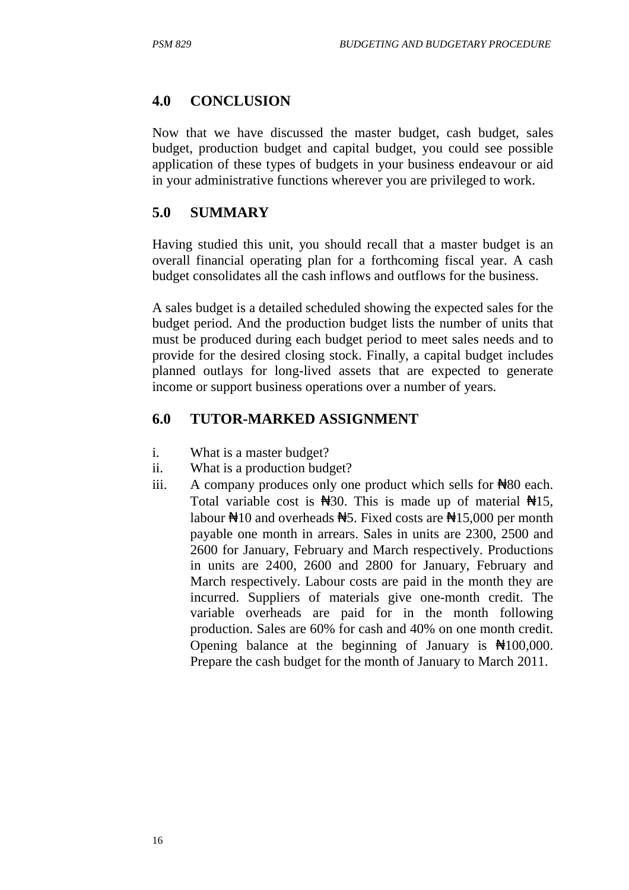## 4.0 CONCLUSION

Now that we have discussed the master budget, cash budget, sales budget, production budget and capital budget, you could see possible application of these types of budgets in your business endeavour or aid in your administrative functions wherever you are privileged to work.

## 5.0 SUMMARY

Having studied this unit, you should recall that a master budget is an overall financial operating plan for a forthcoming fiscal year. A cash budget consolidates all the cash inflows and outflows for the business.

A sales budget is a detailed scheduled showing the expected sales for the budget period. And the production budget lists the number of units that must be produced during each budget period to meet sales needs and to provide for the desired closing stock. Finally, a capital budget includes planned outlays for long-lived assets that are expected to generate income or support business operations over a number of years.

## 6.0 TUTOR-MARKED ASSIGNMENT

i. What is a master budget?

ii. What is a production budget?

iii. A company produces only one product which sells for ₦80 each. Total variable cost is ₦30. This is made up of material ₦15, labour ₦10 and overheads ₦5. Fixed costs are ₦15,000 per month payable one month in arrears. Sales in units are 2300, 2500 and 2600 for January, February and March respectively. Productions in units are 2400, 2600 and 2800 for January, February and March respectively. Labour costs are paid in the month they are incurred. Suppliers of materials give one-month credit. The variable overheads are paid for in the month following production. Sales are 60% for cash and 40% on one month credit. Opening balance at the beginning of January is ₦100,000. Prepare the cash budget for the month of January to March 2011.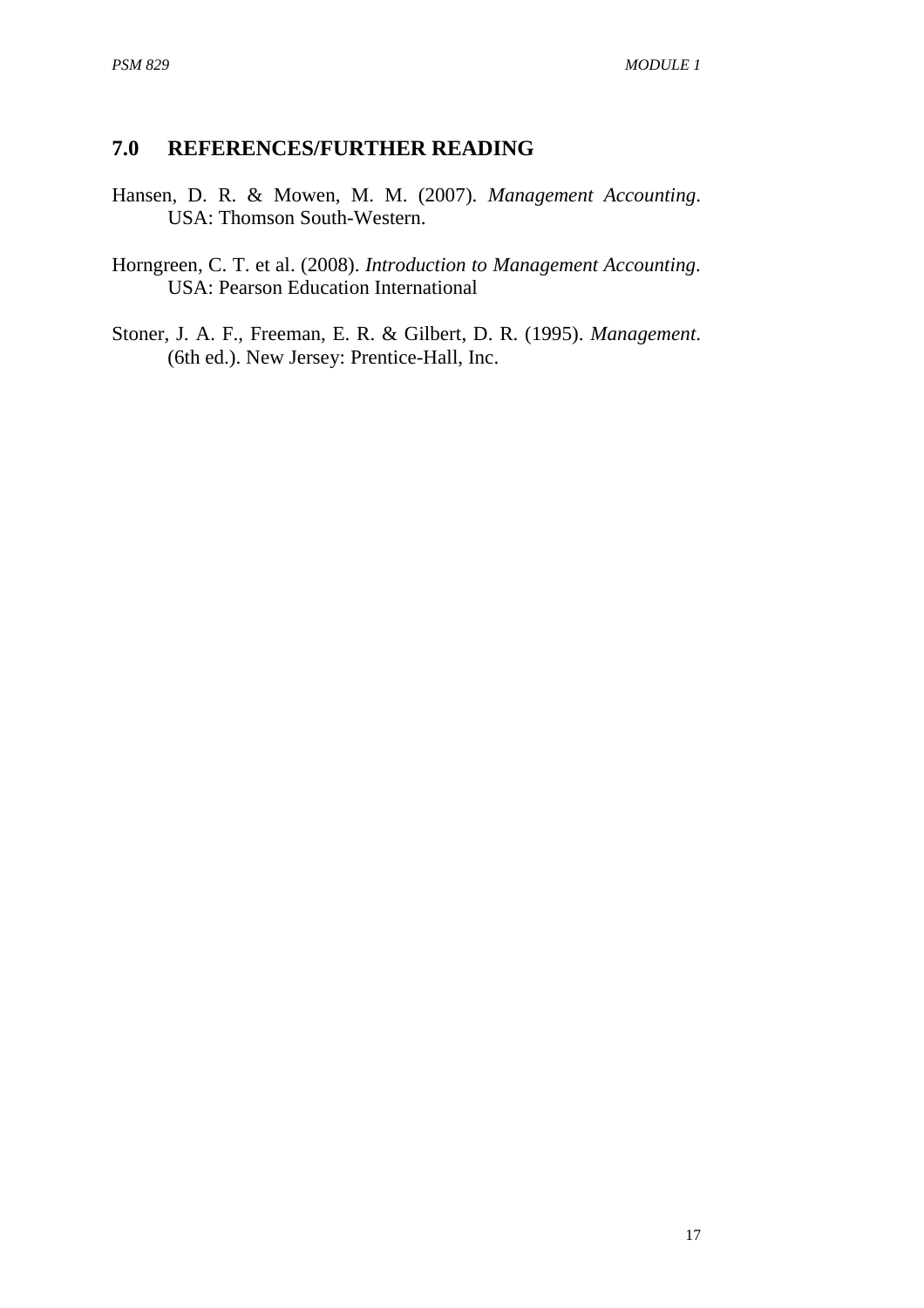## 7.0 REFERENCES/FURTHER READING

Hansen, D. R. & Mowen, M. M. (2007). *Management Accounting*. USA: Thomson South-Western.

Horngreen, C. T. et al. (2008). *Introduction to Management Accounting*. USA: Pearson Education International

Stoner, J. A. F., Freeman, E. R. & Gilbert, D. R. (1995). *Management*. (6th ed.). New Jersey: Prentice-Hall, Inc.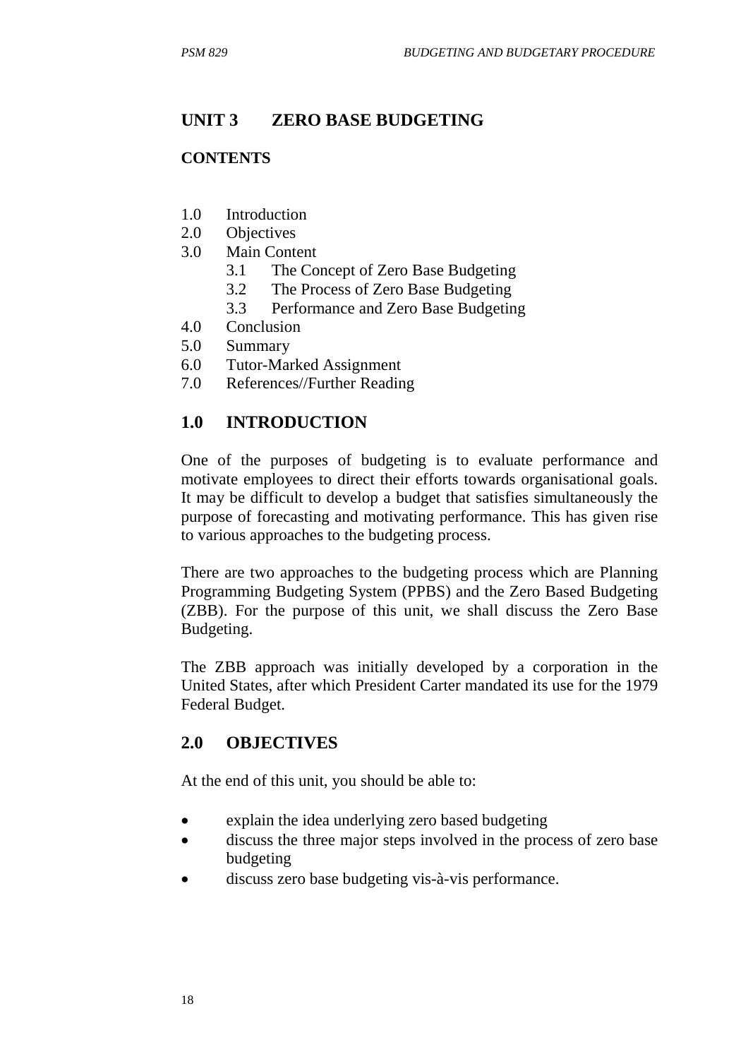## UNIT 3 ZERO BASE BUDGETING

### CONTENTS

1.0 Introduction
2.0 Objectives
3.0 Main Content
    3.1 The Concept of Zero Base Budgeting
    3.2 The Process of Zero Base Budgeting
    3.3 Performance and Zero Base Budgeting
4.0 Conclusion
5.0 Summary
6.0 Tutor-Marked Assignment
7.0 References//Further Reading

## 1.0 INTRODUCTION

One of the purposes of budgeting is to evaluate performance and motivate employees to direct their efforts towards organisational goals. It may be difficult to develop a budget that satisfies simultaneously the purpose of forecasting and motivating performance. This has given rise to various approaches to the budgeting process.

There are two approaches to the budgeting process which are Planning Programming Budgeting System (PPBS) and the Zero Based Budgeting (ZBB). For the purpose of this unit, we shall discuss the Zero Base Budgeting.

The ZBB approach was initially developed by a corporation in the United States, after which President Carter mandated its use for the 1979 Federal Budget.

## 2.0 OBJECTIVES

At the end of this unit, you should be able to:

- explain the idea underlying zero based budgeting
- discuss the three major steps involved in the process of zero base budgeting
- discuss zero base budgeting vis-à-vis performance.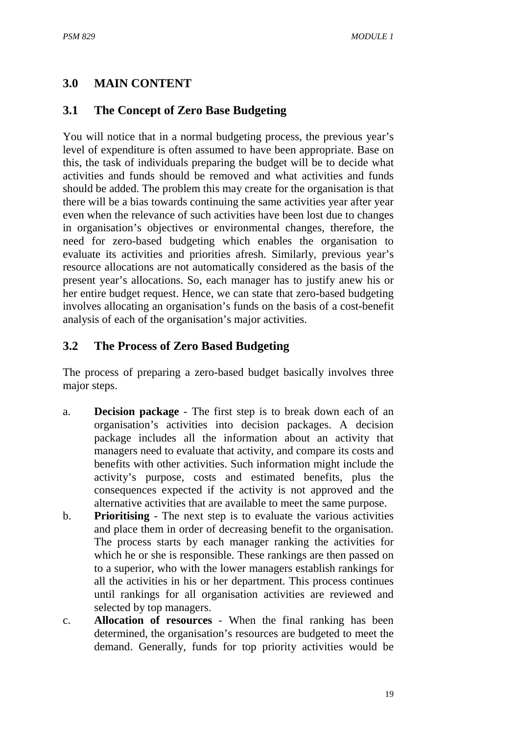## 3.0 MAIN CONTENT

### 3.1 The Concept of Zero Base Budgeting

You will notice that in a normal budgeting process, the previous year's level of expenditure is often assumed to have been appropriate. Base on this, the task of individuals preparing the budget will be to decide what activities and funds should be removed and what activities and funds should be added. The problem this may create for the organisation is that there will be a bias towards continuing the same activities year after year even when the relevance of such activities have been lost due to changes in organisation's objectives or environmental changes, therefore, the need for zero-based budgeting which enables the organisation to evaluate its activities and priorities afresh. Similarly, previous year's resource allocations are not automatically considered as the basis of the present year's allocations. So, each manager has to justify anew his or her entire budget request. Hence, we can state that zero-based budgeting involves allocating an organisation's funds on the basis of a cost-benefit analysis of each of the organisation's major activities.

### 3.2 The Process of Zero Based Budgeting

The process of preparing a zero-based budget basically involves three major steps.

a. **Decision package** - The first step is to break down each of an organisation's activities into decision packages. A decision package includes all the information about an activity that managers need to evaluate that activity, and compare its costs and benefits with other activities. Such information might include the activity's purpose, costs and estimated benefits, plus the consequences expected if the activity is not approved and the alternative activities that are available to meet the same purpose.

b. **Prioritising** - The next step is to evaluate the various activities and place them in order of decreasing benefit to the organisation. The process starts by each manager ranking the activities for which he or she is responsible. These rankings are then passed on to a superior, who with the lower managers establish rankings for all the activities in his or her department. This process continues until rankings for all organisation activities are reviewed and selected by top managers.

c. **Allocation of resources** - When the final ranking has been determined, the organisation's resources are budgeted to meet the demand. Generally, funds for top priority activities would be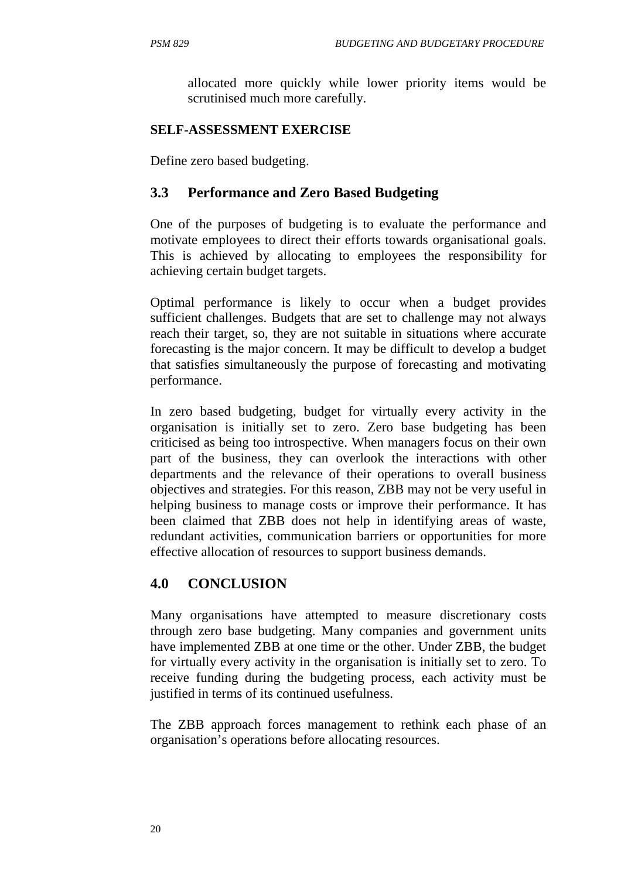allocated more quickly while lower priority items would be scrutinised much more carefully.

**SELF-ASSESSMENT EXERCISE**

Define zero based budgeting.

## 3.3 Performance and Zero Based Budgeting

One of the purposes of budgeting is to evaluate the performance and motivate employees to direct their efforts towards organisational goals. This is achieved by allocating to employees the responsibility for achieving certain budget targets.

Optimal performance is likely to occur when a budget provides sufficient challenges. Budgets that are set to challenge may not always reach their target, so, they are not suitable in situations where accurate forecasting is the major concern. It may be difficult to develop a budget that satisfies simultaneously the purpose of forecasting and motivating performance.

In zero based budgeting, budget for virtually every activity in the organisation is initially set to zero. Zero base budgeting has been criticised as being too introspective. When managers focus on their own part of the business, they can overlook the interactions with other departments and the relevance of their operations to overall business objectives and strategies. For this reason, ZBB may not be very useful in helping business to manage costs or improve their performance. It has been claimed that ZBB does not help in identifying areas of waste, redundant activities, communication barriers or opportunities for more effective allocation of resources to support business demands.

## 4.0 CONCLUSION

Many organisations have attempted to measure discretionary costs through zero base budgeting. Many companies and government units have implemented ZBB at one time or the other. Under ZBB, the budget for virtually every activity in the organisation is initially set to zero. To receive funding during the budgeting process, each activity must be justified in terms of its continued usefulness.

The ZBB approach forces management to rethink each phase of an organisation's operations before allocating resources.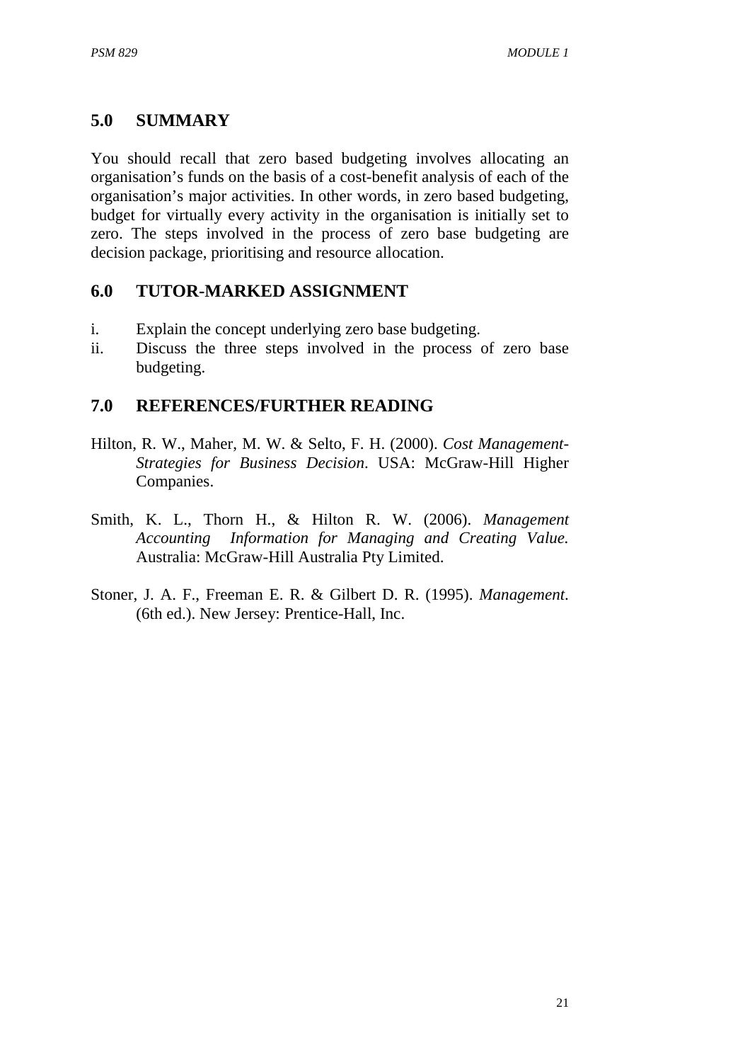## 5.0 SUMMARY

You should recall that zero based budgeting involves allocating an organisation's funds on the basis of a cost-benefit analysis of each of the organisation's major activities. In other words, in zero based budgeting, budget for virtually every activity in the organisation is initially set to zero. The steps involved in the process of zero base budgeting are decision package, prioritising and resource allocation.

## 6.0 TUTOR-MARKED ASSIGNMENT

i. Explain the concept underlying zero base budgeting.
ii. Discuss the three steps involved in the process of zero base budgeting.

## 7.0 REFERENCES/FURTHER READING

Hilton, R. W., Maher, M. W. & Selto, F. H. (2000). *Cost Management-Strategies for Business Decision*. USA: McGraw-Hill Higher Companies.

Smith, K. L., Thorn H., & Hilton R. W. (2006). *Management Accounting Information for Managing and Creating Value.* Australia: McGraw-Hill Australia Pty Limited.

Stoner, J. A. F., Freeman E. R. & Gilbert D. R. (1995). *Management*. (6th ed.). New Jersey: Prentice-Hall, Inc.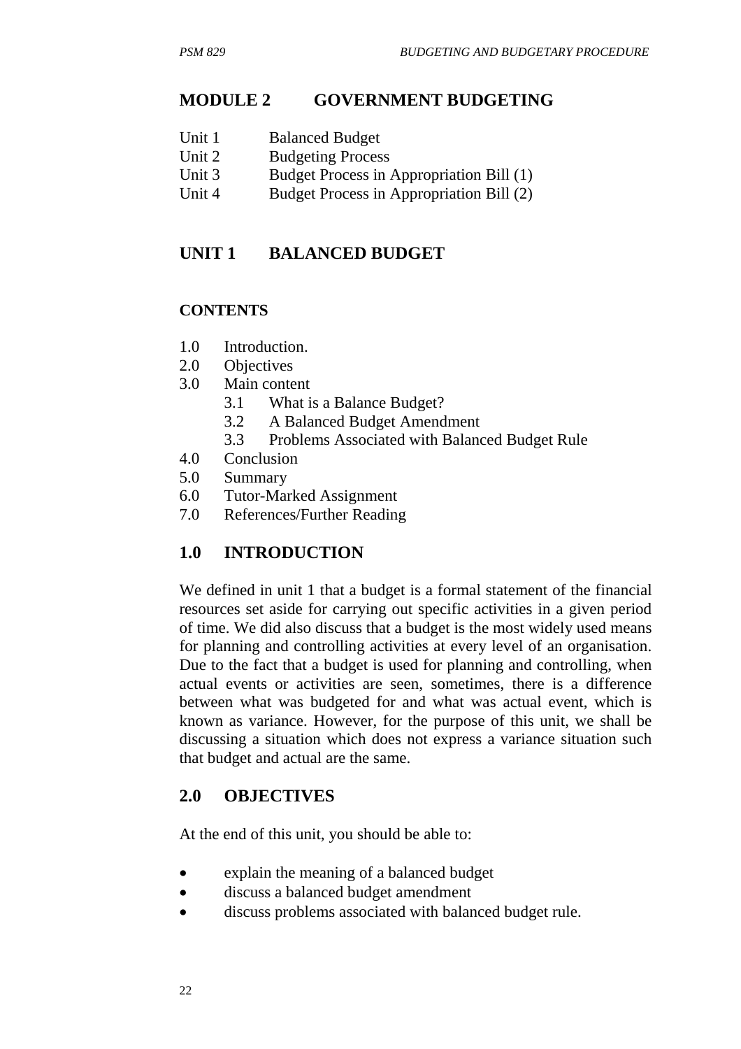# MODULE 2 GOVERNMENT BUDGETING

Unit 1 Balanced Budget
Unit 2 Budgeting Process
Unit 3 Budget Process in Appropriation Bill (1)
Unit 4 Budget Process in Appropriation Bill (2)

## UNIT 1 BALANCED BUDGET

### CONTENTS

1.0 Introduction.
2.0 Objectives
3.0 Main content
    3.1 What is a Balance Budget?
    3.2 A Balanced Budget Amendment
    3.3 Problems Associated with Balanced Budget Rule
4.0 Conclusion
5.0 Summary
6.0 Tutor-Marked Assignment
7.0 References/Further Reading

## 1.0 INTRODUCTION

We defined in unit 1 that a budget is a formal statement of the financial resources set aside for carrying out specific activities in a given period of time. We did also discuss that a budget is the most widely used means for planning and controlling activities at every level of an organisation. Due to the fact that a budget is used for planning and controlling, when actual events or activities are seen, sometimes, there is a difference between what was budgeted for and what was actual event, which is known as variance. However, for the purpose of this unit, we shall be discussing a situation which does not express a variance situation such that budget and actual are the same.

## 2.0 OBJECTIVES

At the end of this unit, you should be able to:

- explain the meaning of a balanced budget
- discuss a balanced budget amendment
- discuss problems associated with balanced budget rule.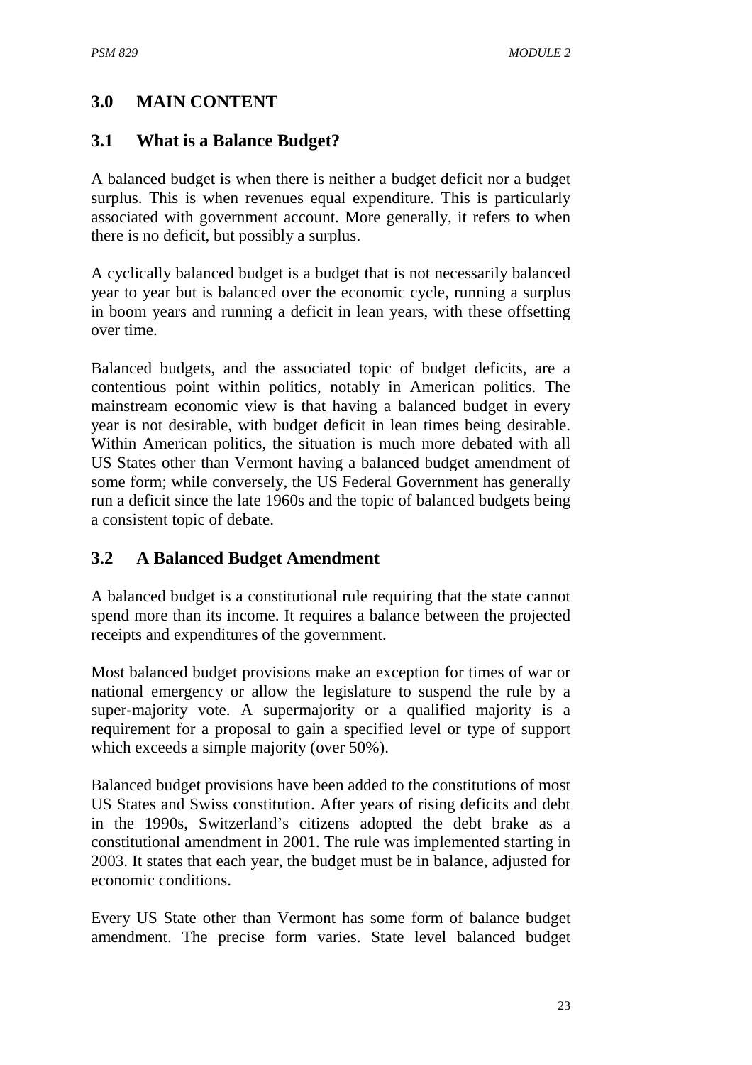## 3.0 MAIN CONTENT

### 3.1 What is a Balance Budget?

A balanced budget is when there is neither a budget deficit nor a budget surplus. This is when revenues equal expenditure. This is particularly associated with government account. More generally, it refers to when there is no deficit, but possibly a surplus.

A cyclically balanced budget is a budget that is not necessarily balanced year to year but is balanced over the economic cycle, running a surplus in boom years and running a deficit in lean years, with these offsetting over time.

Balanced budgets, and the associated topic of budget deficits, are a contentious point within politics, notably in American politics. The mainstream economic view is that having a balanced budget in every year is not desirable, with budget deficit in lean times being desirable. Within American politics, the situation is much more debated with all US States other than Vermont having a balanced budget amendment of some form; while conversely, the US Federal Government has generally run a deficit since the late 1960s and the topic of balanced budgets being a consistent topic of debate.

### 3.2 A Balanced Budget Amendment

A balanced budget is a constitutional rule requiring that the state cannot spend more than its income. It requires a balance between the projected receipts and expenditures of the government.

Most balanced budget provisions make an exception for times of war or national emergency or allow the legislature to suspend the rule by a super-majority vote. A supermajority or a qualified majority is a requirement for a proposal to gain a specified level or type of support which exceeds a simple majority (over 50%).

Balanced budget provisions have been added to the constitutions of most US States and Swiss constitution. After years of rising deficits and debt in the 1990s, Switzerland's citizens adopted the debt brake as a constitutional amendment in 2001. The rule was implemented starting in 2003. It states that each year, the budget must be in balance, adjusted for economic conditions.

Every US State other than Vermont has some form of balance budget amendment. The precise form varies. State level balanced budget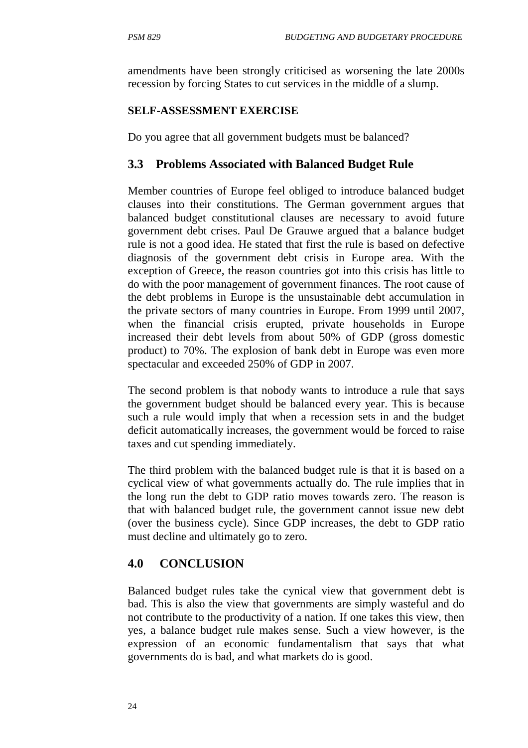amendments have been strongly criticised as worsening the late 2000s recession by forcing States to cut services in the middle of a slump.

**SELF-ASSESSMENT EXERCISE**

Do you agree that all government budgets must be balanced?

## 3.3 Problems Associated with Balanced Budget Rule

Member countries of Europe feel obliged to introduce balanced budget clauses into their constitutions. The German government argues that balanced budget constitutional clauses are necessary to avoid future government debt crises. Paul De Grauwe argued that a balance budget rule is not a good idea. He stated that first the rule is based on defective diagnosis of the government debt crisis in Europe area. With the exception of Greece, the reason countries got into this crisis has little to do with the poor management of government finances. The root cause of the debt problems in Europe is the unsustainable debt accumulation in the private sectors of many countries in Europe. From 1999 until 2007, when the financial crisis erupted, private households in Europe increased their debt levels from about 50% of GDP (gross domestic product) to 70%. The explosion of bank debt in Europe was even more spectacular and exceeded 250% of GDP in 2007.

The second problem is that nobody wants to introduce a rule that says the government budget should be balanced every year. This is because such a rule would imply that when a recession sets in and the budget deficit automatically increases, the government would be forced to raise taxes and cut spending immediately.

The third problem with the balanced budget rule is that it is based on a cyclical view of what governments actually do. The rule implies that in the long run the debt to GDP ratio moves towards zero. The reason is that with balanced budget rule, the government cannot issue new debt (over the business cycle). Since GDP increases, the debt to GDP ratio must decline and ultimately go to zero.

## 4.0 CONCLUSION

Balanced budget rules take the cynical view that government debt is bad. This is also the view that governments are simply wasteful and do not contribute to the productivity of a nation. If one takes this view, then yes, a balance budget rule makes sense. Such a view however, is the expression of an economic fundamentalism that says that what governments do is bad, and what markets do is good.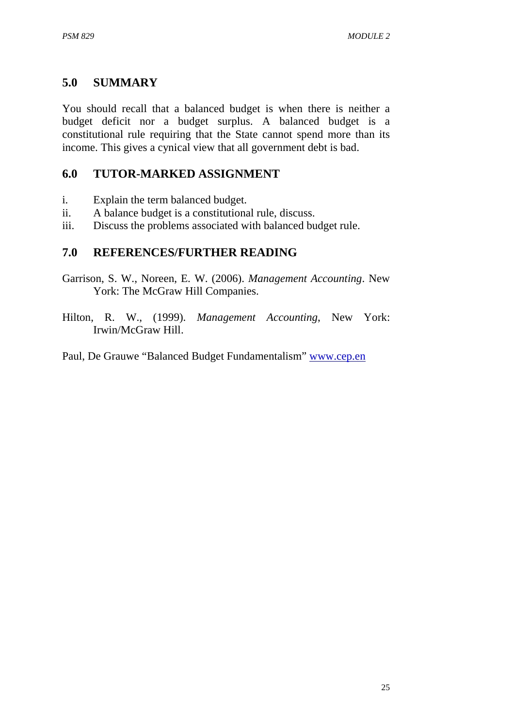## 5.0 SUMMARY

You should recall that a balanced budget is when there is neither a budget deficit nor a budget surplus. A balanced budget is a constitutional rule requiring that the State cannot spend more than its income. This gives a cynical view that all government debt is bad.

## 6.0 TUTOR-MARKED ASSIGNMENT

i. Explain the term balanced budget.
ii. A balance budget is a constitutional rule, discuss.
iii. Discuss the problems associated with balanced budget rule.

## 7.0 REFERENCES/FURTHER READING

Garrison, S. W., Noreen, E. W. (2006). *Management Accounting*. New York: The McGraw Hill Companies.

Hilton, R. W., (1999). *Management Accounting*, New York: Irwin/McGraw Hill.

Paul, De Grauwe "Balanced Budget Fundamentalism" [www.cep.en](www.cep.en)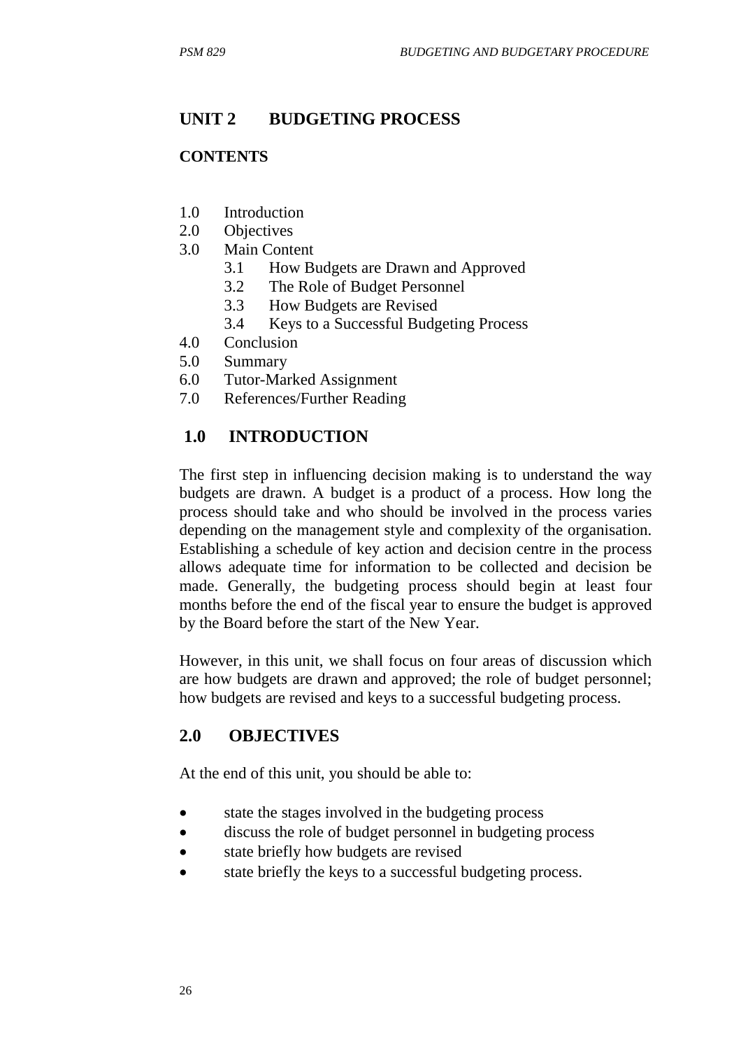## UNIT 2 BUDGETING PROCESS

### CONTENTS

1.0 Introduction
2.0 Objectives
3.0 Main Content
    3.1 How Budgets are Drawn and Approved
    3.2 The Role of Budget Personnel
    3.3 How Budgets are Revised
    3.4 Keys to a Successful Budgeting Process
4.0 Conclusion
5.0 Summary
6.0 Tutor-Marked Assignment
7.0 References/Further Reading

## 1.0 INTRODUCTION

The first step in influencing decision making is to understand the way budgets are drawn. A budget is a product of a process. How long the process should take and who should be involved in the process varies depending on the management style and complexity of the organisation. Establishing a schedule of key action and decision centre in the process allows adequate time for information to be collected and decision be made. Generally, the budgeting process should begin at least four months before the end of the fiscal year to ensure the budget is approved by the Board before the start of the New Year.

However, in this unit, we shall focus on four areas of discussion which are how budgets are drawn and approved; the role of budget personnel; how budgets are revised and keys to a successful budgeting process.

## 2.0 OBJECTIVES

At the end of this unit, you should be able to:

- state the stages involved in the budgeting process
- discuss the role of budget personnel in budgeting process
- state briefly how budgets are revised
- state briefly the keys to a successful budgeting process.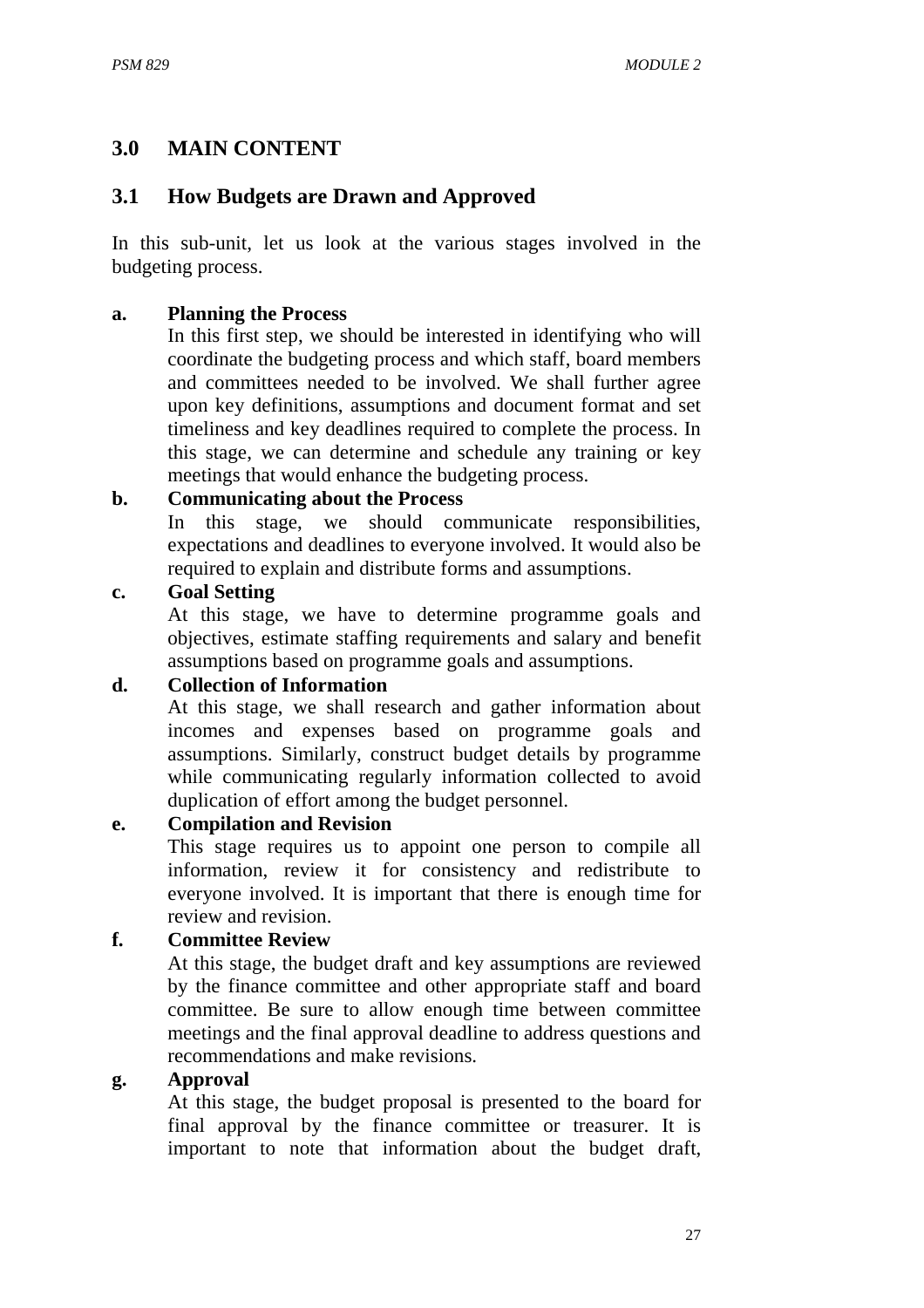## 3.0 MAIN CONTENT

### 3.1 How Budgets are Drawn and Approved

In this sub-unit, let us look at the various stages involved in the budgeting process.

**a. Planning the Process**

In this first step, we should be interested in identifying who will coordinate the budgeting process and which staff, board members and committees needed to be involved. We shall further agree upon key definitions, assumptions and document format and set timeliness and key deadlines required to complete the process. In this stage, we can determine and schedule any training or key meetings that would enhance the budgeting process.

**b. Communicating about the Process**

In this stage, we should communicate responsibilities, expectations and deadlines to everyone involved. It would also be required to explain and distribute forms and assumptions.

**c. Goal Setting**

At this stage, we have to determine programme goals and objectives, estimate staffing requirements and salary and benefit assumptions based on programme goals and assumptions.

**d. Collection of Information**

At this stage, we shall research and gather information about incomes and expenses based on programme goals and assumptions. Similarly, construct budget details by programme while communicating regularly information collected to avoid duplication of effort among the budget personnel.

**e. Compilation and Revision**

This stage requires us to appoint one person to compile all information, review it for consistency and redistribute to everyone involved. It is important that there is enough time for review and revision.

**f. Committee Review**

At this stage, the budget draft and key assumptions are reviewed by the finance committee and other appropriate staff and board committee. Be sure to allow enough time between committee meetings and the final approval deadline to address questions and recommendations and make revisions.

**g. Approval**

At this stage, the budget proposal is presented to the board for final approval by the finance committee or treasurer. It is important to note that information about the budget draft,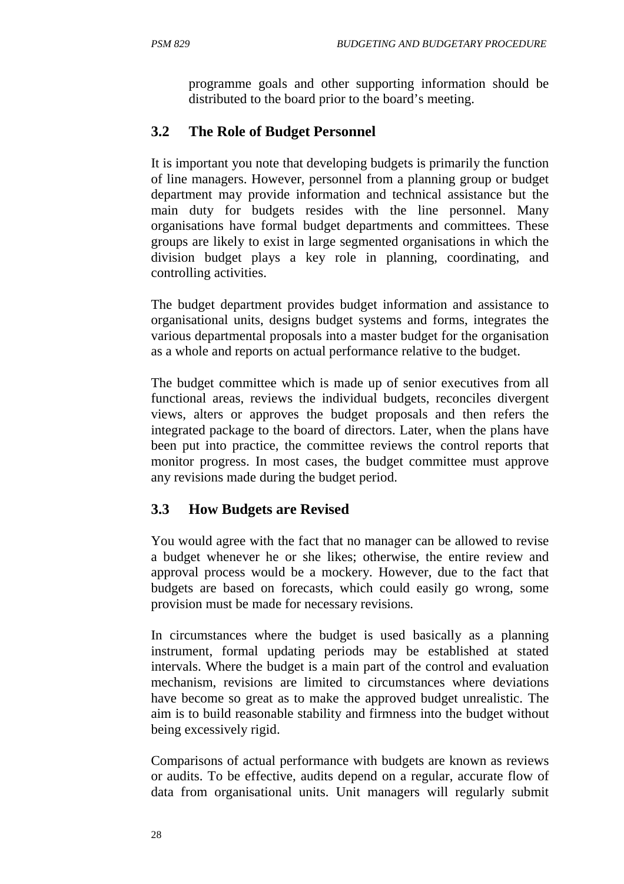programme goals and other supporting information should be distributed to the board prior to the board's meeting.

## 3.2 The Role of Budget Personnel

It is important you note that developing budgets is primarily the function of line managers. However, personnel from a planning group or budget department may provide information and technical assistance but the main duty for budgets resides with the line personnel. Many organisations have formal budget departments and committees. These groups are likely to exist in large segmented organisations in which the division budget plays a key role in planning, coordinating, and controlling activities.

The budget department provides budget information and assistance to organisational units, designs budget systems and forms, integrates the various departmental proposals into a master budget for the organisation as a whole and reports on actual performance relative to the budget.

The budget committee which is made up of senior executives from all functional areas, reviews the individual budgets, reconciles divergent views, alters or approves the budget proposals and then refers the integrated package to the board of directors. Later, when the plans have been put into practice, the committee reviews the control reports that monitor progress. In most cases, the budget committee must approve any revisions made during the budget period.

## 3.3 How Budgets are Revised

You would agree with the fact that no manager can be allowed to revise a budget whenever he or she likes; otherwise, the entire review and approval process would be a mockery. However, due to the fact that budgets are based on forecasts, which could easily go wrong, some provision must be made for necessary revisions.

In circumstances where the budget is used basically as a planning instrument, formal updating periods may be established at stated intervals. Where the budget is a main part of the control and evaluation mechanism, revisions are limited to circumstances where deviations have become so great as to make the approved budget unrealistic. The aim is to build reasonable stability and firmness into the budget without being excessively rigid.

Comparisons of actual performance with budgets are known as reviews or audits. To be effective, audits depend on a regular, accurate flow of data from organisational units. Unit managers will regularly submit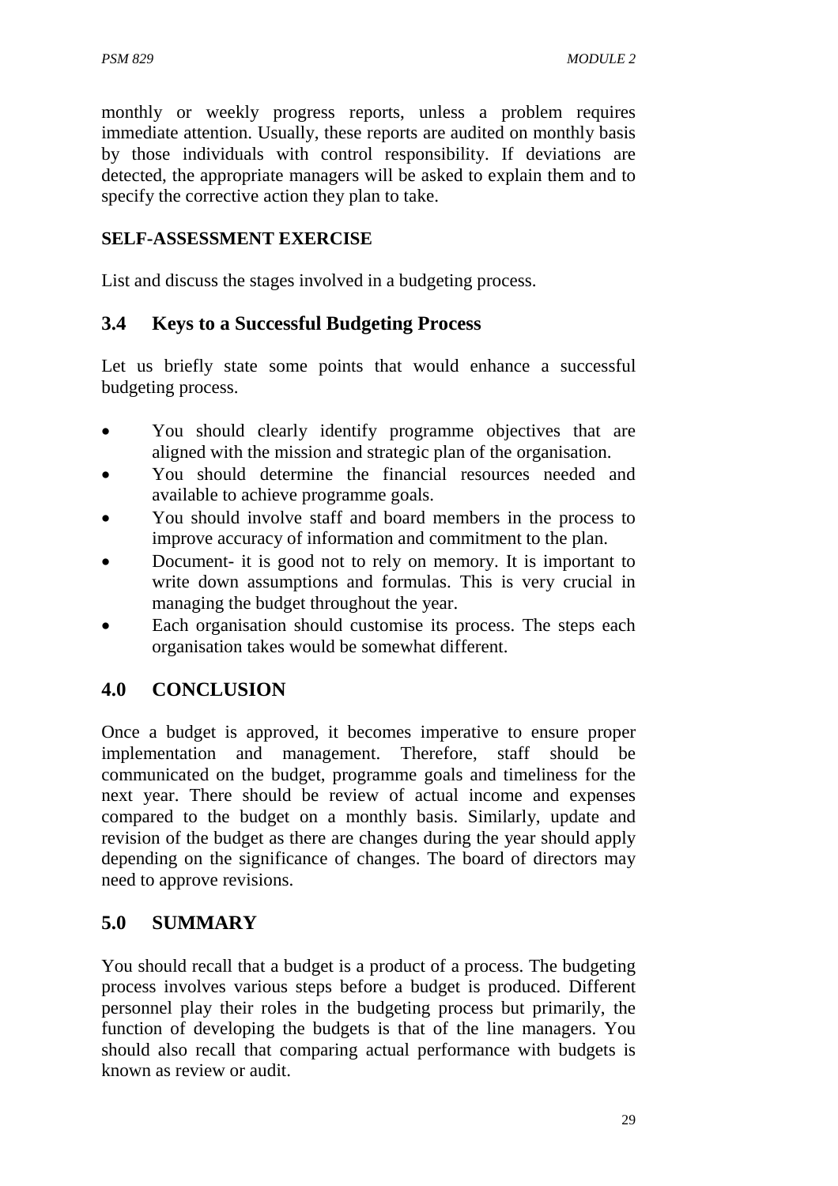monthly or weekly progress reports, unless a problem requires immediate attention. Usually, these reports are audited on monthly basis by those individuals with control responsibility. If deviations are detected, the appropriate managers will be asked to explain them and to specify the corrective action they plan to take.

**SELF-ASSESSMENT EXERCISE**

List and discuss the stages involved in a budgeting process.

## 3.4 Keys to a Successful Budgeting Process

Let us briefly state some points that would enhance a successful budgeting process.

- You should clearly identify programme objectives that are aligned with the mission and strategic plan of the organisation.
- You should determine the financial resources needed and available to achieve programme goals.
- You should involve staff and board members in the process to improve accuracy of information and commitment to the plan.
- Document- it is good not to rely on memory. It is important to write down assumptions and formulas. This is very crucial in managing the budget throughout the year.
- Each organisation should customise its process. The steps each organisation takes would be somewhat different.

## 4.0 CONCLUSION

Once a budget is approved, it becomes imperative to ensure proper implementation and management. Therefore, staff should be communicated on the budget, programme goals and timeliness for the next year. There should be review of actual income and expenses compared to the budget on a monthly basis. Similarly, update and revision of the budget as there are changes during the year should apply depending on the significance of changes. The board of directors may need to approve revisions.

## 5.0 SUMMARY

You should recall that a budget is a product of a process. The budgeting process involves various steps before a budget is produced. Different personnel play their roles in the budgeting process but primarily, the function of developing the budgets is that of the line managers. You should also recall that comparing actual performance with budgets is known as review or audit.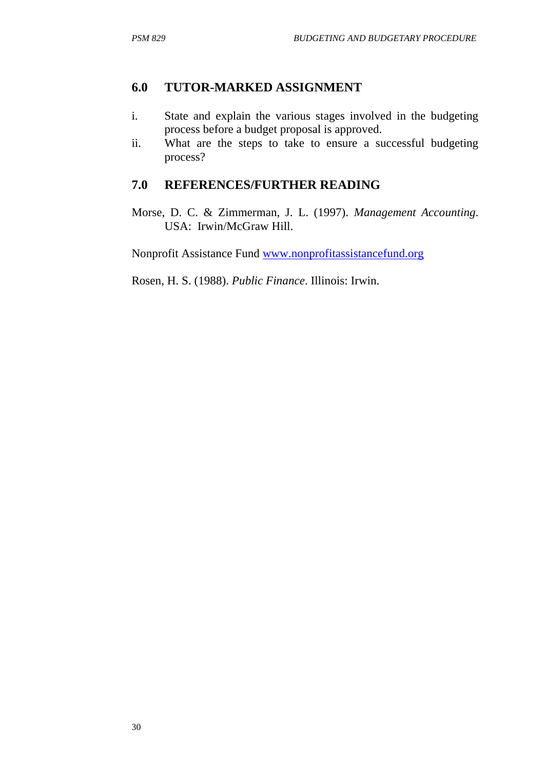## 6.0 TUTOR-MARKED ASSIGNMENT

i. State and explain the various stages involved in the budgeting process before a budget proposal is approved.
ii. What are the steps to take to ensure a successful budgeting process?

## 7.0 REFERENCES/FURTHER READING

Morse, D. C. & Zimmerman, J. L. (1997). *Management Accounting*. USA: Irwin/McGraw Hill.

Nonprofit Assistance Fund www.nonprofitassistancefund.org

Rosen, H. S. (1988). *Public Finance*. Illinois: Irwin.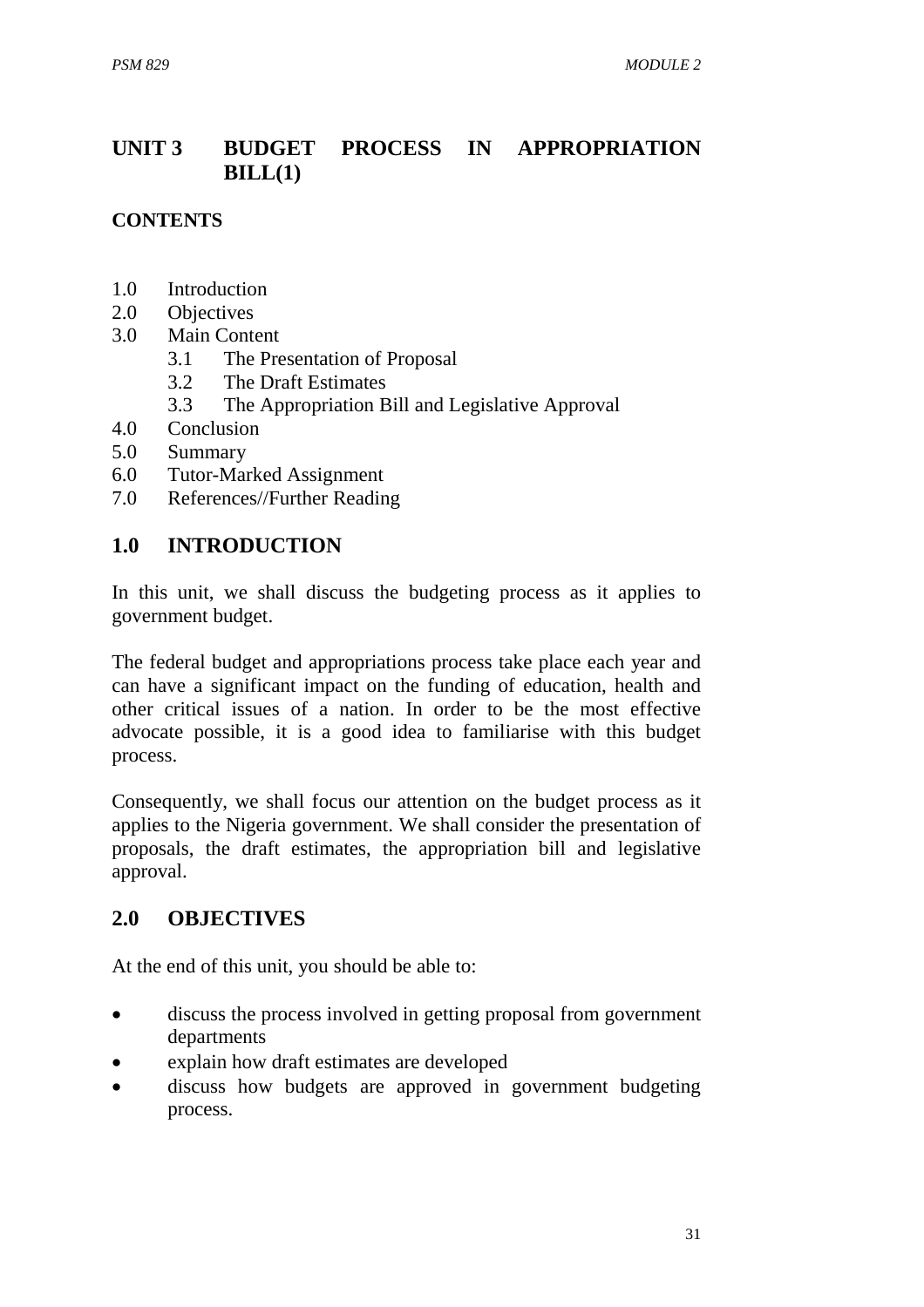# UNIT 3 BUDGET PROCESS IN APPROPRIATION BILL(1)

**CONTENTS**

1.0 Introduction
2.0 Objectives
3.0 Main Content
    3.1 The Presentation of Proposal
    3.2 The Draft Estimates
    3.3 The Appropriation Bill and Legislative Approval
4.0 Conclusion
5.0 Summary
6.0 Tutor-Marked Assignment
7.0 References//Further Reading

## 1.0 INTRODUCTION

In this unit, we shall discuss the budgeting process as it applies to government budget.

The federal budget and appropriations process take place each year and can have a significant impact on the funding of education, health and other critical issues of a nation. In order to be the most effective advocate possible, it is a good idea to familiarise with this budget process.

Consequently, we shall focus our attention on the budget process as it applies to the Nigeria government. We shall consider the presentation of proposals, the draft estimates, the appropriation bill and legislative approval.

## 2.0 OBJECTIVES

At the end of this unit, you should be able to:

- discuss the process involved in getting proposal from government departments
- explain how draft estimates are developed
- discuss how budgets are approved in government budgeting process.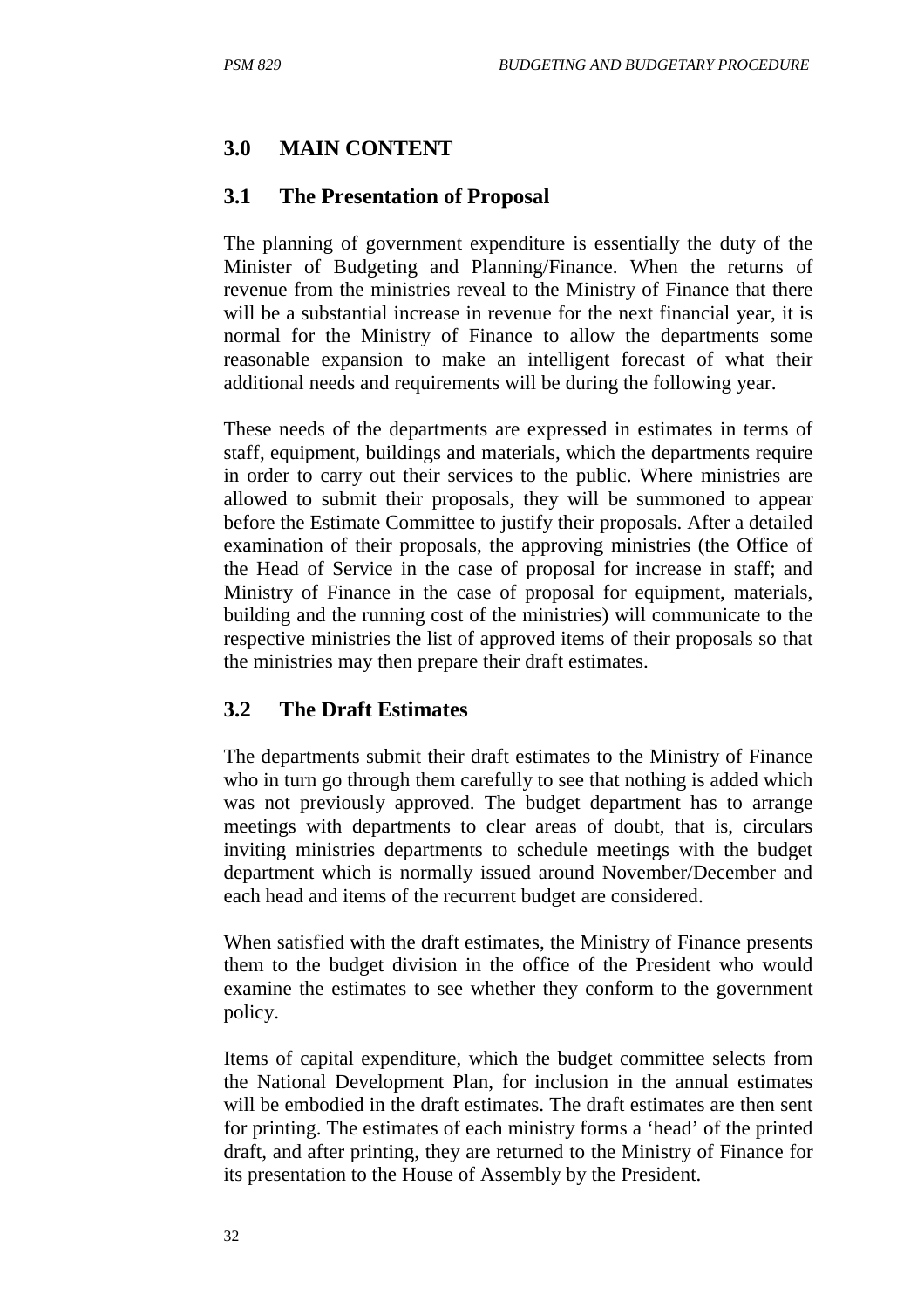## 3.0 MAIN CONTENT

### 3.1 The Presentation of Proposal

The planning of government expenditure is essentially the duty of the Minister of Budgeting and Planning/Finance. When the returns of revenue from the ministries reveal to the Ministry of Finance that there will be a substantial increase in revenue for the next financial year, it is normal for the Ministry of Finance to allow the departments some reasonable expansion to make an intelligent forecast of what their additional needs and requirements will be during the following year.

These needs of the departments are expressed in estimates in terms of staff, equipment, buildings and materials, which the departments require in order to carry out their services to the public. Where ministries are allowed to submit their proposals, they will be summoned to appear before the Estimate Committee to justify their proposals. After a detailed examination of their proposals, the approving ministries (the Office of the Head of Service in the case of proposal for increase in staff; and Ministry of Finance in the case of proposal for equipment, materials, building and the running cost of the ministries) will communicate to the respective ministries the list of approved items of their proposals so that the ministries may then prepare their draft estimates.

### 3.2 The Draft Estimates

The departments submit their draft estimates to the Ministry of Finance who in turn go through them carefully to see that nothing is added which was not previously approved. The budget department has to arrange meetings with departments to clear areas of doubt, that is, circulars inviting ministries departments to schedule meetings with the budget department which is normally issued around November/December and each head and items of the recurrent budget are considered.

When satisfied with the draft estimates, the Ministry of Finance presents them to the budget division in the office of the President who would examine the estimates to see whether they conform to the government policy.

Items of capital expenditure, which the budget committee selects from the National Development Plan, for inclusion in the annual estimates will be embodied in the draft estimates. The draft estimates are then sent for printing. The estimates of each ministry forms a 'head' of the printed draft, and after printing, they are returned to the Ministry of Finance for its presentation to the House of Assembly by the President.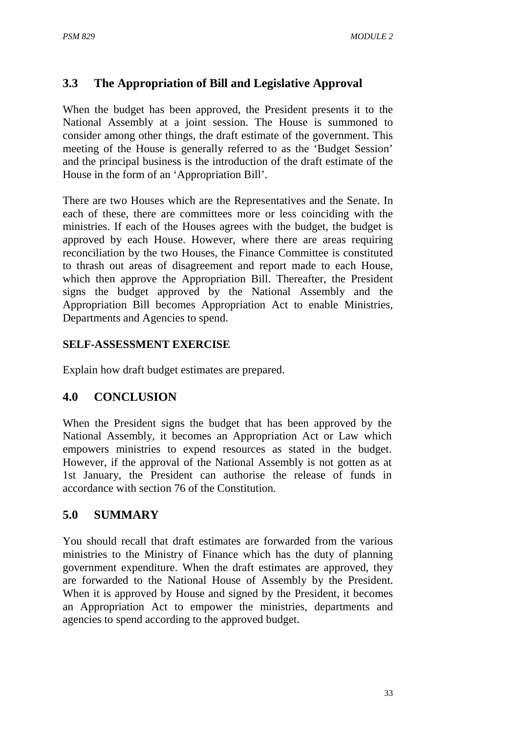## 3.3 The Appropriation of Bill and Legislative Approval

When the budget has been approved, the President presents it to the National Assembly at a joint session. The House is summoned to consider among other things, the draft estimate of the government. This meeting of the House is generally referred to as the 'Budget Session' and the principal business is the introduction of the draft estimate of the House in the form of an 'Appropriation Bill'.

There are two Houses which are the Representatives and the Senate. In each of these, there are committees more or less coinciding with the ministries. If each of the Houses agrees with the budget, the budget is approved by each House. However, where there are areas requiring reconciliation by the two Houses, the Finance Committee is constituted to thrash out areas of disagreement and report made to each House, which then approve the Appropriation Bill. Thereafter, the President signs the budget approved by the National Assembly and the Appropriation Bill becomes Appropriation Act to enable Ministries, Departments and Agencies to spend.

**SELF-ASSESSMENT EXERCISE**

Explain how draft budget estimates are prepared.

## 4.0 CONCLUSION

When the President signs the budget that has been approved by the National Assembly, it becomes an Appropriation Act or Law which empowers ministries to expend resources as stated in the budget. However, if the approval of the National Assembly is not gotten as at 1st January, the President can authorise the release of funds in accordance with section 76 of the Constitution.

## 5.0 SUMMARY

You should recall that draft estimates are forwarded from the various ministries to the Ministry of Finance which has the duty of planning government expenditure. When the draft estimates are approved, they are forwarded to the National House of Assembly by the President. When it is approved by House and signed by the President, it becomes an Appropriation Act to empower the ministries, departments and agencies to spend according to the approved budget.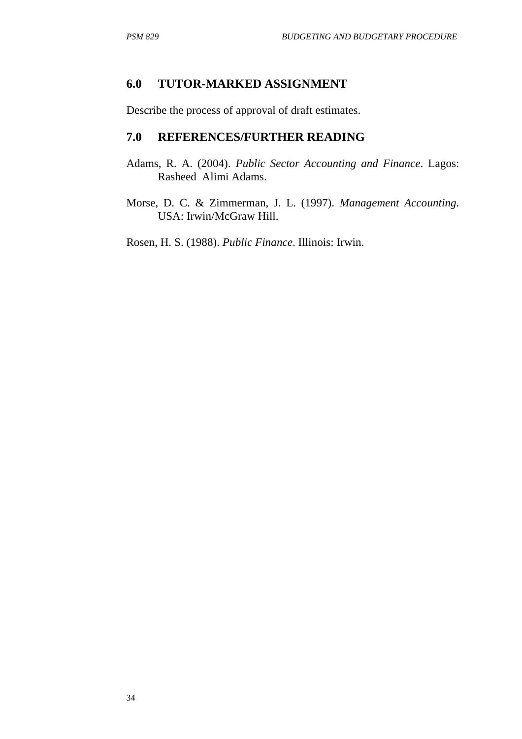## 6.0 TUTOR-MARKED ASSIGNMENT

Describe the process of approval of draft estimates.

## 7.0 REFERENCES/FURTHER READING

Adams, R. A. (2004). *Public Sector Accounting and Finance*. Lagos: Rasheed Alimi Adams.

Morse, D. C. & Zimmerman, J. L. (1997). *Management Accounting*. USA: Irwin/McGraw Hill.

Rosen, H. S. (1988). *Public Finance*. Illinois: Irwin.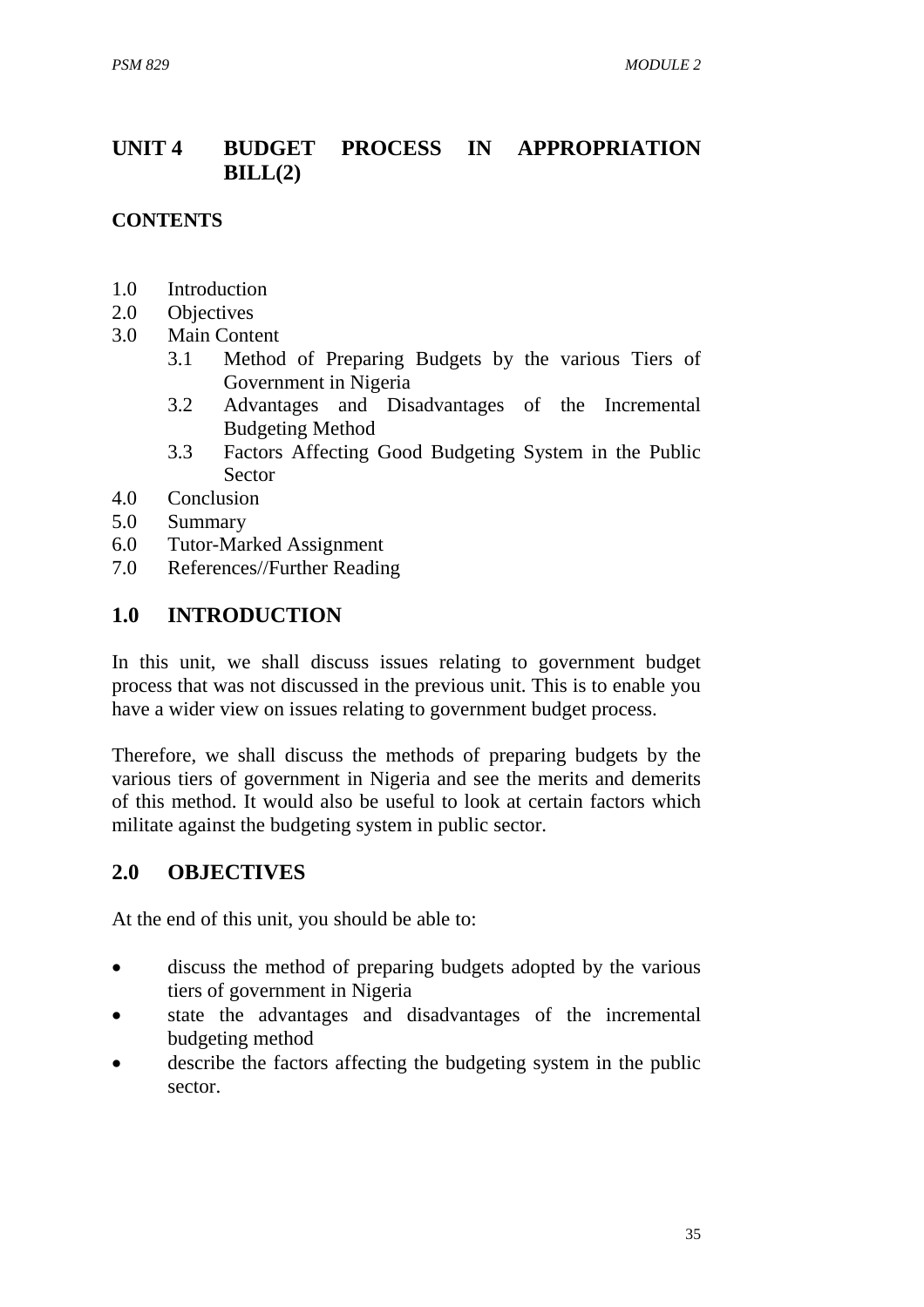# UNIT 4 BUDGET PROCESS IN APPROPRIATION BILL(2)

**CONTENTS**

- 1.0 Introduction
- 2.0 Objectives
- 3.0 Main Content
    - 3.1 Method of Preparing Budgets by the various Tiers of Government in Nigeria
    - 3.2 Advantages and Disadvantages of the Incremental Budgeting Method
    - 3.3 Factors Affecting Good Budgeting System in the Public Sector
- 4.0 Conclusion
- 5.0 Summary
- 6.0 Tutor-Marked Assignment
- 7.0 References//Further Reading

## 1.0 INTRODUCTION

In this unit, we shall discuss issues relating to government budget process that was not discussed in the previous unit. This is to enable you have a wider view on issues relating to government budget process.

Therefore, we shall discuss the methods of preparing budgets by the various tiers of government in Nigeria and see the merits and demerits of this method. It would also be useful to look at certain factors which militate against the budgeting system in public sector.

## 2.0 OBJECTIVES

At the end of this unit, you should be able to:

- discuss the method of preparing budgets adopted by the various tiers of government in Nigeria
- state the advantages and disadvantages of the incremental budgeting method
- describe the factors affecting the budgeting system in the public sector.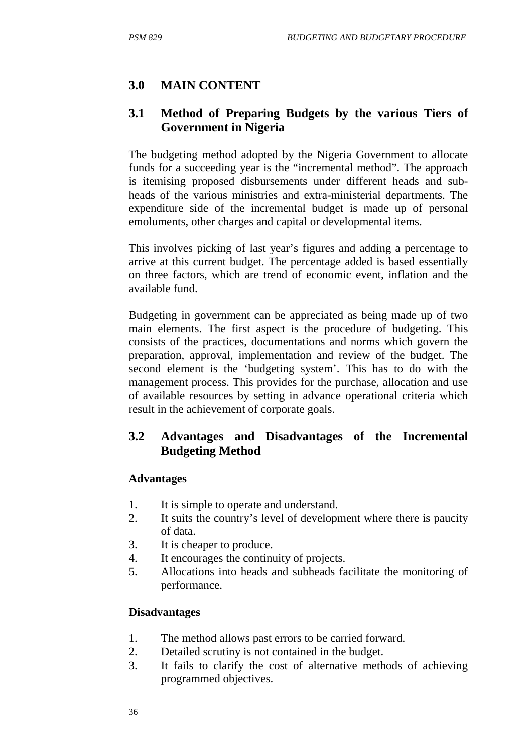## 3.0 MAIN CONTENT

### 3.1 Method of Preparing Budgets by the various Tiers of Government in Nigeria

The budgeting method adopted by the Nigeria Government to allocate funds for a succeeding year is the "incremental method". The approach is itemising proposed disbursements under different heads and sub-heads of the various ministries and extra-ministerial departments. The expenditure side of the incremental budget is made up of personal emoluments, other charges and capital or developmental items.

This involves picking of last year's figures and adding a percentage to arrive at this current budget. The percentage added is based essentially on three factors, which are trend of economic event, inflation and the available fund.

Budgeting in government can be appreciated as being made up of two main elements. The first aspect is the procedure of budgeting. This consists of the practices, documentations and norms which govern the preparation, approval, implementation and review of the budget. The second element is the 'budgeting system'. This has to do with the management process. This provides for the purchase, allocation and use of available resources by setting in advance operational criteria which result in the achievement of corporate goals.

### 3.2 Advantages and Disadvantages of the Incremental Budgeting Method

**Advantages**

1. It is simple to operate and understand.
2. It suits the country's level of development where there is paucity of data.
3. It is cheaper to produce.
4. It encourages the continuity of projects.
5. Allocations into heads and subheads facilitate the monitoring of performance.

**Disadvantages**

1. The method allows past errors to be carried forward.
2. Detailed scrutiny is not contained in the budget.
3. It fails to clarify the cost of alternative methods of achieving programmed objectives.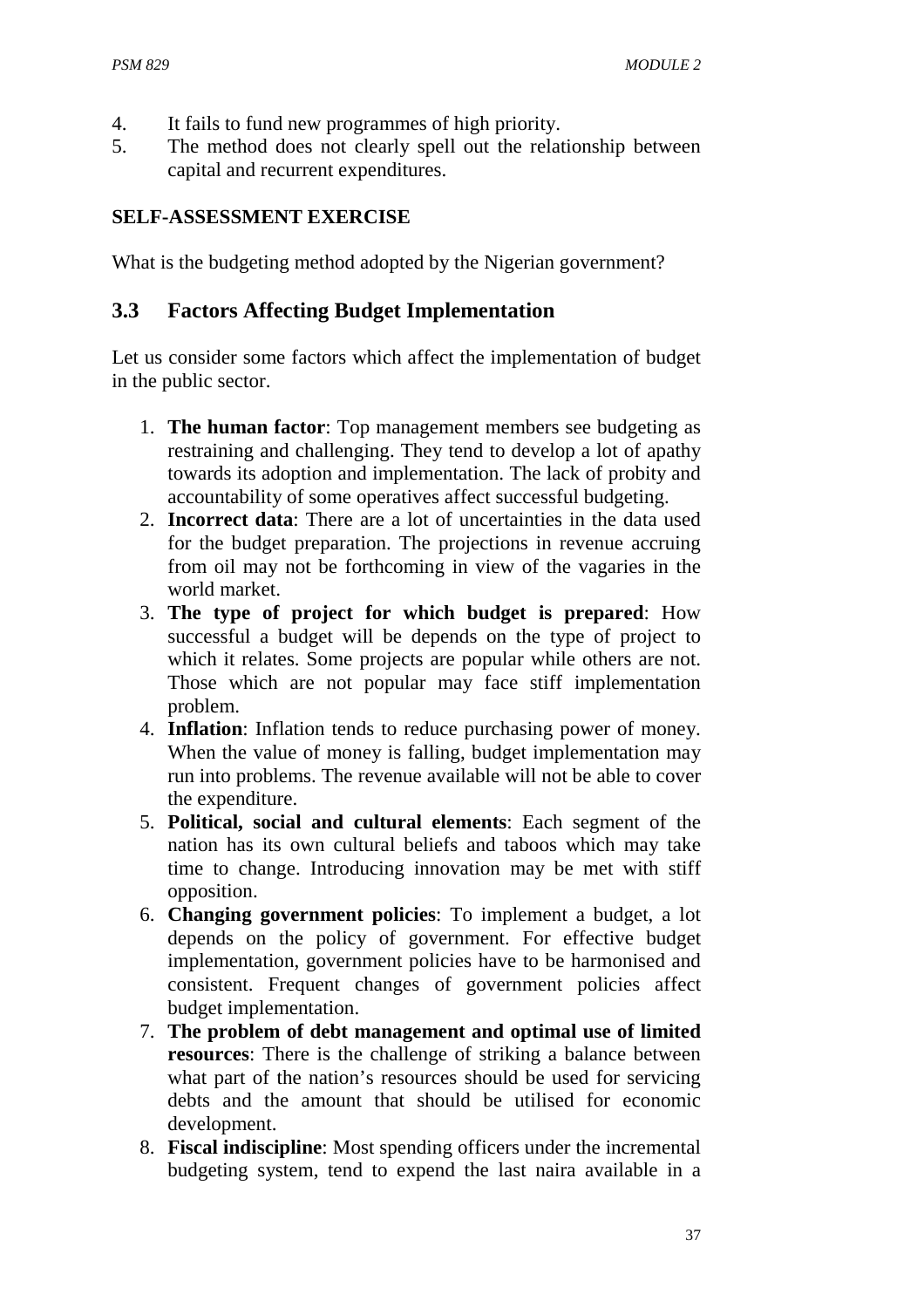4. It fails to fund new programmes of high priority.
5. The method does not clearly spell out the relationship between capital and recurrent expenditures.

**SELF-ASSESSMENT EXERCISE**

What is the budgeting method adopted by the Nigerian government?

## 3.3 Factors Affecting Budget Implementation

Let us consider some factors which affect the implementation of budget in the public sector.

1. **The human factor**: Top management members see budgeting as restraining and challenging. They tend to develop a lot of apathy towards its adoption and implementation. The lack of probity and accountability of some operatives affect successful budgeting.
2. **Incorrect data**: There are a lot of uncertainties in the data used for the budget preparation. The projections in revenue accruing from oil may not be forthcoming in view of the vagaries in the world market.
3. **The type of project for which budget is prepared**: How successful a budget will be depends on the type of project to which it relates. Some projects are popular while others are not. Those which are not popular may face stiff implementation problem.
4. **Inflation**: Inflation tends to reduce purchasing power of money. When the value of money is falling, budget implementation may run into problems. The revenue available will not be able to cover the expenditure.
5. **Political, social and cultural elements**: Each segment of the nation has its own cultural beliefs and taboos which may take time to change. Introducing innovation may be met with stiff opposition.
6. **Changing government policies**: To implement a budget, a lot depends on the policy of government. For effective budget implementation, government policies have to be harmonised and consistent. Frequent changes of government policies affect budget implementation.
7. **The problem of debt management and optimal use of limited resources**: There is the challenge of striking a balance between what part of the nation's resources should be used for servicing debts and the amount that should be utilised for economic development.
8. **Fiscal indiscipline**: Most spending officers under the incremental budgeting system, tend to expend the last naira available in a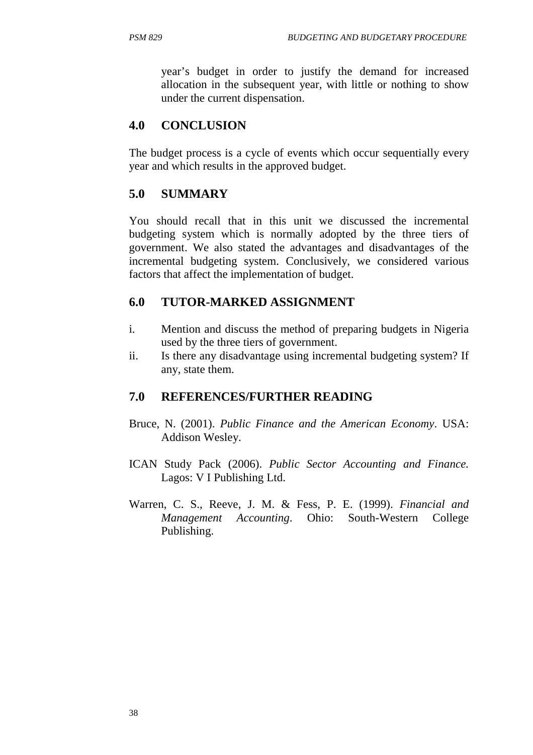year's budget in order to justify the demand for increased allocation in the subsequent year, with little or nothing to show under the current dispensation.

## 4.0 CONCLUSION

The budget process is a cycle of events which occur sequentially every year and which results in the approved budget.

## 5.0 SUMMARY

You should recall that in this unit we discussed the incremental budgeting system which is normally adopted by the three tiers of government. We also stated the advantages and disadvantages of the incremental budgeting system. Conclusively, we considered various factors that affect the implementation of budget.

## 6.0 TUTOR-MARKED ASSIGNMENT

i. Mention and discuss the method of preparing budgets in Nigeria used by the three tiers of government.
ii. Is there any disadvantage using incremental budgeting system? If any, state them.

## 7.0 REFERENCES/FURTHER READING

Bruce, N. (2001). *Public Finance and the American Economy*. USA: Addison Wesley.

ICAN Study Pack (2006). *Public Sector Accounting and Finance.* Lagos: V I Publishing Ltd.

Warren, C. S., Reeve, J. M. & Fess, P. E. (1999). *Financial and Management Accounting*. Ohio: South-Western College Publishing.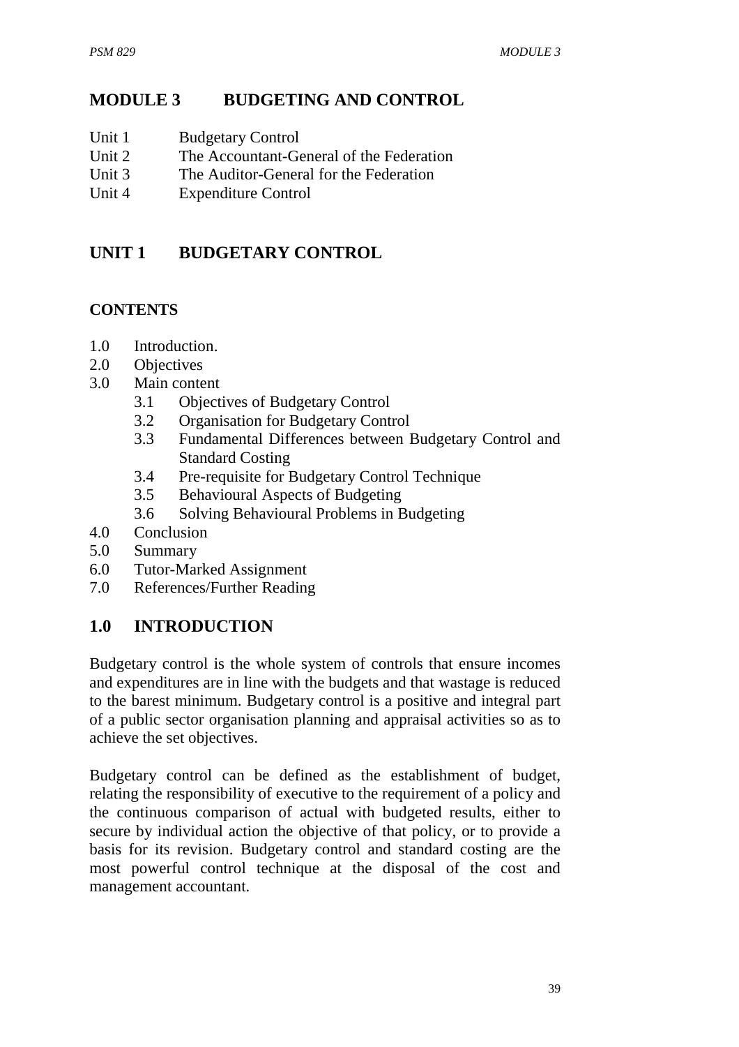# MODULE 3 BUDGETING AND CONTROL

Unit 1 Budgetary Control
Unit 2 The Accountant-General of the Federation
Unit 3 The Auditor-General for the Federation
Unit 4 Expenditure Control

## UNIT 1 BUDGETARY CONTROL

### CONTENTS

1.0 Introduction.
2.0 Objectives
3.0 Main content
- 3.1 Objectives of Budgetary Control
- 3.2 Organisation for Budgetary Control
- 3.3 Fundamental Differences between Budgetary Control and Standard Costing
- 3.4 Pre-requisite for Budgetary Control Technique
- 3.5 Behavioural Aspects of Budgeting
- 3.6 Solving Behavioural Problems in Budgeting

4.0 Conclusion
5.0 Summary
6.0 Tutor-Marked Assignment
7.0 References/Further Reading

## 1.0 INTRODUCTION

Budgetary control is the whole system of controls that ensure incomes and expenditures are in line with the budgets and that wastage is reduced to the barest minimum. Budgetary control is a positive and integral part of a public sector organisation planning and appraisal activities so as to achieve the set objectives.

Budgetary control can be defined as the establishment of budget, relating the responsibility of executive to the requirement of a policy and the continuous comparison of actual with budgeted results, either to secure by individual action the objective of that policy, or to provide a basis for its revision. Budgetary control and standard costing are the most powerful control technique at the disposal of the cost and management accountant.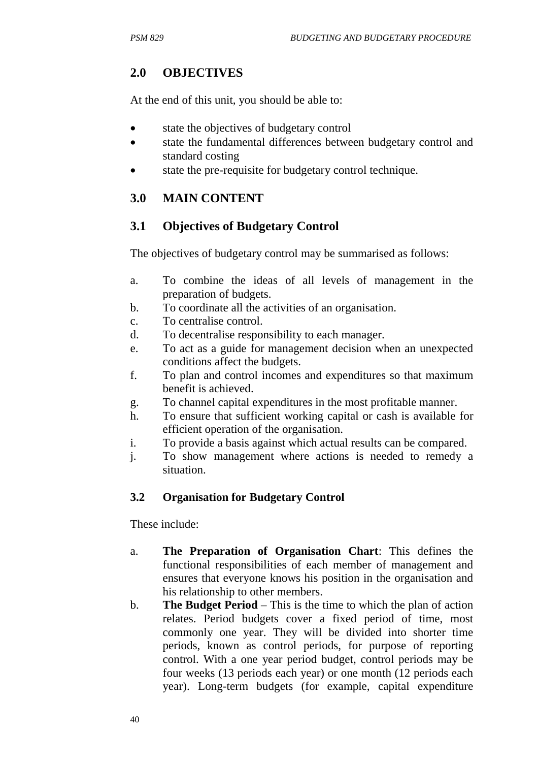## 2.0 OBJECTIVES

At the end of this unit, you should be able to:

- state the objectives of budgetary control
- state the fundamental differences between budgetary control and standard costing
- state the pre-requisite for budgetary control technique.

## 3.0 MAIN CONTENT

### 3.1 Objectives of Budgetary Control

The objectives of budgetary control may be summarised as follows:

a. To combine the ideas of all levels of management in the preparation of budgets.
b. To coordinate all the activities of an organisation.
c. To centralise control.
d. To decentralise responsibility to each manager.
e. To act as a guide for management decision when an unexpected conditions affect the budgets.
f. To plan and control incomes and expenditures so that maximum benefit is achieved.
g. To channel capital expenditures in the most profitable manner.
h. To ensure that sufficient working capital or cash is available for efficient operation of the organisation.
i. To provide a basis against which actual results can be compared.
j. To show management where actions is needed to remedy a situation.

### 3.2 Organisation for Budgetary Control

These include:

a. **The Preparation of Organisation Chart**: This defines the functional responsibilities of each member of management and ensures that everyone knows his position in the organisation and his relationship to other members.
b. **The Budget Period** – This is the time to which the plan of action relates. Period budgets cover a fixed period of time, most commonly one year. They will be divided into shorter time periods, known as control periods, for purpose of reporting control. With a one year period budget, control periods may be four weeks (13 periods each year) or one month (12 periods each year). Long-term budgets (for example, capital expenditure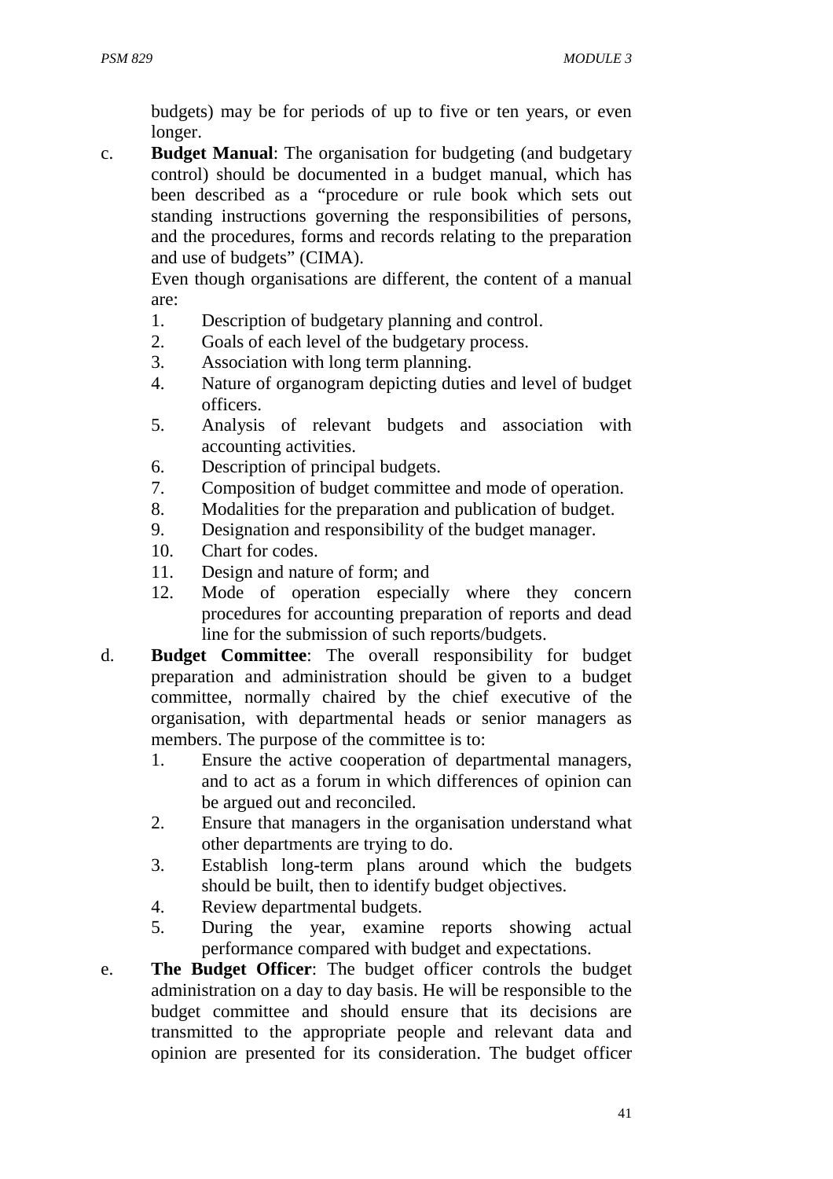budgets) may be for periods of up to five or ten years, or even longer.

c. **Budget Manual**: The organisation for budgeting (and budgetary control) should be documented in a budget manual, which has been described as a "procedure or rule book which sets out standing instructions governing the responsibilities of persons, and the procedures, forms and records relating to the preparation and use of budgets" (CIMA).

   Even though organisations are different, the content of a manual are:

   1. Description of budgetary planning and control.
   2. Goals of each level of the budgetary process.
   3. Association with long term planning.
   4. Nature of organogram depicting duties and level of budget officers.
   5. Analysis of relevant budgets and association with accounting activities.
   6. Description of principal budgets.
   7. Composition of budget committee and mode of operation.
   8. Modalities for the preparation and publication of budget.
   9. Designation and responsibility of the budget manager.
   10. Chart for codes.
   11. Design and nature of form; and
   12. Mode of operation especially where they concern procedures for accounting preparation of reports and dead line for the submission of such reports/budgets.

d. **Budget Committee**: The overall responsibility for budget preparation and administration should be given to a budget committee, normally chaired by the chief executive of the organisation, with departmental heads or senior managers as members. The purpose of the committee is to:

   1. Ensure the active cooperation of departmental managers, and to act as a forum in which differences of opinion can be argued out and reconciled.
   2. Ensure that managers in the organisation understand what other departments are trying to do.
   3. Establish long-term plans around which the budgets should be built, then to identify budget objectives.
   4. Review departmental budgets.
   5. During the year, examine reports showing actual performance compared with budget and expectations.

e. **The Budget Officer**: The budget officer controls the budget administration on a day to day basis. He will be responsible to the budget committee and should ensure that its decisions are transmitted to the appropriate people and relevant data and opinion are presented for its consideration. The budget officer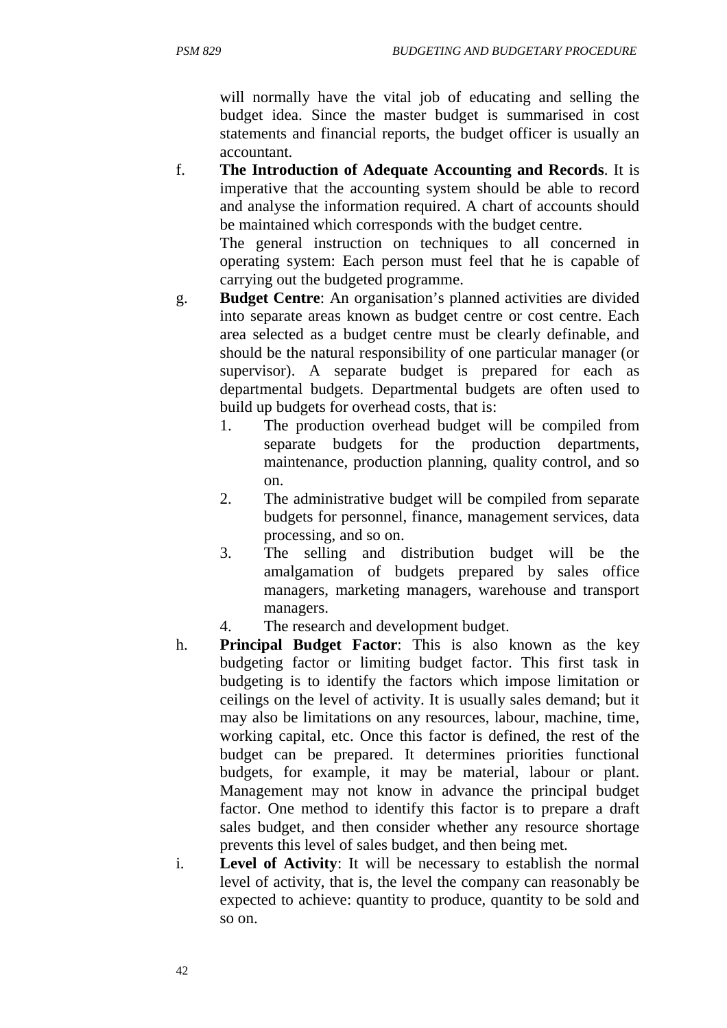will normally have the vital job of educating and selling the budget idea. Since the master budget is summarised in cost statements and financial reports, the budget officer is usually an accountant.

f. **The Introduction of Adequate Accounting and Records**. It is imperative that the accounting system should be able to record and analyse the information required. A chart of accounts should be maintained which corresponds with the budget centre.

   The general instruction on techniques to all concerned in operating system: Each person must feel that he is capable of carrying out the budgeted programme.

g. **Budget Centre**: An organisation's planned activities are divided into separate areas known as budget centre or cost centre. Each area selected as a budget centre must be clearly definable, and should be the natural responsibility of one particular manager (or supervisor). A separate budget is prepared for each as departmental budgets. Departmental budgets are often used to build up budgets for overhead costs, that is:

   1. The production overhead budget will be compiled from separate budgets for the production departments, maintenance, production planning, quality control, and so on.
   2. The administrative budget will be compiled from separate budgets for personnel, finance, management services, data processing, and so on.
   3. The selling and distribution budget will be the amalgamation of budgets prepared by sales office managers, marketing managers, warehouse and transport managers.
   4. The research and development budget.

h. **Principal Budget Factor**: This is also known as the key budgeting factor or limiting budget factor. This first task in budgeting is to identify the factors which impose limitation or ceilings on the level of activity. It is usually sales demand; but it may also be limitations on any resources, labour, machine, time, working capital, etc. Once this factor is defined, the rest of the budget can be prepared. It determines priorities functional budgets, for example, it may be material, labour or plant. Management may not know in advance the principal budget factor. One method to identify this factor is to prepare a draft sales budget, and then consider whether any resource shortage prevents this level of sales budget, and then being met.

i. **Level of Activity**: It will be necessary to establish the normal level of activity, that is, the level the company can reasonably be expected to achieve: quantity to produce, quantity to be sold and so on.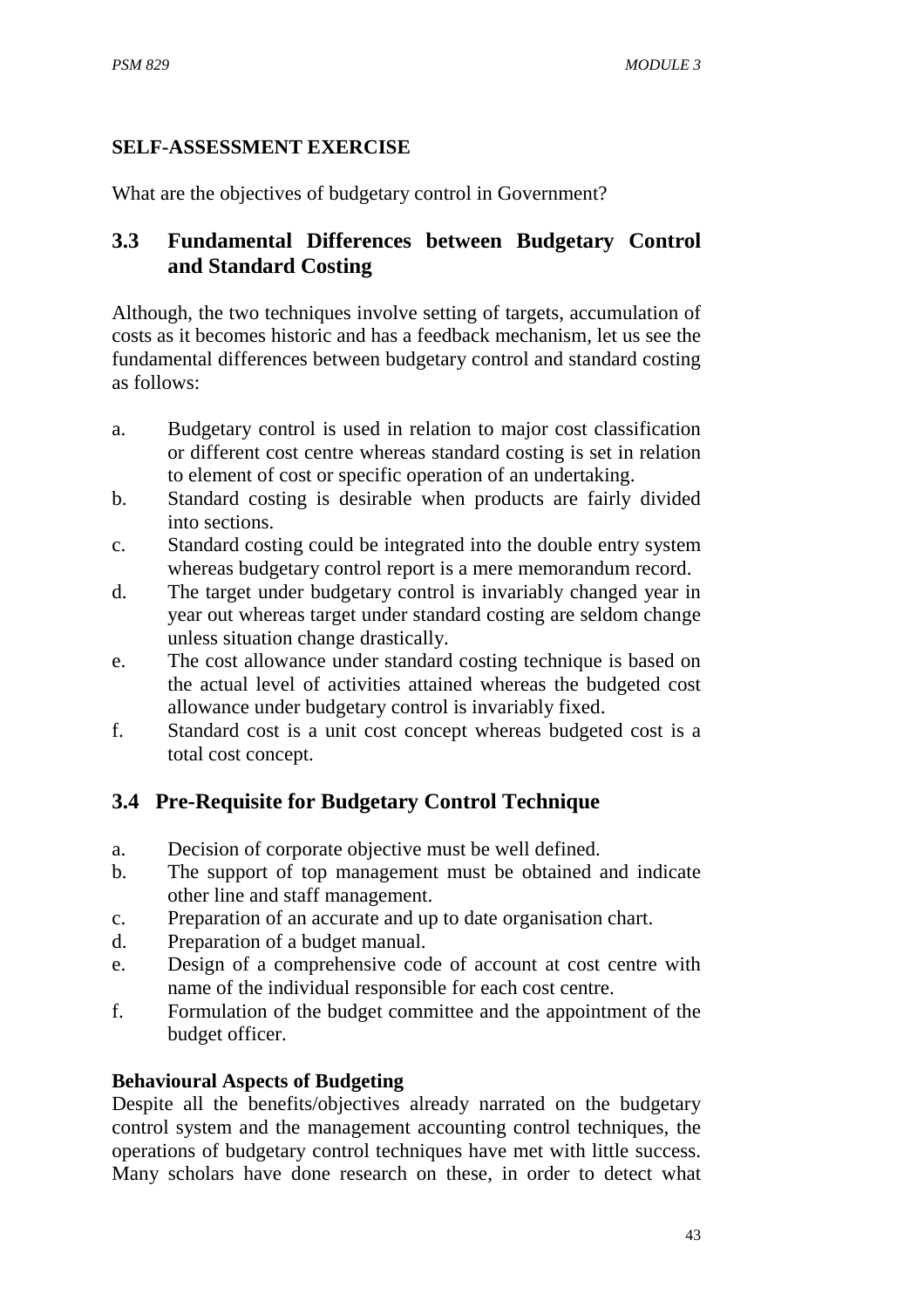**SELF-ASSESSMENT EXERCISE**

What are the objectives of budgetary control in Government?

## 3.3 Fundamental Differences between Budgetary Control and Standard Costing

Although, the two techniques involve setting of targets, accumulation of costs as it becomes historic and has a feedback mechanism, let us see the fundamental differences between budgetary control and standard costing as follows:

a. Budgetary control is used in relation to major cost classification or different cost centre whereas standard costing is set in relation to element of cost or specific operation of an undertaking.
b. Standard costing is desirable when products are fairly divided into sections.
c. Standard costing could be integrated into the double entry system whereas budgetary control report is a mere memorandum record.
d. The target under budgetary control is invariably changed year in year out whereas target under standard costing are seldom change unless situation change drastically.
e. The cost allowance under standard costing technique is based on the actual level of activities attained whereas the budgeted cost allowance under budgetary control is invariably fixed.
f. Standard cost is a unit cost concept whereas budgeted cost is a total cost concept.

## 3.4 Pre-Requisite for Budgetary Control Technique

a. Decision of corporate objective must be well defined.
b. The support of top management must be obtained and indicate other line and staff management.
c. Preparation of an accurate and up to date organisation chart.
d. Preparation of a budget manual.
e. Design of a comprehensive code of account at cost centre with name of the individual responsible for each cost centre.
f. Formulation of the budget committee and the appointment of the budget officer.

**Behavioural Aspects of Budgeting**

Despite all the benefits/objectives already narrated on the budgetary control system and the management accounting control techniques, the operations of budgetary control techniques have met with little success. Many scholars have done research on these, in order to detect what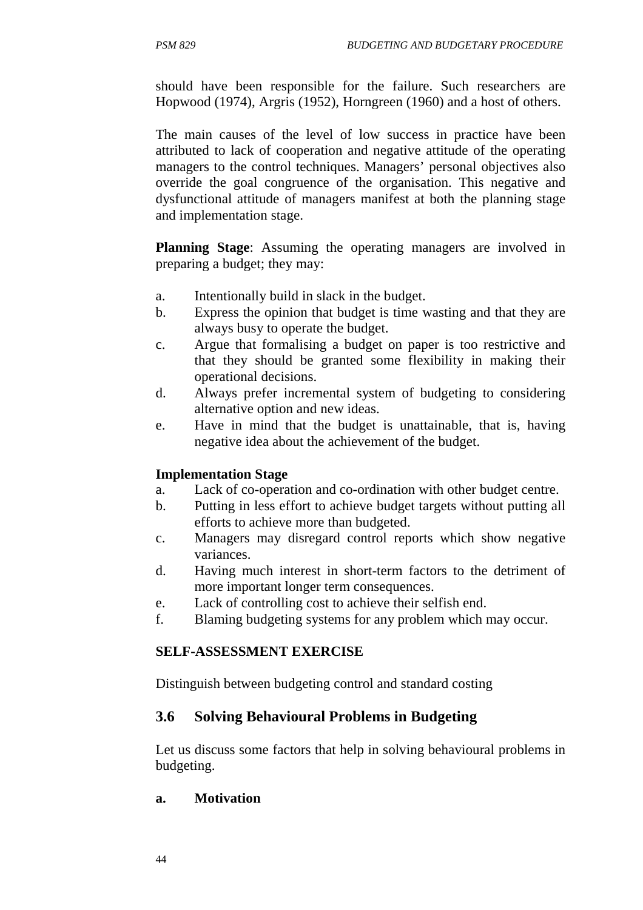should have been responsible for the failure. Such researchers are Hopwood (1974), Argris (1952), Horngreen (1960) and a host of others.

The main causes of the level of low success in practice have been attributed to lack of cooperation and negative attitude of the operating managers to the control techniques. Managers' personal objectives also override the goal congruence of the organisation. This negative and dysfunctional attitude of managers manifest at both the planning stage and implementation stage.

**Planning Stage**: Assuming the operating managers are involved in preparing a budget; they may:

a. Intentionally build in slack in the budget.
b. Express the opinion that budget is time wasting and that they are always busy to operate the budget.
c. Argue that formalising a budget on paper is too restrictive and that they should be granted some flexibility in making their operational decisions.
d. Always prefer incremental system of budgeting to considering alternative option and new ideas.
e. Have in mind that the budget is unattainable, that is, having negative idea about the achievement of the budget.

**Implementation Stage**

a. Lack of co-operation and co-ordination with other budget centre.
b. Putting in less effort to achieve budget targets without putting all efforts to achieve more than budgeted.
c. Managers may disregard control reports which show negative variances.
d. Having much interest in short-term factors to the detriment of more important longer term consequences.
e. Lack of controlling cost to achieve their selfish end.
f. Blaming budgeting systems for any problem which may occur.

**SELF-ASSESSMENT EXERCISE**

Distinguish between budgeting control and standard costing

## 3.6 Solving Behavioural Problems in Budgeting

Let us discuss some factors that help in solving behavioural problems in budgeting.

**a. Motivation**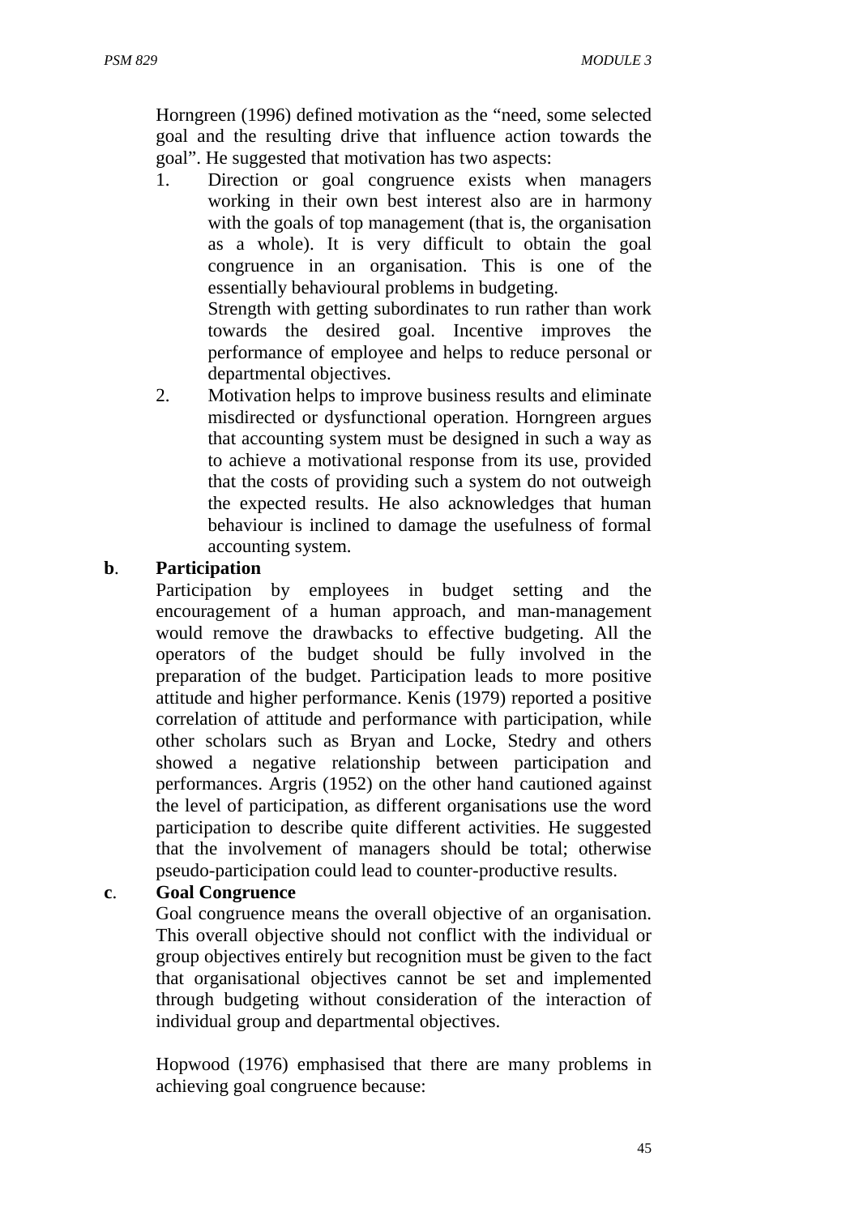Horngreen (1996) defined motivation as the "need, some selected goal and the resulting drive that influence action towards the goal". He suggested that motivation has two aspects:

1. Direction or goal congruence exists when managers working in their own best interest also are in harmony with the goals of top management (that is, the organisation as a whole). It is very difficult to obtain the goal congruence in an organisation. This is one of the essentially behavioural problems in budgeting.

   Strength with getting subordinates to run rather than work towards the desired goal. Incentive improves the performance of employee and helps to reduce personal or departmental objectives.

2. Motivation helps to improve business results and eliminate misdirected or dysfunctional operation. Horngreen argues that accounting system must be designed in such a way as to achieve a motivational response from its use, provided that the costs of providing such a system do not outweigh the expected results. He also acknowledges that human behaviour is inclined to damage the usefulness of formal accounting system.

**b**. **Participation**

Participation by employees in budget setting and the encouragement of a human approach, and man-management would remove the drawbacks to effective budgeting. All the operators of the budget should be fully involved in the preparation of the budget. Participation leads to more positive attitude and higher performance. Kenis (1979) reported a positive correlation of attitude and performance with participation, while other scholars such as Bryan and Locke, Stedry and others showed a negative relationship between participation and performances. Argris (1952) on the other hand cautioned against the level of participation, as different organisations use the word participation to describe quite different activities. He suggested that the involvement of managers should be total; otherwise pseudo-participation could lead to counter-productive results.

**c**. **Goal Congruence**

Goal congruence means the overall objective of an organisation. This overall objective should not conflict with the individual or group objectives entirely but recognition must be given to the fact that organisational objectives cannot be set and implemented through budgeting without consideration of the interaction of individual group and departmental objectives.

Hopwood (1976) emphasised that there are many problems in achieving goal congruence because: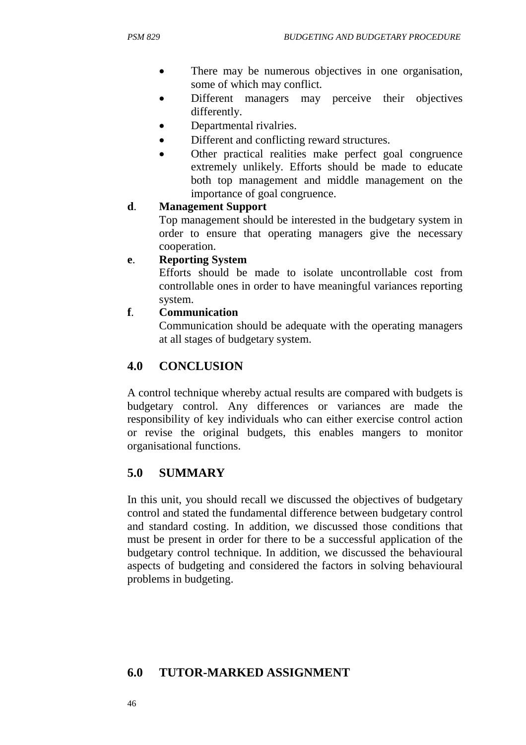- There may be numerous objectives in one organisation, some of which may conflict.
- Different managers may perceive their objectives differently.
- Departmental rivalries.
- Different and conflicting reward structures.
- Other practical realities make perfect goal congruence extremely unlikely. Efforts should be made to educate both top management and middle management on the importance of goal congruence.

**d**. **Management Support**

Top management should be interested in the budgetary system in order to ensure that operating managers give the necessary cooperation.

**e**. **Reporting System**

Efforts should be made to isolate uncontrollable cost from controllable ones in order to have meaningful variances reporting system.

**f**. **Communication**

Communication should be adequate with the operating managers at all stages of budgetary system.

## 4.0 CONCLUSION

A control technique whereby actual results are compared with budgets is budgetary control. Any differences or variances are made the responsibility of key individuals who can either exercise control action or revise the original budgets, this enables mangers to monitor organisational functions.

## 5.0 SUMMARY

In this unit, you should recall we discussed the objectives of budgetary control and stated the fundamental difference between budgetary control and standard costing. In addition, we discussed those conditions that must be present in order for there to be a successful application of the budgetary control technique. In addition, we discussed the behavioural aspects of budgeting and considered the factors in solving behavioural problems in budgeting.

## 6.0 TUTOR-MARKED ASSIGNMENT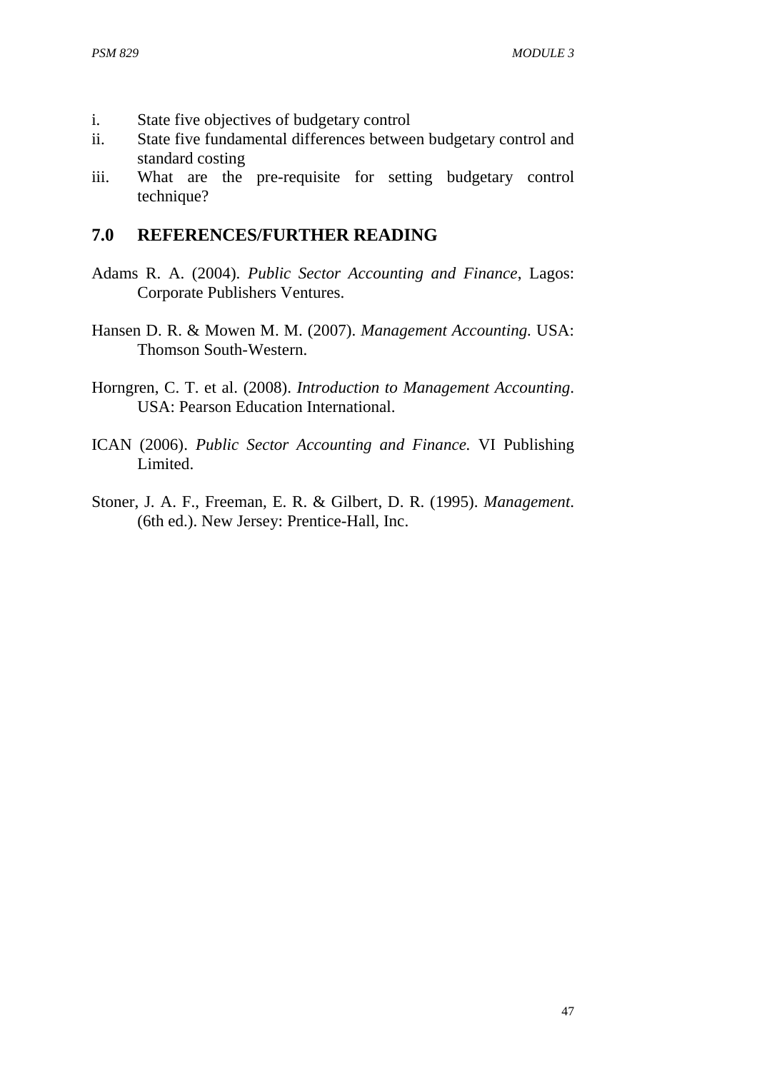i. State five objectives of budgetary control
ii. State five fundamental differences between budgetary control and standard costing
iii. What are the pre-requisite for setting budgetary control technique?

## 7.0 REFERENCES/FURTHER READING

Adams R. A. (2004). *Public Sector Accounting and Finance*, Lagos: Corporate Publishers Ventures.

Hansen D. R. & Mowen M. M. (2007). *Management Accounting.* USA: Thomson South-Western.

Horngren, C. T. et al. (2008). *Introduction to Management Accounting*. USA: Pearson Education International.

ICAN (2006). *Public Sector Accounting and Finance.* VI Publishing Limited.

Stoner, J. A. F., Freeman, E. R. & Gilbert, D. R. (1995). *Management*. (6th ed.). New Jersey: Prentice-Hall, Inc.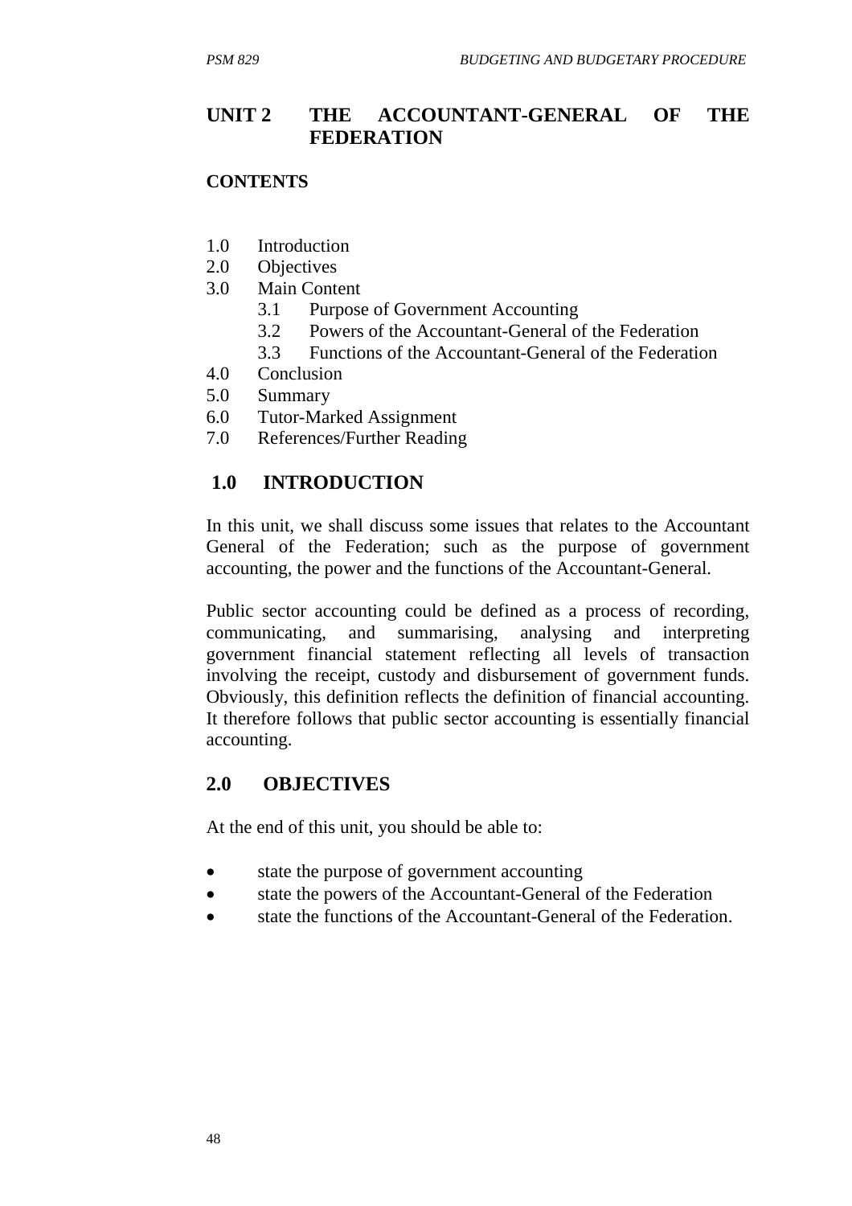## UNIT 2 THE ACCOUNTANT-GENERAL OF THE FEDERATION

**CONTENTS**

- 1.0 Introduction
- 2.0 Objectives
- 3.0 Main Content
  - 3.1 Purpose of Government Accounting
  - 3.2 Powers of the Accountant-General of the Federation
  - 3.3 Functions of the Accountant-General of the Federation
- 4.0 Conclusion
- 5.0 Summary
- 6.0 Tutor-Marked Assignment
- 7.0 References/Further Reading

### 1.0 INTRODUCTION

In this unit, we shall discuss some issues that relates to the Accountant General of the Federation; such as the purpose of government accounting, the power and the functions of the Accountant-General.

Public sector accounting could be defined as a process of recording, communicating, and summarising, analysing and interpreting government financial statement reflecting all levels of transaction involving the receipt, custody and disbursement of government funds. Obviously, this definition reflects the definition of financial accounting. It therefore follows that public sector accounting is essentially financial accounting.

### 2.0 OBJECTIVES

At the end of this unit, you should be able to:

- state the purpose of government accounting
- state the powers of the Accountant-General of the Federation
- state the functions of the Accountant-General of the Federation.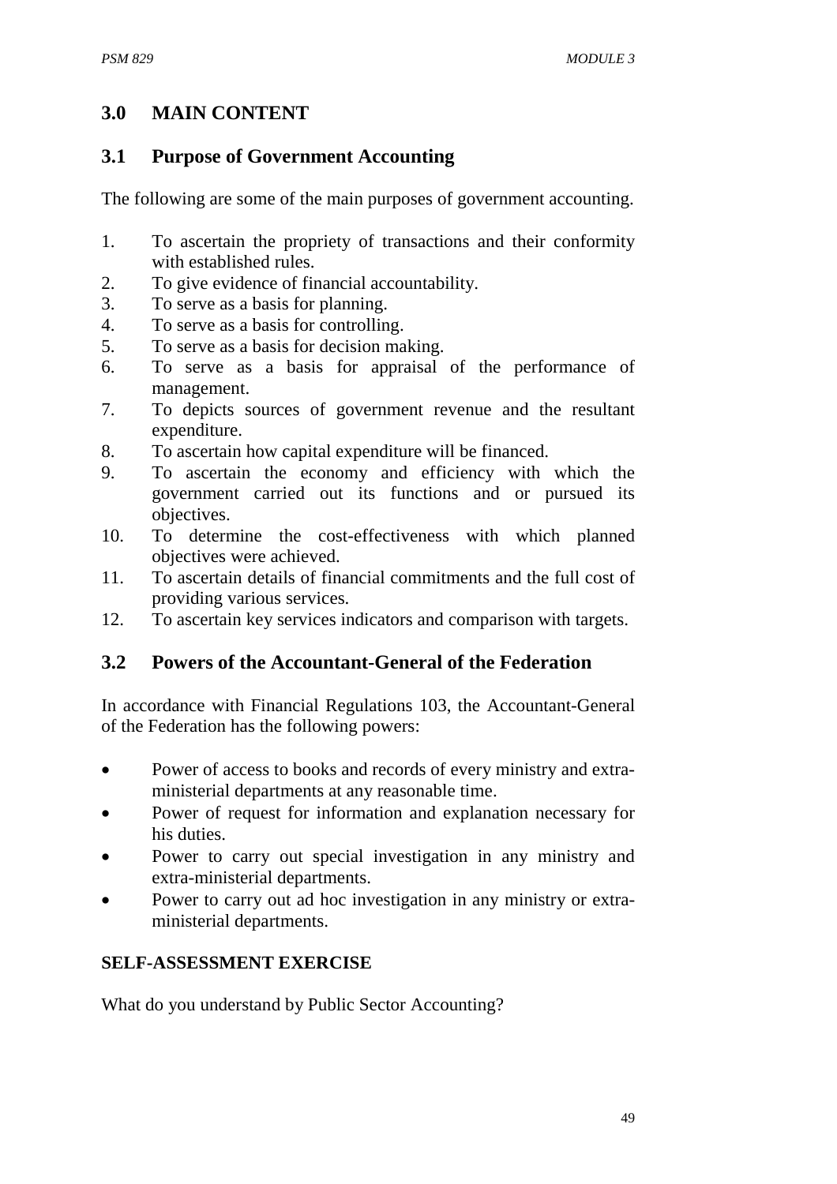## 3.0 MAIN CONTENT

### 3.1 Purpose of Government Accounting

The following are some of the main purposes of government accounting.

1. To ascertain the propriety of transactions and their conformity with established rules.
2. To give evidence of financial accountability.
3. To serve as a basis for planning.
4. To serve as a basis for controlling.
5. To serve as a basis for decision making.
6. To serve as a basis for appraisal of the performance of management.
7. To depicts sources of government revenue and the resultant expenditure.
8. To ascertain how capital expenditure will be financed.
9. To ascertain the economy and efficiency with which the government carried out its functions and or pursued its objectives.
10. To determine the cost-effectiveness with which planned objectives were achieved.
11. To ascertain details of financial commitments and the full cost of providing various services.
12. To ascertain key services indicators and comparison with targets.

### 3.2 Powers of the Accountant-General of the Federation

In accordance with Financial Regulations 103, the Accountant-General of the Federation has the following powers:

- Power of access to books and records of every ministry and extra-ministerial departments at any reasonable time.
- Power of request for information and explanation necessary for his duties.
- Power to carry out special investigation in any ministry and extra-ministerial departments.
- Power to carry out ad hoc investigation in any ministry or extra-ministerial departments.

**SELF-ASSESSMENT EXERCISE**

What do you understand by Public Sector Accounting?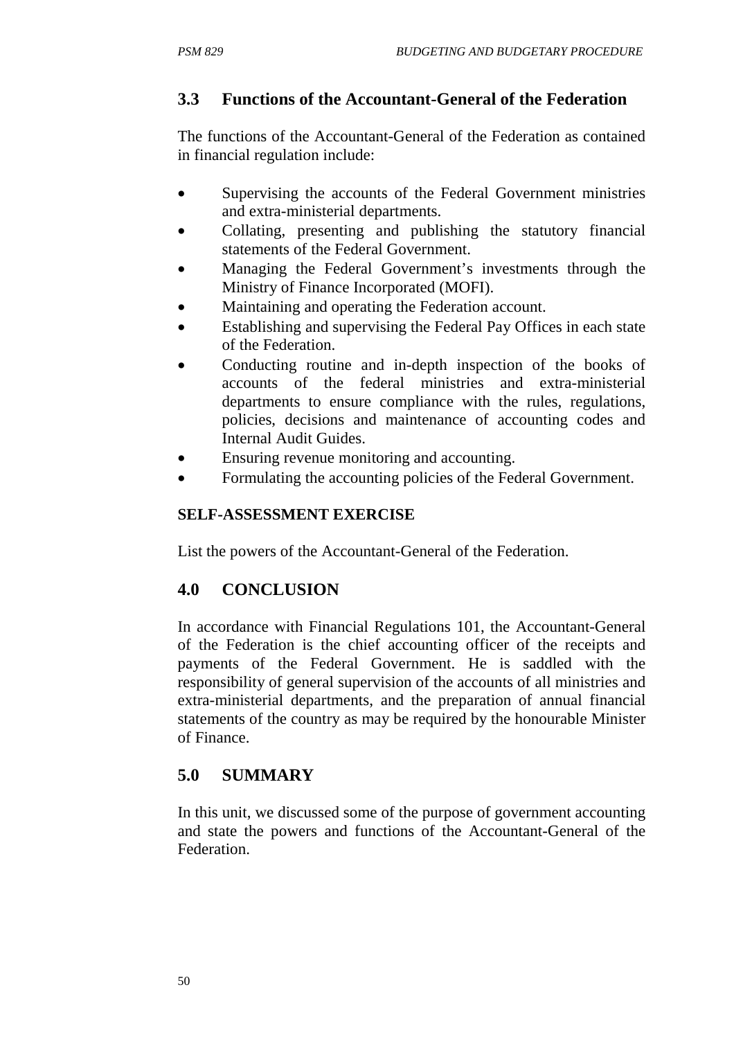## 3.3 Functions of the Accountant-General of the Federation

The functions of the Accountant-General of the Federation as contained in financial regulation include:

- Supervising the accounts of the Federal Government ministries and extra-ministerial departments.
- Collating, presenting and publishing the statutory financial statements of the Federal Government.
- Managing the Federal Government's investments through the Ministry of Finance Incorporated (MOFI).
- Maintaining and operating the Federation account.
- Establishing and supervising the Federal Pay Offices in each state of the Federation.
- Conducting routine and in-depth inspection of the books of accounts of the federal ministries and extra-ministerial departments to ensure compliance with the rules, regulations, policies, decisions and maintenance of accounting codes and Internal Audit Guides.
- Ensuring revenue monitoring and accounting.
- Formulating the accounting policies of the Federal Government.

**SELF-ASSESSMENT EXERCISE**

List the powers of the Accountant-General of the Federation.

## 4.0 CONCLUSION

In accordance with Financial Regulations 101, the Accountant-General of the Federation is the chief accounting officer of the receipts and payments of the Federal Government. He is saddled with the responsibility of general supervision of the accounts of all ministries and extra-ministerial departments, and the preparation of annual financial statements of the country as may be required by the honourable Minister of Finance.

## 5.0 SUMMARY

In this unit, we discussed some of the purpose of government accounting and state the powers and functions of the Accountant-General of the Federation.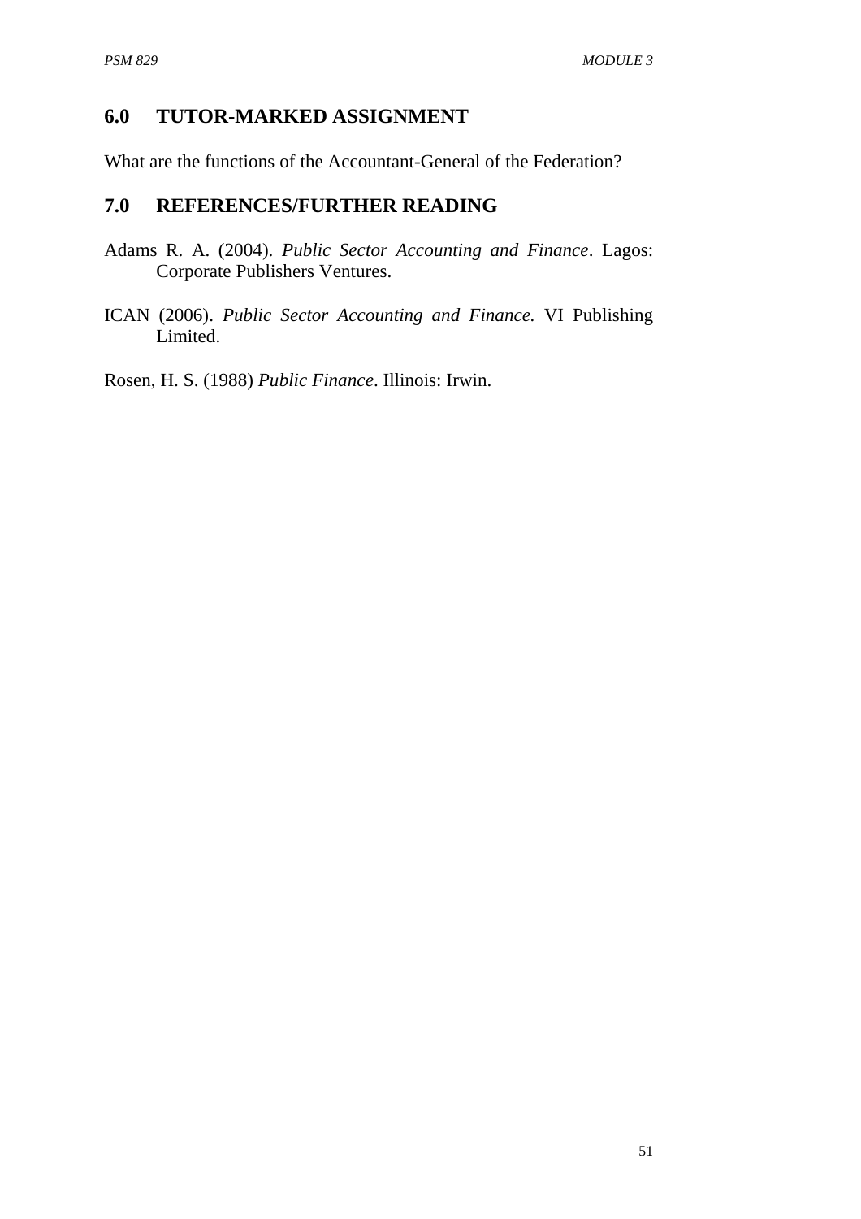## 6.0 TUTOR-MARKED ASSIGNMENT

What are the functions of the Accountant-General of the Federation?

## 7.0 REFERENCES/FURTHER READING

Adams R. A. (2004). *Public Sector Accounting and Finance*. Lagos: Corporate Publishers Ventures.

ICAN (2006). *Public Sector Accounting and Finance.* VI Publishing Limited.

Rosen, H. S. (1988) *Public Finance*. Illinois: Irwin.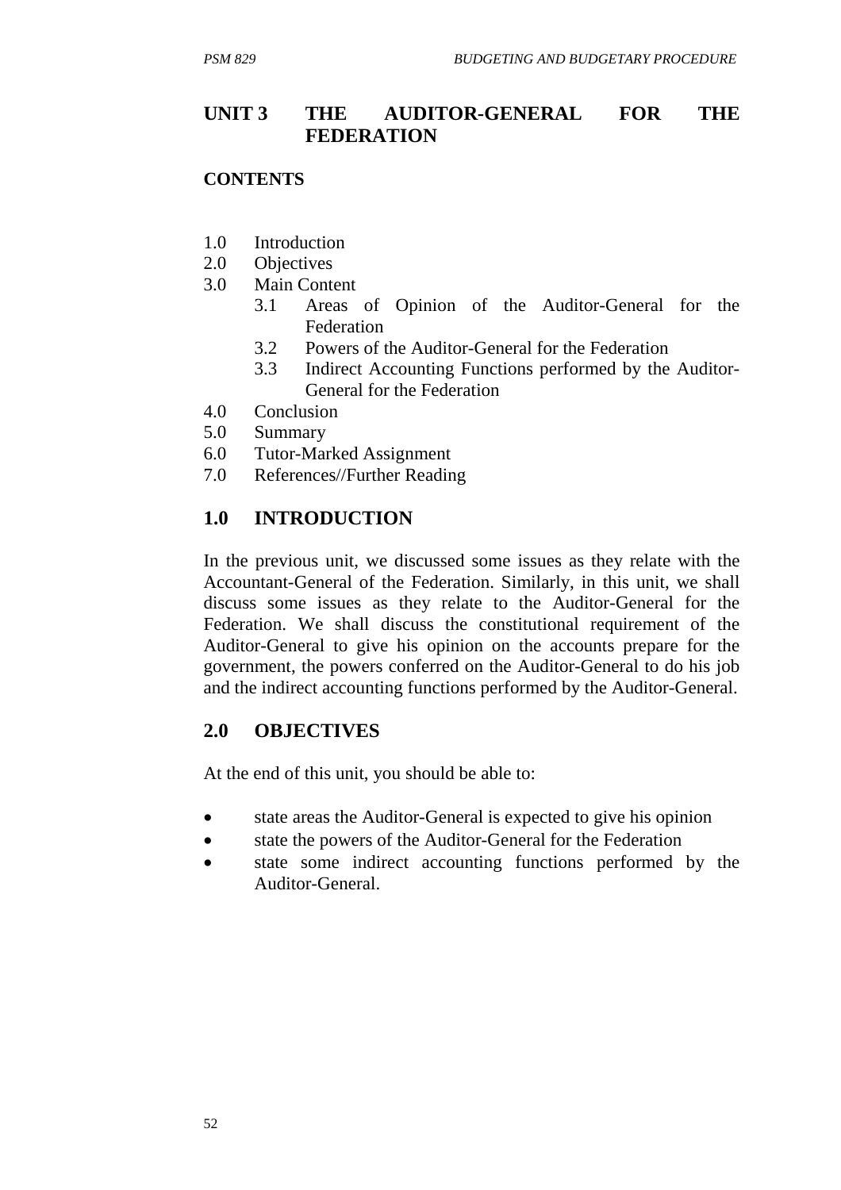# UNIT 3 THE AUDITOR-GENERAL FOR THE FEDERATION

**CONTENTS**

1.0 Introduction
2.0 Objectives
3.0 Main Content
  3.1 Areas of Opinion of the Auditor-General for the Federation
  3.2 Powers of the Auditor-General for the Federation
  3.3 Indirect Accounting Functions performed by the Auditor-General for the Federation
4.0 Conclusion
5.0 Summary
6.0 Tutor-Marked Assignment
7.0 References//Further Reading

## 1.0 INTRODUCTION

In the previous unit, we discussed some issues as they relate with the Accountant-General of the Federation. Similarly, in this unit, we shall discuss some issues as they relate to the Auditor-General for the Federation. We shall discuss the constitutional requirement of the Auditor-General to give his opinion on the accounts prepare for the government, the powers conferred on the Auditor-General to do his job and the indirect accounting functions performed by the Auditor-General.

## 2.0 OBJECTIVES

At the end of this unit, you should be able to:

- state areas the Auditor-General is expected to give his opinion
- state the powers of the Auditor-General for the Federation
- state some indirect accounting functions performed by the Auditor-General.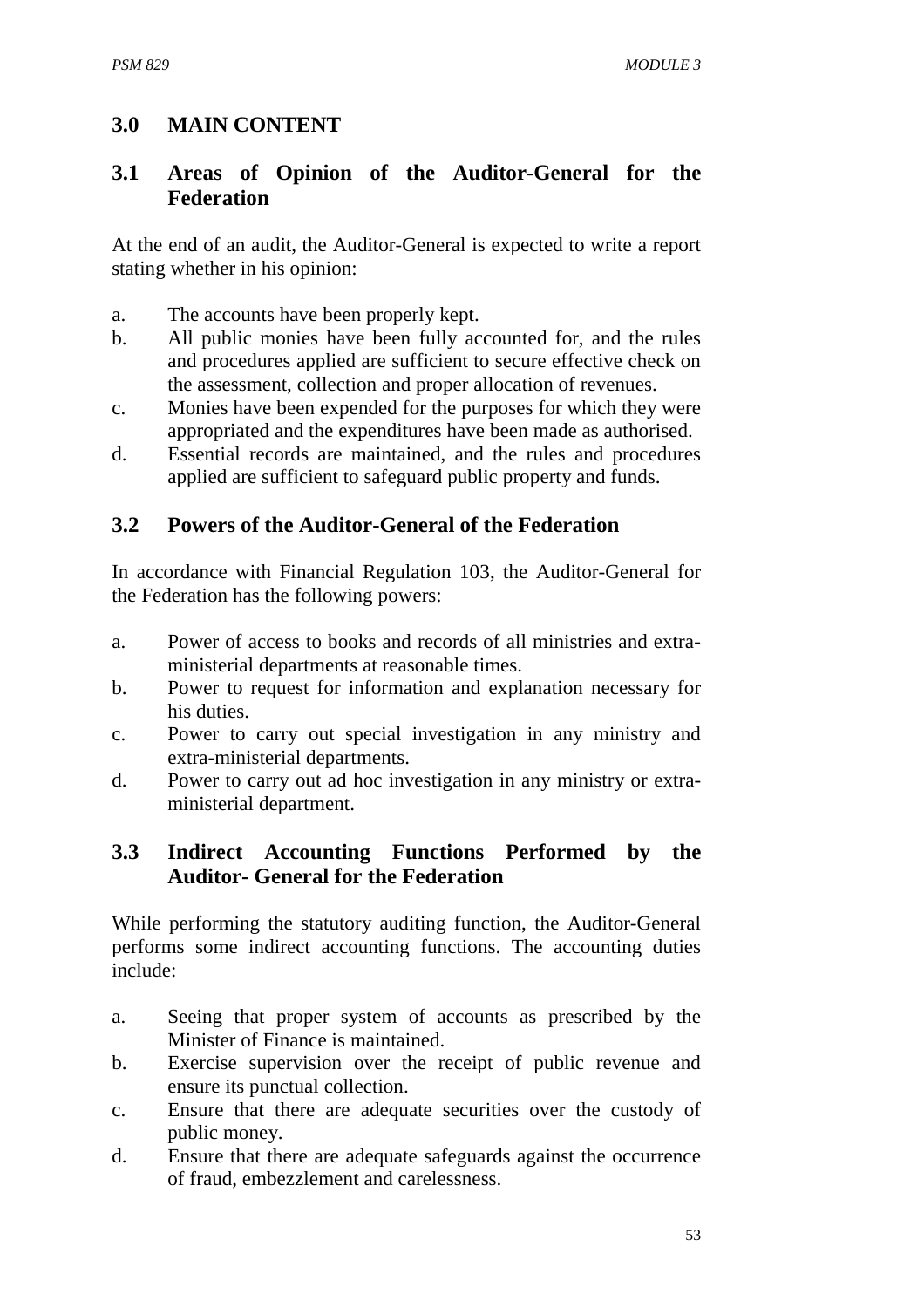## 3.0 MAIN CONTENT

### 3.1 Areas of Opinion of the Auditor-General for the Federation

At the end of an audit, the Auditor-General is expected to write a report stating whether in his opinion:

a. The accounts have been properly kept.
b. All public monies have been fully accounted for, and the rules and procedures applied are sufficient to secure effective check on the assessment, collection and proper allocation of revenues.
c. Monies have been expended for the purposes for which they were appropriated and the expenditures have been made as authorised.
d. Essential records are maintained, and the rules and procedures applied are sufficient to safeguard public property and funds.

### 3.2 Powers of the Auditor-General of the Federation

In accordance with Financial Regulation 103, the Auditor-General for the Federation has the following powers:

a. Power of access to books and records of all ministries and extra-ministerial departments at reasonable times.
b. Power to request for information and explanation necessary for his duties.
c. Power to carry out special investigation in any ministry and extra-ministerial departments.
d. Power to carry out ad hoc investigation in any ministry or extra-ministerial department.

### 3.3 Indirect Accounting Functions Performed by the Auditor- General for the Federation

While performing the statutory auditing function, the Auditor-General performs some indirect accounting functions. The accounting duties include:

a. Seeing that proper system of accounts as prescribed by the Minister of Finance is maintained.
b. Exercise supervision over the receipt of public revenue and ensure its punctual collection.
c. Ensure that there are adequate securities over the custody of public money.
d. Ensure that there are adequate safeguards against the occurrence of fraud, embezzlement and carelessness.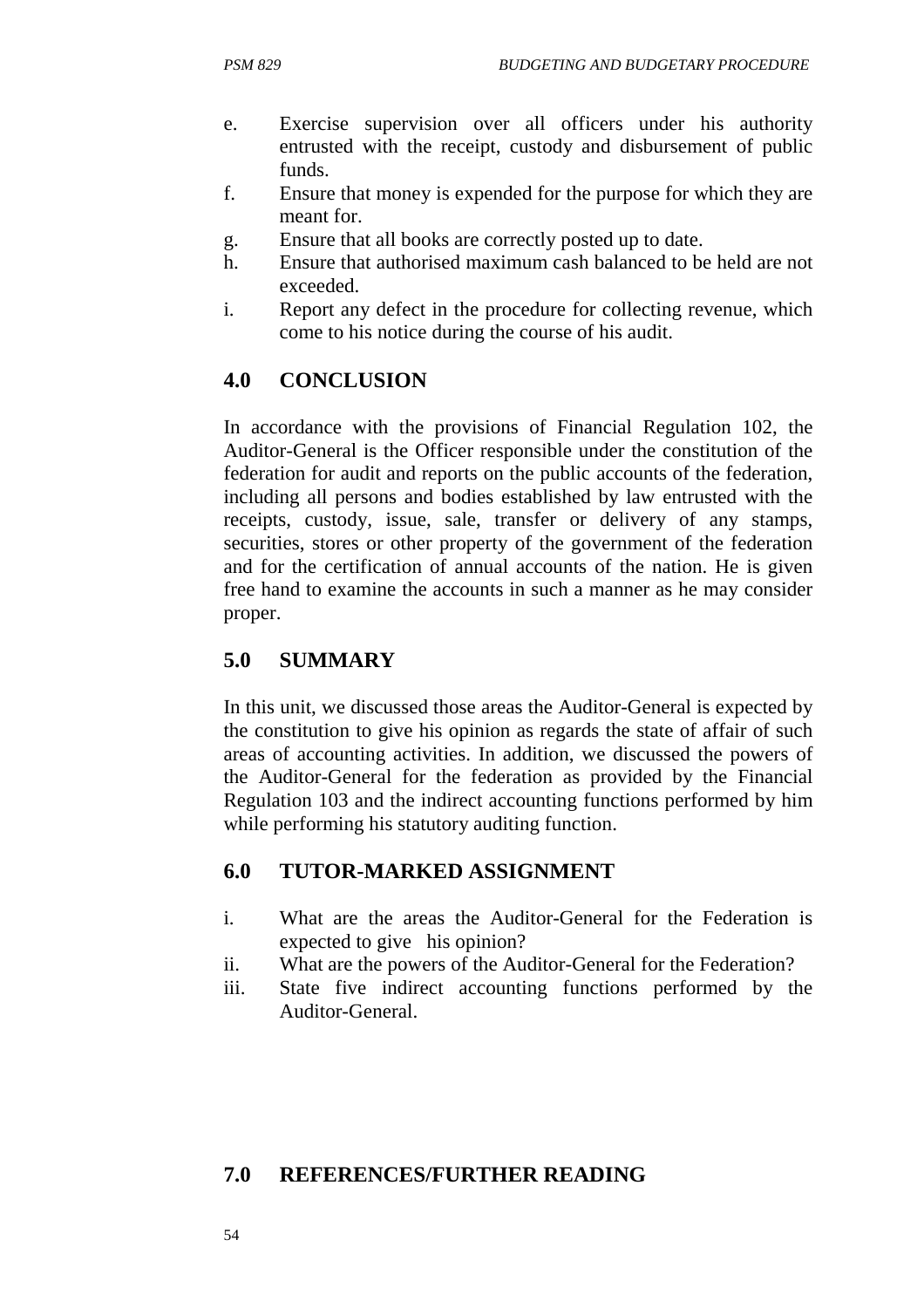e. Exercise supervision over all officers under his authority entrusted with the receipt, custody and disbursement of public funds.
f. Ensure that money is expended for the purpose for which they are meant for.
g. Ensure that all books are correctly posted up to date.
h. Ensure that authorised maximum cash balanced to be held are not exceeded.
i. Report any defect in the procedure for collecting revenue, which come to his notice during the course of his audit.

## 4.0 CONCLUSION

In accordance with the provisions of Financial Regulation 102, the Auditor-General is the Officer responsible under the constitution of the federation for audit and reports on the public accounts of the federation, including all persons and bodies established by law entrusted with the receipts, custody, issue, sale, transfer or delivery of any stamps, securities, stores or other property of the government of the federation and for the certification of annual accounts of the nation. He is given free hand to examine the accounts in such a manner as he may consider proper.

## 5.0 SUMMARY

In this unit, we discussed those areas the Auditor-General is expected by the constitution to give his opinion as regards the state of affair of such areas of accounting activities. In addition, we discussed the powers of the Auditor-General for the federation as provided by the Financial Regulation 103 and the indirect accounting functions performed by him while performing his statutory auditing function.

## 6.0 TUTOR-MARKED ASSIGNMENT

i. What are the areas the Auditor-General for the Federation is expected to give his opinion?
ii. What are the powers of the Auditor-General for the Federation?
iii. State five indirect accounting functions performed by the Auditor-General.

## 7.0 REFERENCES/FURTHER READING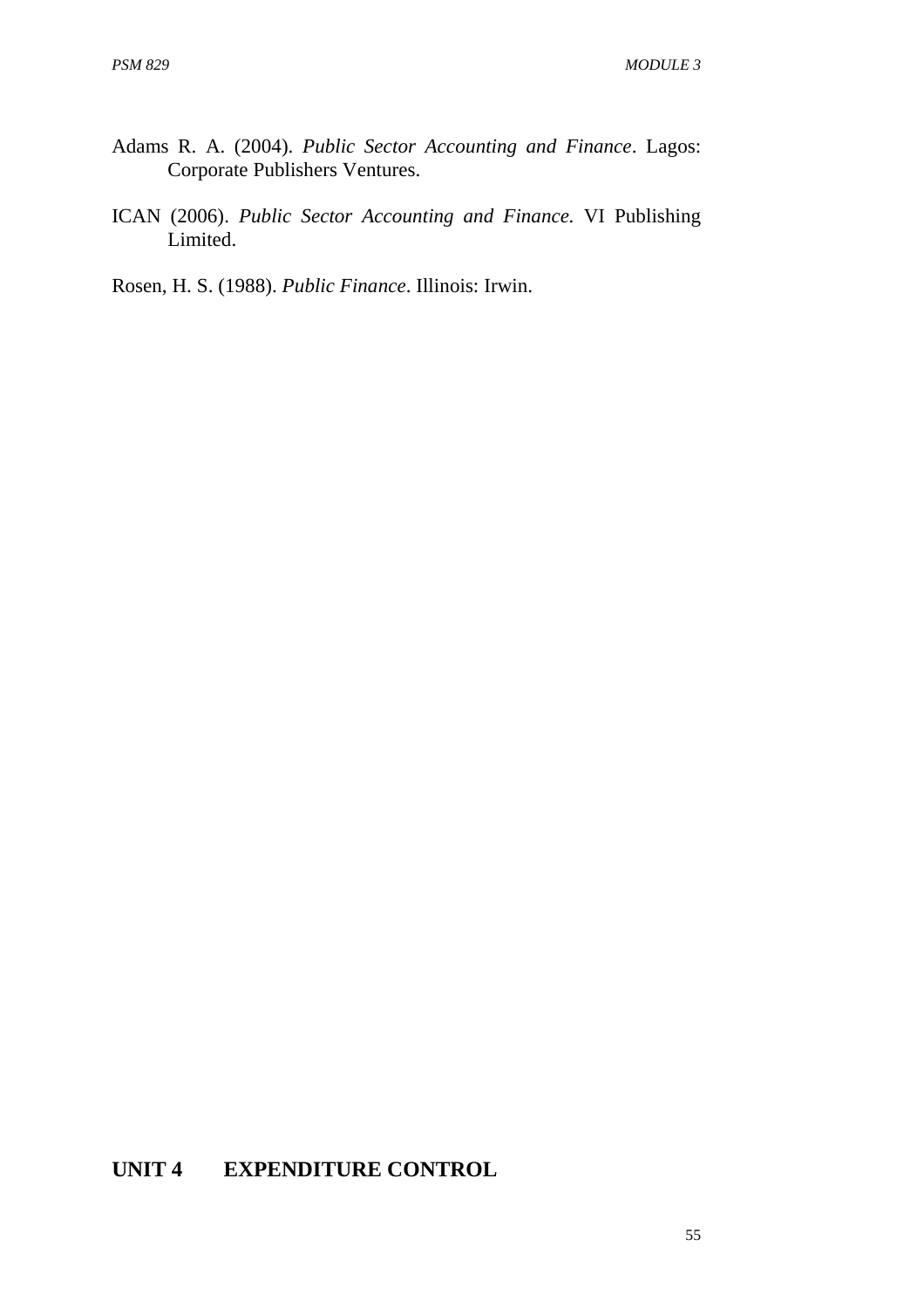Adams R. A. (2004). *Public Sector Accounting and Finance*. Lagos: Corporate Publishers Ventures.

ICAN (2006). *Public Sector Accounting and Finance.* VI Publishing Limited.

Rosen, H. S. (1988). *Public Finance*. Illinois: Irwin.

## UNIT 4 EXPENDITURE CONTROL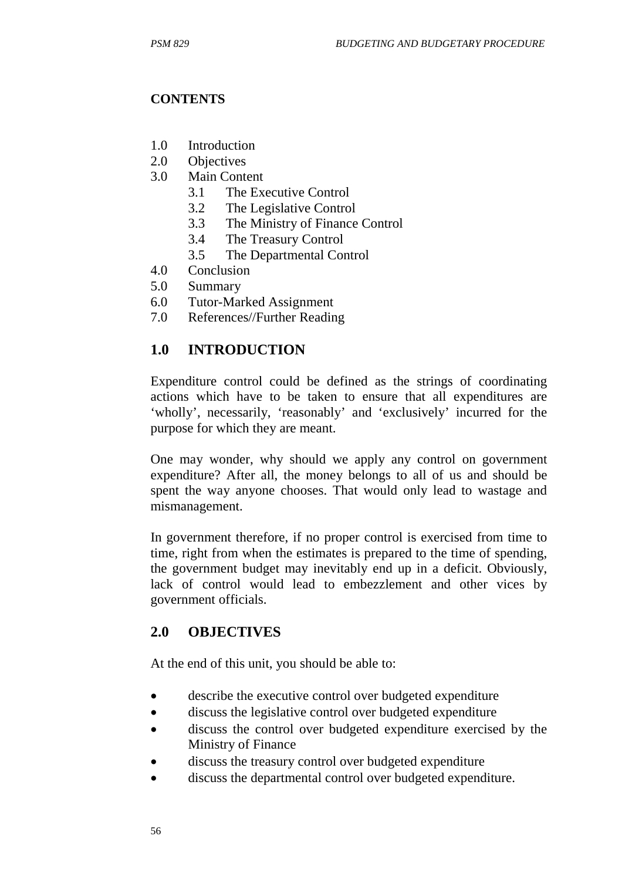**CONTENTS**

1.0 Introduction
2.0 Objectives
3.0 Main Content
  3.1 The Executive Control
  3.2 The Legislative Control
  3.3 The Ministry of Finance Control
  3.4 The Treasury Control
  3.5 The Departmental Control
4.0 Conclusion
5.0 Summary
6.0 Tutor-Marked Assignment
7.0 References//Further Reading

## 1.0 INTRODUCTION

Expenditure control could be defined as the strings of coordinating actions which have to be taken to ensure that all expenditures are ‘wholly’, necessarily, ‘reasonably’ and ‘exclusively’ incurred for the purpose for which they are meant.

One may wonder, why should we apply any control on government expenditure? After all, the money belongs to all of us and should be spent the way anyone chooses. That would only lead to wastage and mismanagement.

In government therefore, if no proper control is exercised from time to time, right from when the estimates is prepared to the time of spending, the government budget may inevitably end up in a deficit. Obviously, lack of control would lead to embezzlement and other vices by government officials.

## 2.0 OBJECTIVES

At the end of this unit, you should be able to:

- describe the executive control over budgeted expenditure
- discuss the legislative control over budgeted expenditure
- discuss the control over budgeted expenditure exercised by the Ministry of Finance
- discuss the treasury control over budgeted expenditure
- discuss the departmental control over budgeted expenditure.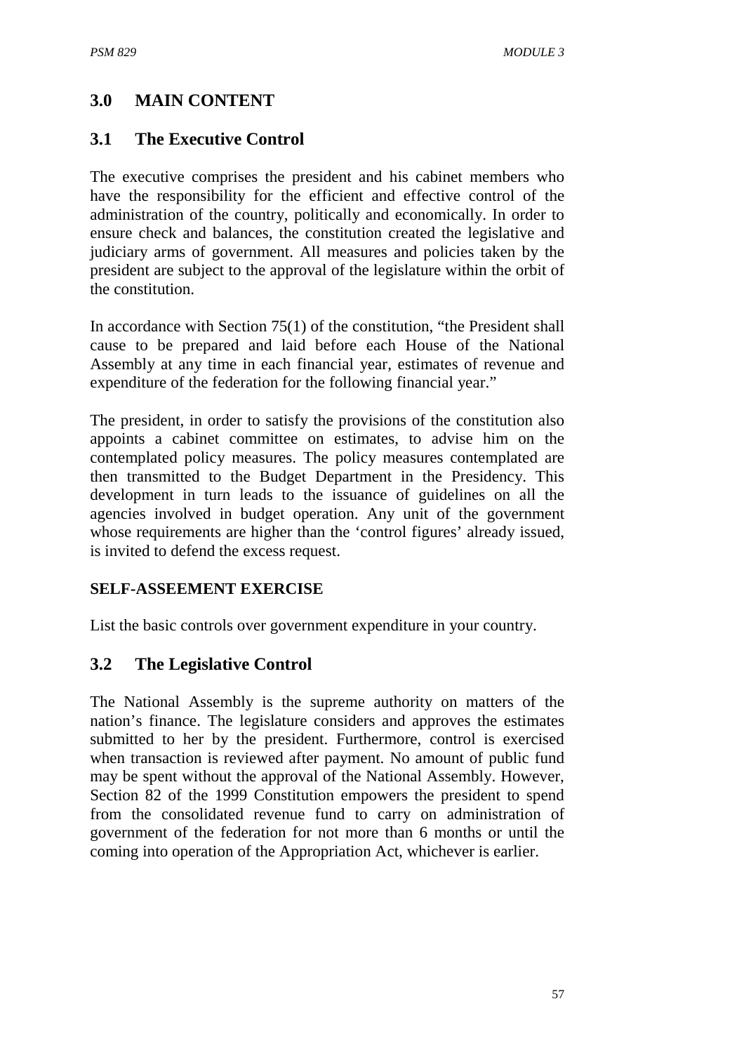## 3.0 MAIN CONTENT

### 3.1 The Executive Control

The executive comprises the president and his cabinet members who have the responsibility for the efficient and effective control of the administration of the country, politically and economically. In order to ensure check and balances, the constitution created the legislative and judiciary arms of government. All measures and policies taken by the president are subject to the approval of the legislature within the orbit of the constitution.

In accordance with Section 75(1) of the constitution, "the President shall cause to be prepared and laid before each House of the National Assembly at any time in each financial year, estimates of revenue and expenditure of the federation for the following financial year."

The president, in order to satisfy the provisions of the constitution also appoints a cabinet committee on estimates, to advise him on the contemplated policy measures. The policy measures contemplated are then transmitted to the Budget Department in the Presidency. This development in turn leads to the issuance of guidelines on all the agencies involved in budget operation. Any unit of the government whose requirements are higher than the 'control figures' already issued, is invited to defend the excess request.

**SELF-ASSEEMENT EXERCISE**

List the basic controls over government expenditure in your country.

### 3.2 The Legislative Control

The National Assembly is the supreme authority on matters of the nation's finance. The legislature considers and approves the estimates submitted to her by the president. Furthermore, control is exercised when transaction is reviewed after payment. No amount of public fund may be spent without the approval of the National Assembly. However, Section 82 of the 1999 Constitution empowers the president to spend from the consolidated revenue fund to carry on administration of government of the federation for not more than 6 months or until the coming into operation of the Appropriation Act, whichever is earlier.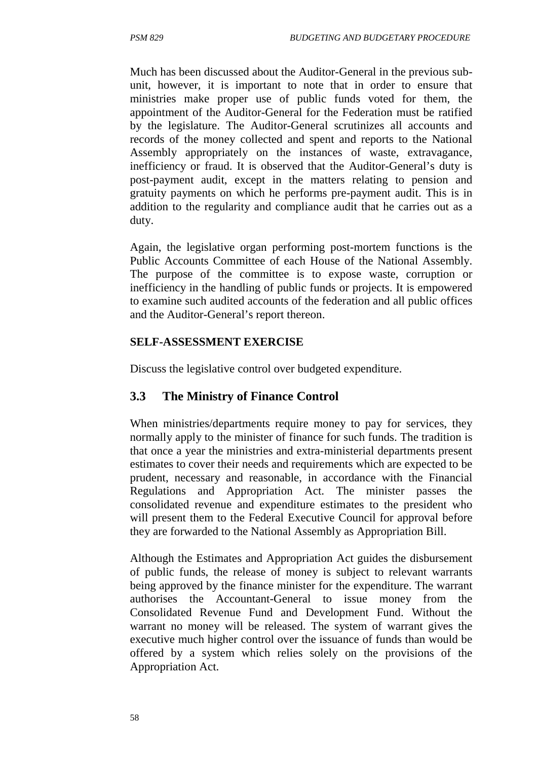Much has been discussed about the Auditor-General in the previous sub-unit, however, it is important to note that in order to ensure that ministries make proper use of public funds voted for them, the appointment of the Auditor-General for the Federation must be ratified by the legislature. The Auditor-General scrutinizes all accounts and records of the money collected and spent and reports to the National Assembly appropriately on the instances of waste, extravagance, inefficiency or fraud. It is observed that the Auditor-General's duty is post-payment audit, except in the matters relating to pension and gratuity payments on which he performs pre-payment audit. This is in addition to the regularity and compliance audit that he carries out as a duty.

Again, the legislative organ performing post-mortem functions is the Public Accounts Committee of each House of the National Assembly. The purpose of the committee is to expose waste, corruption or inefficiency in the handling of public funds or projects. It is empowered to examine such audited accounts of the federation and all public offices and the Auditor-General's report thereon.

**SELF-ASSESSMENT EXERCISE**

Discuss the legislative control over budgeted expenditure.

## 3.3 The Ministry of Finance Control

When ministries/departments require money to pay for services, they normally apply to the minister of finance for such funds. The tradition is that once a year the ministries and extra-ministerial departments present estimates to cover their needs and requirements which are expected to be prudent, necessary and reasonable, in accordance with the Financial Regulations and Appropriation Act. The minister passes the consolidated revenue and expenditure estimates to the president who will present them to the Federal Executive Council for approval before they are forwarded to the National Assembly as Appropriation Bill.

Although the Estimates and Appropriation Act guides the disbursement of public funds, the release of money is subject to relevant warrants being approved by the finance minister for the expenditure. The warrant authorises the Accountant-General to issue money from the Consolidated Revenue Fund and Development Fund. Without the warrant no money will be released. The system of warrant gives the executive much higher control over the issuance of funds than would be offered by a system which relies solely on the provisions of the Appropriation Act.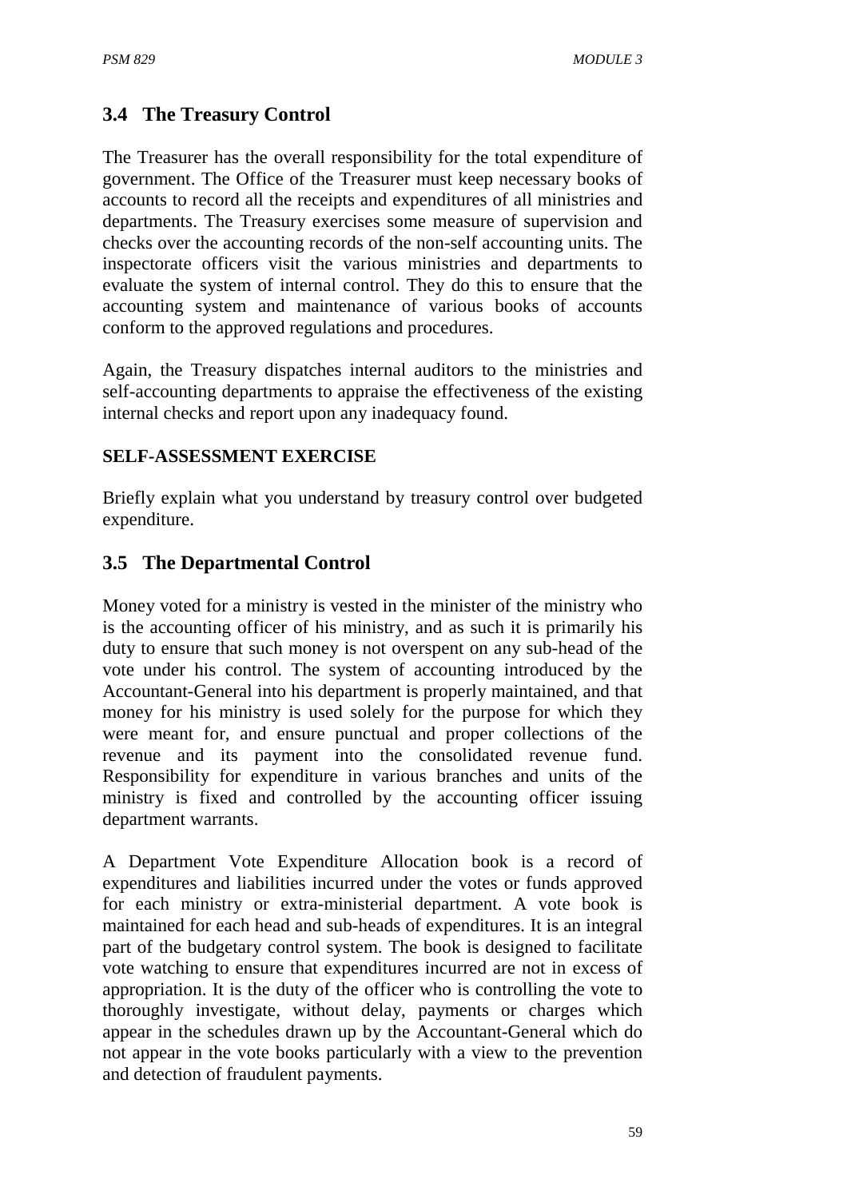## 3.4 The Treasury Control

The Treasurer has the overall responsibility for the total expenditure of government. The Office of the Treasurer must keep necessary books of accounts to record all the receipts and expenditures of all ministries and departments. The Treasury exercises some measure of supervision and checks over the accounting records of the non-self accounting units. The inspectorate officers visit the various ministries and departments to evaluate the system of internal control. They do this to ensure that the accounting system and maintenance of various books of accounts conform to the approved regulations and procedures.

Again, the Treasury dispatches internal auditors to the ministries and self-accounting departments to appraise the effectiveness of the existing internal checks and report upon any inadequacy found.

**SELF-ASSESSMENT EXERCISE**

Briefly explain what you understand by treasury control over budgeted expenditure.

## 3.5 The Departmental Control

Money voted for a ministry is vested in the minister of the ministry who is the accounting officer of his ministry, and as such it is primarily his duty to ensure that such money is not overspent on any sub-head of the vote under his control. The system of accounting introduced by the Accountant-General into his department is properly maintained, and that money for his ministry is used solely for the purpose for which they were meant for, and ensure punctual and proper collections of the revenue and its payment into the consolidated revenue fund. Responsibility for expenditure in various branches and units of the ministry is fixed and controlled by the accounting officer issuing department warrants.

A Department Vote Expenditure Allocation book is a record of expenditures and liabilities incurred under the votes or funds approved for each ministry or extra-ministerial department. A vote book is maintained for each head and sub-heads of expenditures. It is an integral part of the budgetary control system. The book is designed to facilitate vote watching to ensure that expenditures incurred are not in excess of appropriation. It is the duty of the officer who is controlling the vote to thoroughly investigate, without delay, payments or charges which appear in the schedules drawn up by the Accountant-General which do not appear in the vote books particularly with a view to the prevention and detection of fraudulent payments.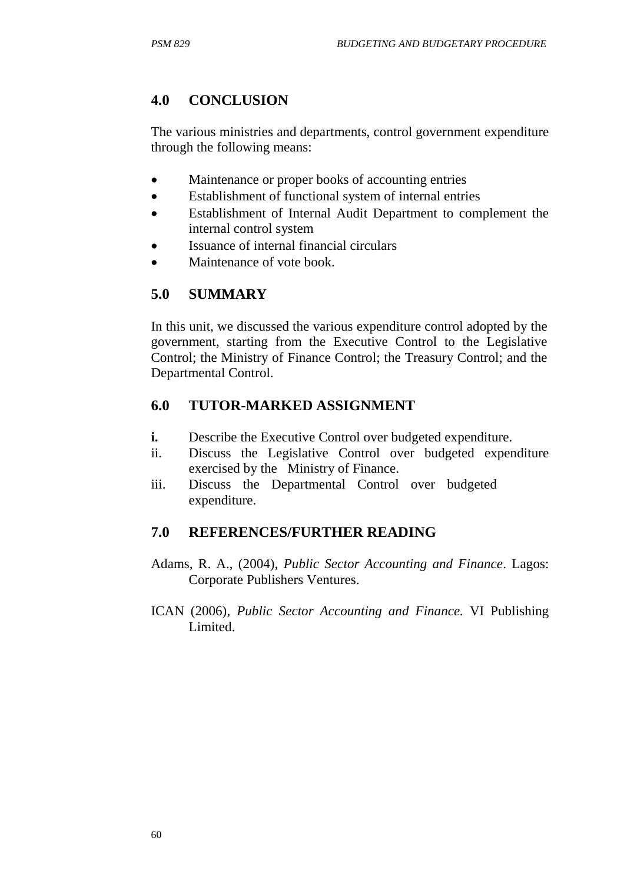## 4.0 CONCLUSION

The various ministries and departments, control government expenditure through the following means:

- Maintenance or proper books of accounting entries
- Establishment of functional system of internal entries
- Establishment of Internal Audit Department to complement the internal control system
- Issuance of internal financial circulars
- Maintenance of vote book.

## 5.0 SUMMARY

In this unit, we discussed the various expenditure control adopted by the government, starting from the Executive Control to the Legislative Control; the Ministry of Finance Control; the Treasury Control; and the Departmental Control.

## 6.0 TUTOR-MARKED ASSIGNMENT

**i.** Describe the Executive Control over budgeted expenditure.

ii. Discuss the Legislative Control over budgeted expenditure exercised by the Ministry of Finance.

iii. Discuss the Departmental Control over budgeted expenditure.

## 7.0 REFERENCES/FURTHER READING

Adams, R. A., (2004), *Public Sector Accounting and Finance*. Lagos: Corporate Publishers Ventures.

ICAN (2006), *Public Sector Accounting and Finance.* VI Publishing Limited.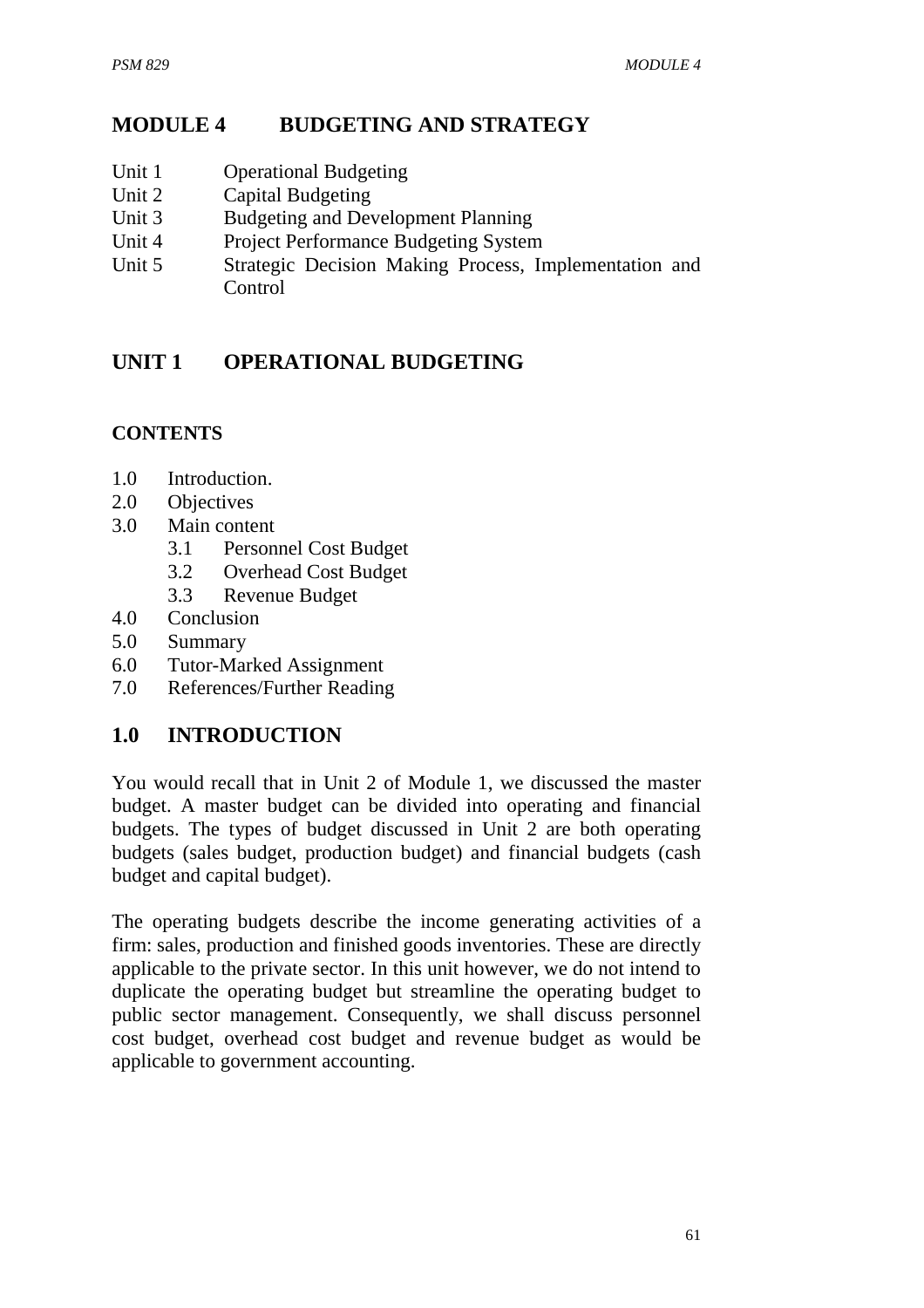# MODULE 4 BUDGETING AND STRATEGY

Unit 1 Operational Budgeting
Unit 2 Capital Budgeting
Unit 3 Budgeting and Development Planning
Unit 4 Project Performance Budgeting System
Unit 5 Strategic Decision Making Process, Implementation and Control

## UNIT 1 OPERATIONAL BUDGETING

### CONTENTS

1.0 Introduction.
2.0 Objectives
3.0 Main content
    3.1 Personnel Cost Budget
    3.2 Overhead Cost Budget
    3.3 Revenue Budget
4.0 Conclusion
5.0 Summary
6.0 Tutor-Marked Assignment
7.0 References/Further Reading

## 1.0 INTRODUCTION

You would recall that in Unit 2 of Module 1, we discussed the master budget. A master budget can be divided into operating and financial budgets. The types of budget discussed in Unit 2 are both operating budgets (sales budget, production budget) and financial budgets (cash budget and capital budget).

The operating budgets describe the income generating activities of a firm: sales, production and finished goods inventories. These are directly applicable to the private sector. In this unit however, we do not intend to duplicate the operating budget but streamline the operating budget to public sector management. Consequently, we shall discuss personnel cost budget, overhead cost budget and revenue budget as would be applicable to government accounting.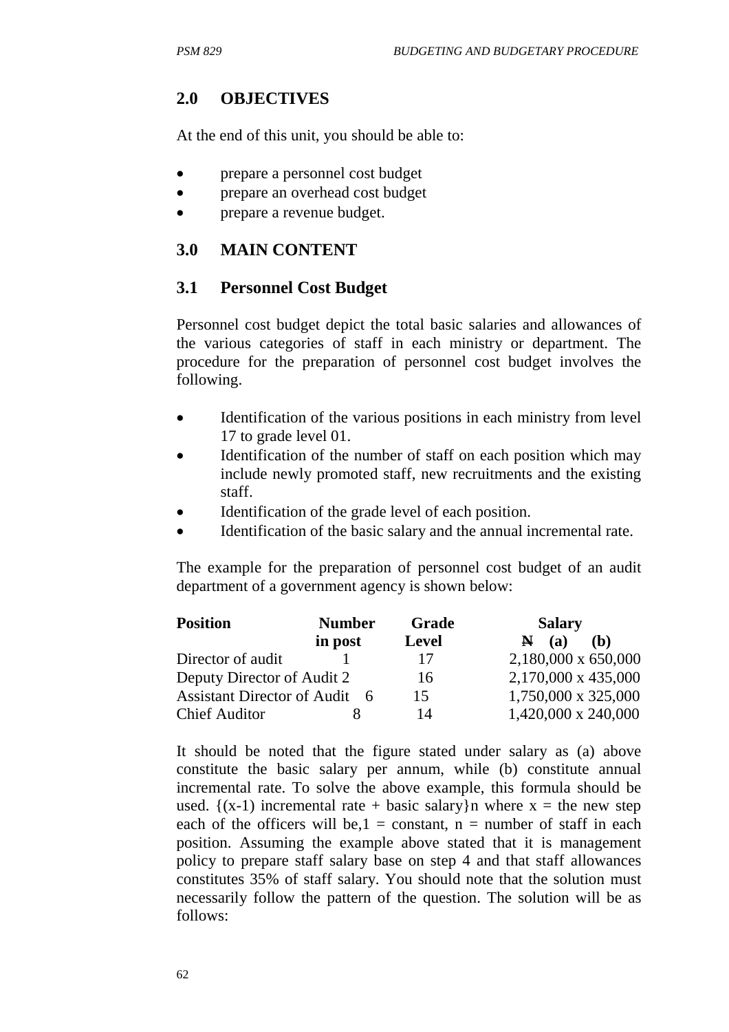## 2.0 OBJECTIVES

At the end of this unit, you should be able to:

- prepare a personnel cost budget
- prepare an overhead cost budget
- prepare a revenue budget.

## 3.0 MAIN CONTENT

### 3.1 Personnel Cost Budget

Personnel cost budget depict the total basic salaries and allowances of the various categories of staff in each ministry or department. The procedure for the preparation of personnel cost budget involves the following.

- Identification of the various positions in each ministry from level 17 to grade level 01.
- Identification of the number of staff on each position which may include newly promoted staff, new recruitments and the existing staff.
- Identification of the grade level of each position.
- Identification of the basic salary and the annual incremental rate.

The example for the preparation of personnel cost budget of an audit department of a government agency is shown below:

| **Position** | **Number in post** | **Grade Level** | **Salary ₦ (a) (b)** |
|---|---|---|---|
| Director of audit | 1 | 17 | 2,180,000 x 650,000 |
| Deputy Director of Audit | 2 | 16 | 2,170,000 x 435,000 |
| Assistant Director of Audit | 6 | 15 | 1,750,000 x 325,000 |
| Chief Auditor | 8 | 14 | 1,420,000 x 240,000 |

It should be noted that the figure stated under salary as (a) above constitute the basic salary per annum, while (b) constitute annual incremental rate. To solve the above example, this formula should be used. $\{(x-1)$ incremental rate + basic salary$\}n$ where $x$ = the new step each of the officers will be, $1$ = constant, $n$ = number of staff in each position. Assuming the example above stated that it is management policy to prepare staff salary base on step 4 and that staff allowances constitutes 35% of staff salary. You should note that the solution must necessarily follow the pattern of the question. The solution will be as follows: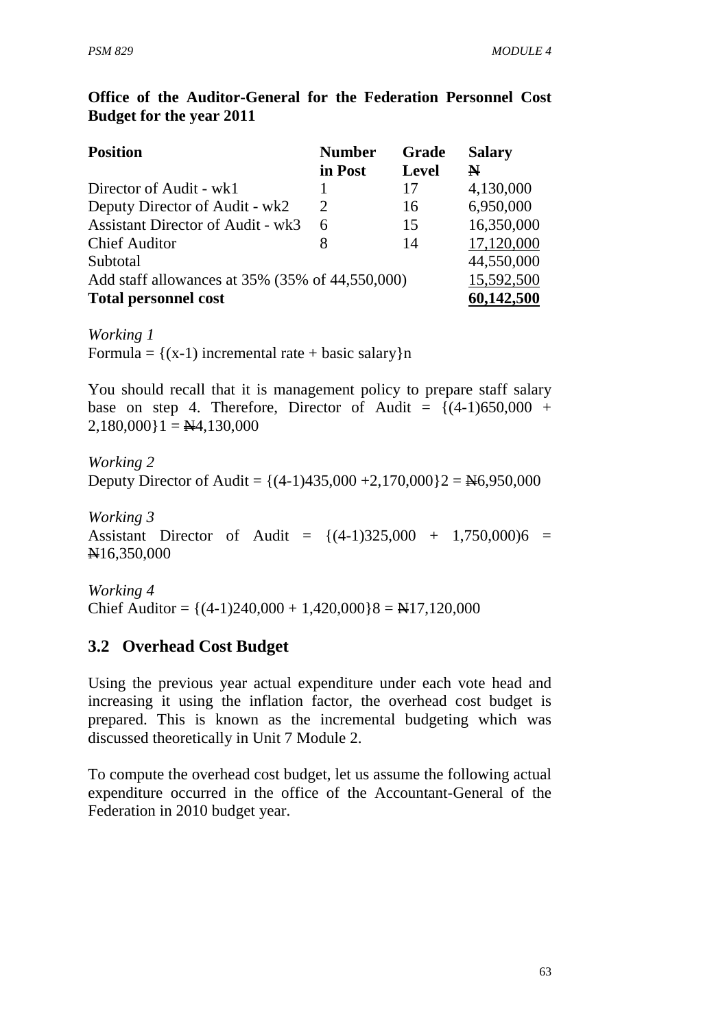**Office of the Auditor-General for the Federation Personnel Cost Budget for the year 2011**

| Position | Number in Post | Grade Level | Salary ₦ |
|---|---|---|---|
| Director of Audit - wk1 | 1 | 17 | 4,130,000 |
| Deputy Director of Audit - wk2 | 2 | 16 | 6,950,000 |
| Assistant Director of Audit - wk3 | 6 | 15 | 16,350,000 |
| Chief Auditor | 8 | 14 | 17,120,000 |
| Subtotal | | | 44,550,000 |
| Add staff allowances at 35% (35% of 44,550,000) | | | 15,592,500 |
| **Total personnel cost** | | | **60,142,500** |

*Working 1*

Formula = {(x-1) incremental rate + basic salary}n

You should recall that it is management policy to prepare staff salary base on step 4. Therefore, Director of Audit = {(4-1)650,000 + 2,180,000}1 = ₦4,130,000

*Working 2*

Deputy Director of Audit = {(4-1)435,000 +2,170,000}2 = ₦6,950,000

*Working 3*

Assistant Director of Audit = {(4-1)325,000 + 1,750,000)6 = ₦16,350,000

*Working 4*

Chief Auditor = {(4-1)240,000 + 1,420,000}8 = ₦17,120,000

## 3.2 Overhead Cost Budget

Using the previous year actual expenditure under each vote head and increasing it using the inflation factor, the overhead cost budget is prepared. This is known as the incremental budgeting which was discussed theoretically in Unit 7 Module 2.

To compute the overhead cost budget, let us assume the following actual expenditure occurred in the office of the Accountant-General of the Federation in 2010 budget year.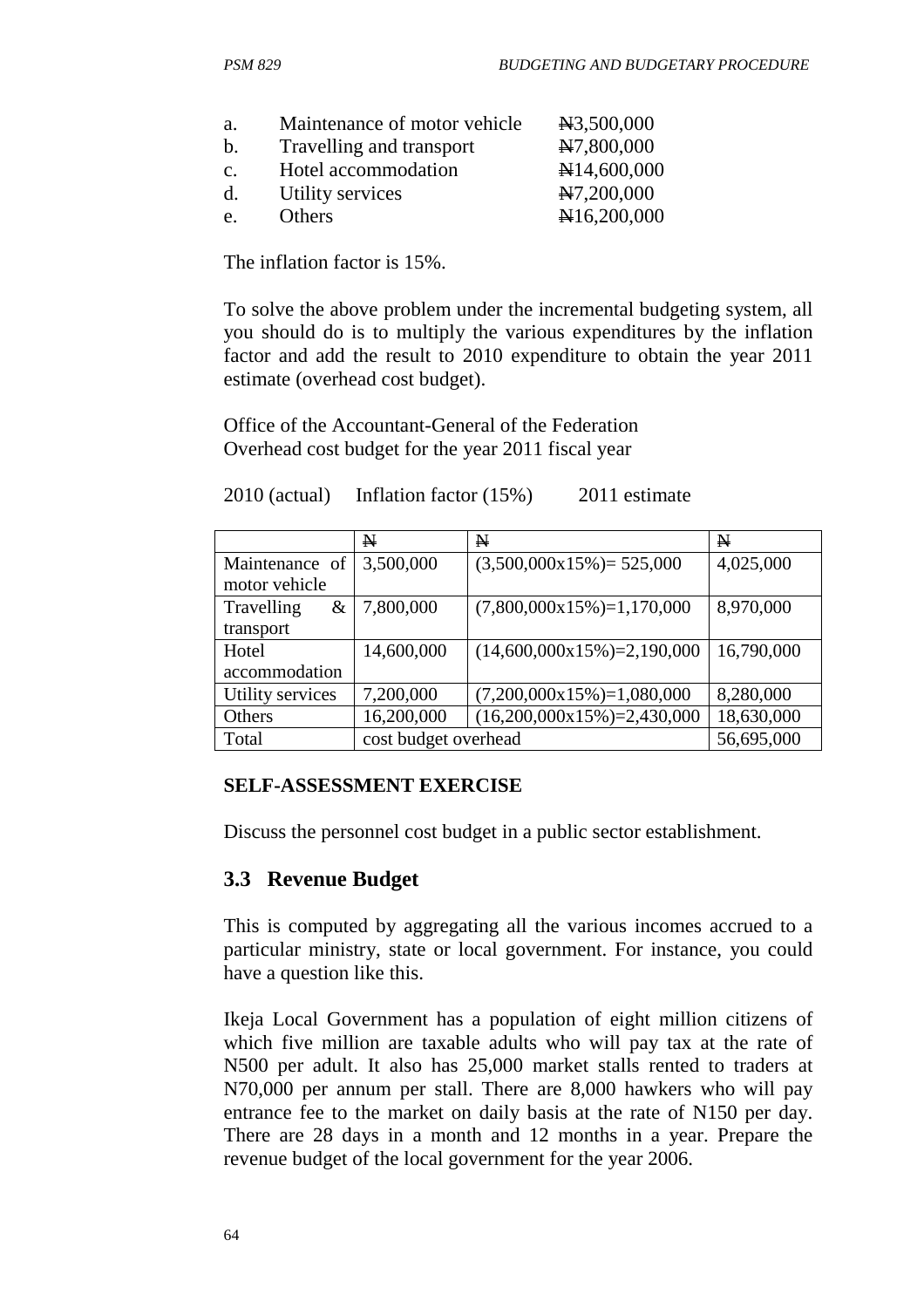a. Maintenance of motor vehicle ₦3,500,000
b. Travelling and transport ₦7,800,000
c. Hotel accommodation ₦14,600,000
d. Utility services ₦7,200,000
e. Others ₦16,200,000

The inflation factor is 15%.

To solve the above problem under the incremental budgeting system, all you should do is to multiply the various expenditures by the inflation factor and add the result to 2010 expenditure to obtain the year 2011 estimate (overhead cost budget).

Office of the Accountant-General of the Federation
Overhead cost budget for the year 2011 fiscal year

2010 (actual) Inflation factor (15%) 2011 estimate

| | ₦ | ₦ | ₦ |
|---|---|---|---|
| Maintenance of motor vehicle | 3,500,000 | (3,500,000x15%)= 525,000 | 4,025,000 |
| Travelling & transport | 7,800,000 | (7,800,000x15%)=1,170,000 | 8,970,000 |
| Hotel accommodation | 14,600,000 | (14,600,000x15%)=2,190,000 | 16,790,000 |
| Utility services | 7,200,000 | (7,200,000x15%)=1,080,000 | 8,280,000 |
| Others | 16,200,000 | (16,200,000x15%)=2,430,000 | 18,630,000 |
| Total | cost budget overhead | | 56,695,000 |

**SELF-ASSESSMENT EXERCISE**

Discuss the personnel cost budget in a public sector establishment.

## 3.3 Revenue Budget

This is computed by aggregating all the various incomes accrued to a particular ministry, state or local government. For instance, you could have a question like this.

Ikeja Local Government has a population of eight million citizens of which five million are taxable adults who will pay tax at the rate of N500 per adult. It also has 25,000 market stalls rented to traders at N70,000 per annum per stall. There are 8,000 hawkers who will pay entrance fee to the market on daily basis at the rate of N150 per day. There are 28 days in a month and 12 months in a year. Prepare the revenue budget of the local government for the year 2006.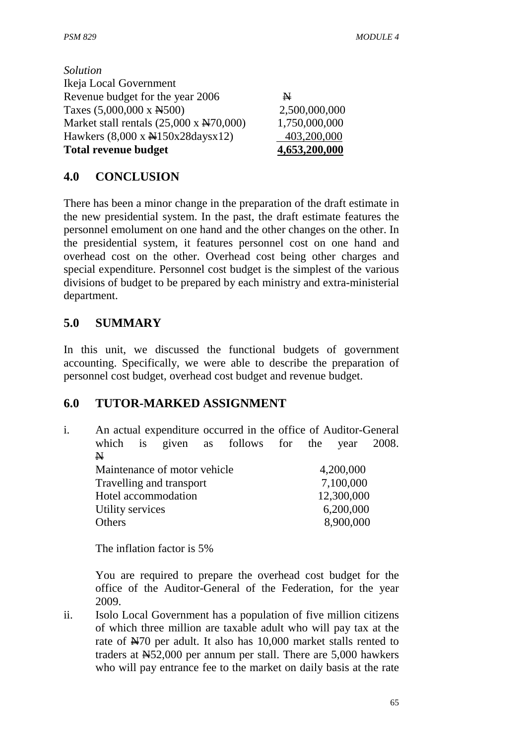*Solution*

Ikeja Local Government

| | |
|---|---|
| Revenue budget for the year 2006 | ₦ |
| Taxes (5,000,000 x ₦500) | 2,500,000,000 |
| Market stall rentals (25,000 x ₦70,000) | 1,750,000,000 |
| Hawkers (8,000 x ₦150x28daysx12) | 403,200,000 |
| **Total revenue budget** | **4,653,200,000** |

## 4.0 CONCLUSION

There has been a minor change in the preparation of the draft estimate in the new presidential system. In the past, the draft estimate features the personnel emolument on one hand and the other changes on the other. In the presidential system, it features personnel cost on one hand and overhead cost on the other. Overhead cost being other charges and special expenditure. Personnel cost budget is the simplest of the various divisions of budget to be prepared by each ministry and extra-ministerial department.

## 5.0 SUMMARY

In this unit, we discussed the functional budgets of government accounting. Specifically, we were able to describe the preparation of personnel cost budget, overhead cost budget and revenue budget.

## 6.0 TUTOR-MARKED ASSIGNMENT

i. An actual expenditure occurred in the office of Auditor-General which is given as follows for the year 2008.

| | ₦ |
|---|---|
| Maintenance of motor vehicle | 4,200,000 |
| Travelling and transport | 7,100,000 |
| Hotel accommodation | 12,300,000 |
| Utility services | 6,200,000 |
| Others | 8,900,000 |

The inflation factor is 5%

You are required to prepare the overhead cost budget for the office of the Auditor-General of the Federation, for the year 2009.

ii. Isolo Local Government has a population of five million citizens of which three million are taxable adult who will pay tax at the rate of ₦70 per adult. It also has 10,000 market stalls rented to traders at ₦52,000 per annum per stall. There are 5,000 hawkers who will pay entrance fee to the market on daily basis at the rate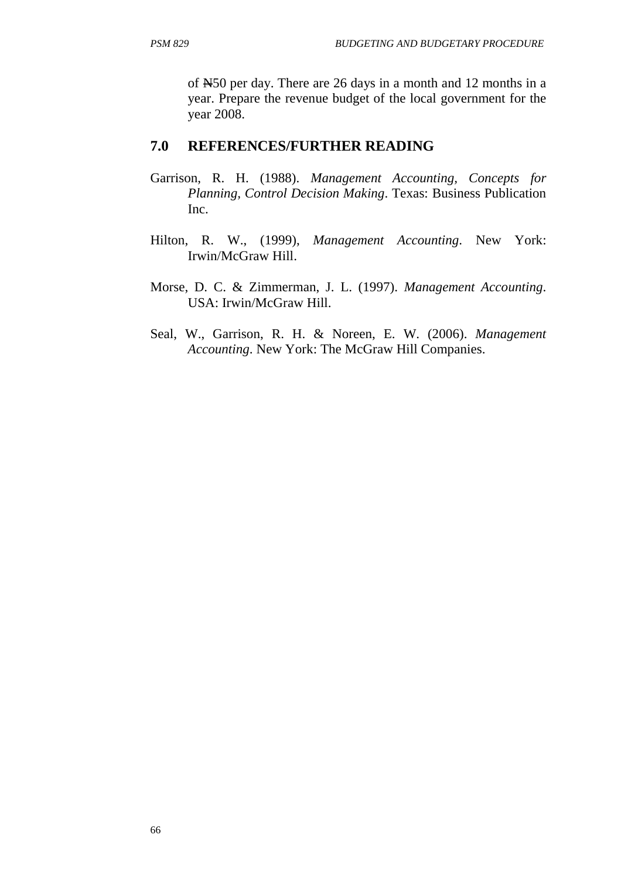of ₦50 per day. There are 26 days in a month and 12 months in a year. Prepare the revenue budget of the local government for the year 2008.

## 7.0 REFERENCES/FURTHER READING

Garrison, R. H. (1988). *Management Accounting, Concepts for Planning, Control Decision Making*. Texas: Business Publication Inc.

Hilton, R. W., (1999), *Management Accounting*. New York: Irwin/McGraw Hill.

Morse, D. C. & Zimmerman, J. L. (1997). *Management Accounting*. USA: Irwin/McGraw Hill.

Seal, W., Garrison, R. H. & Noreen, E. W. (2006). *Management Accounting*. New York: The McGraw Hill Companies.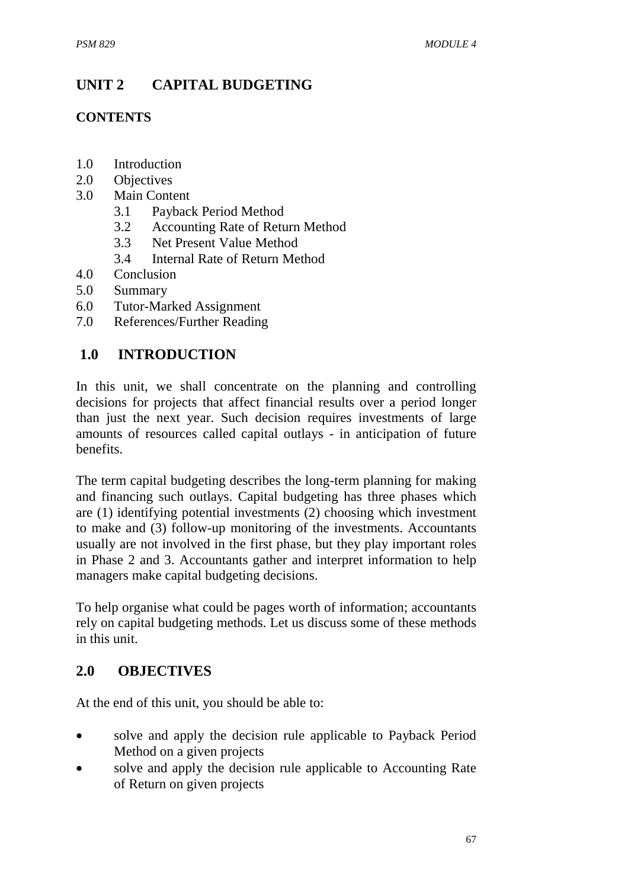# UNIT 2 CAPITAL BUDGETING

## CONTENTS

1.0 Introduction
2.0 Objectives
3.0 Main Content
    3.1 Payback Period Method
    3.2 Accounting Rate of Return Method
    3.3 Net Present Value Method
    3.4 Internal Rate of Return Method
4.0 Conclusion
5.0 Summary
6.0 Tutor-Marked Assignment
7.0 References/Further Reading

## 1.0 INTRODUCTION

In this unit, we shall concentrate on the planning and controlling decisions for projects that affect financial results over a period longer than just the next year. Such decision requires investments of large amounts of resources called capital outlays - in anticipation of future benefits.

The term capital budgeting describes the long-term planning for making and financing such outlays. Capital budgeting has three phases which are (1) identifying potential investments (2) choosing which investment to make and (3) follow-up monitoring of the investments. Accountants usually are not involved in the first phase, but they play important roles in Phase 2 and 3. Accountants gather and interpret information to help managers make capital budgeting decisions.

To help organise what could be pages worth of information; accountants rely on capital budgeting methods. Let us discuss some of these methods in this unit.

## 2.0 OBJECTIVES

At the end of this unit, you should be able to:

- solve and apply the decision rule applicable to Payback Period Method on a given projects
- solve and apply the decision rule applicable to Accounting Rate of Return on given projects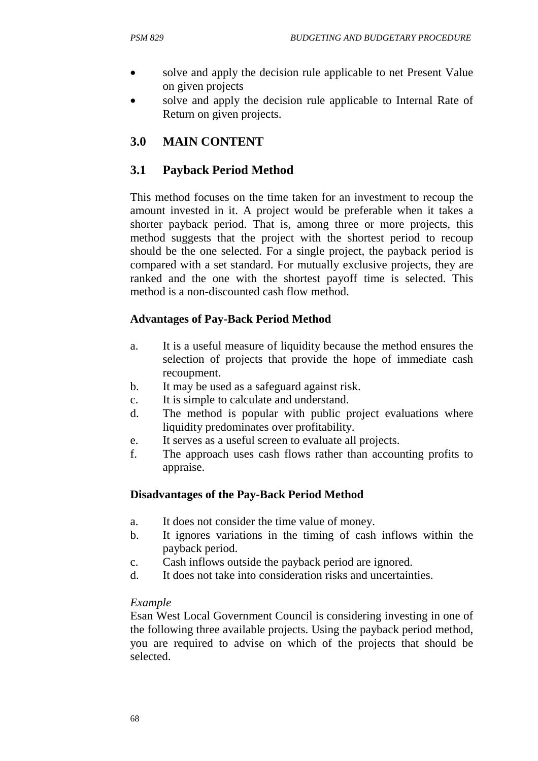- solve and apply the decision rule applicable to net Present Value on given projects
- solve and apply the decision rule applicable to Internal Rate of Return on given projects.

## 3.0 MAIN CONTENT

### 3.1 Payback Period Method

This method focuses on the time taken for an investment to recoup the amount invested in it. A project would be preferable when it takes a shorter payback period. That is, among three or more projects, this method suggests that the project with the shortest period to recoup should be the one selected. For a single project, the payback period is compared with a set standard. For mutually exclusive projects, they are ranked and the one with the shortest payoff time is selected. This method is a non-discounted cash flow method.

**Advantages of Pay-Back Period Method**

a. It is a useful measure of liquidity because the method ensures the selection of projects that provide the hope of immediate cash recoupment.
b. It may be used as a safeguard against risk.
c. It is simple to calculate and understand.
d. The method is popular with public project evaluations where liquidity predominates over profitability.
e. It serves as a useful screen to evaluate all projects.
f. The approach uses cash flows rather than accounting profits to appraise.

**Disadvantages of the Pay-Back Period Method**

a. It does not consider the time value of money.
b. It ignores variations in the timing of cash inflows within the payback period.
c. Cash inflows outside the payback period are ignored.
d. It does not take into consideration risks and uncertainties.

*Example*

Esan West Local Government Council is considering investing in one of the following three available projects. Using the payback period method, you are required to advise on which of the projects that should be selected.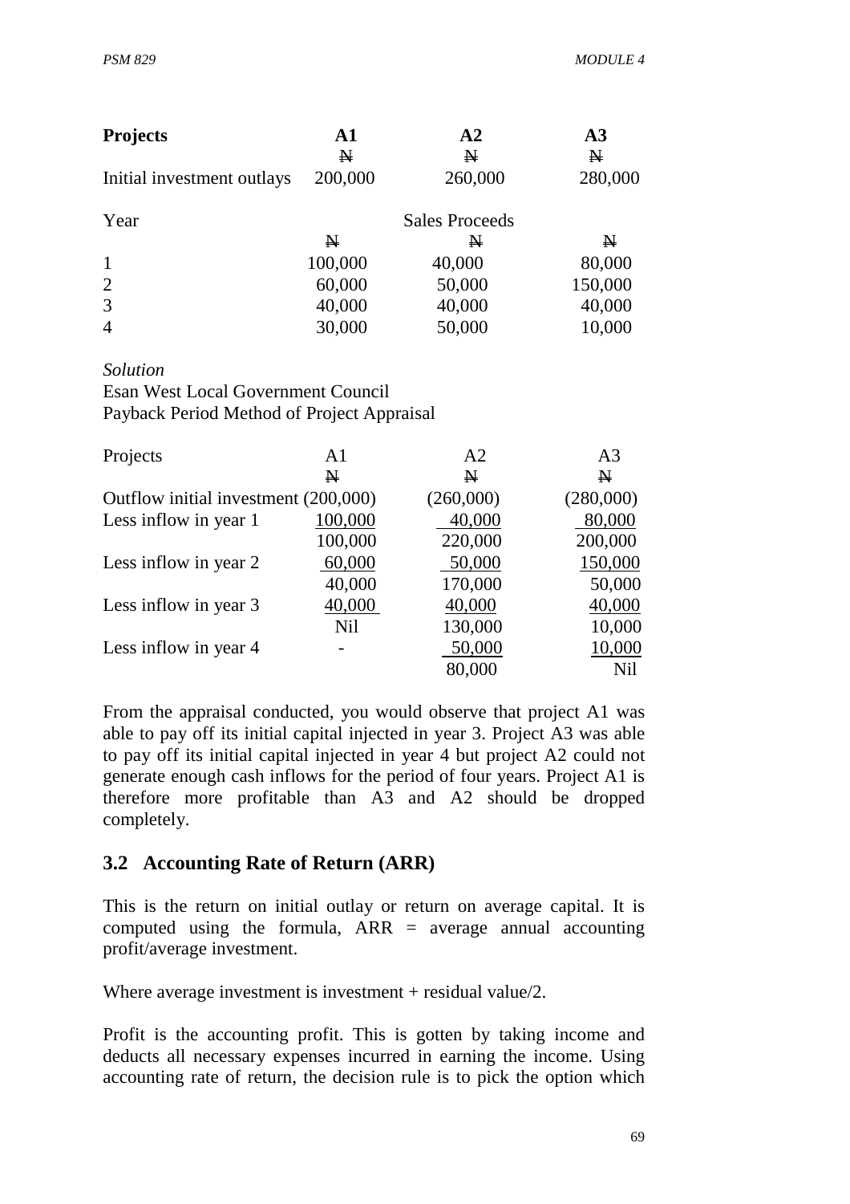| **Projects** | **A1** | **A2** | **A3** |
|---|---|---|---|
| | ₦ | ₦ | ₦ |
| Initial investment outlays | 200,000 | 260,000 | 280,000 |
| Year | | Sales Proceeds | |
| | ₦ | ₦ | ₦ |
| 1 | 100,000 | 40,000 | 80,000 |
| 2 | 60,000 | 50,000 | 150,000 |
| 3 | 40,000 | 40,000 | 40,000 |
| 4 | 30,000 | 50,000 | 10,000 |

*Solution*

Esan West Local Government Council

Payback Period Method of Project Appraisal

| Projects | A1 | A2 | A3 |
|---|---|---|---|
| | ₦ | ₦ | ₦ |
| Outflow initial investment | (200,000) | (260,000) | (280,000) |
| Less inflow in year 1 | 100,000 | 40,000 | 80,000 |
| | 100,000 | 220,000 | 200,000 |
| Less inflow in year 2 | 60,000 | 50,000 | 150,000 |
| | 40,000 | 170,000 | 50,000 |
| Less inflow in year 3 | 40,000 | 40,000 | 40,000 |
| | Nil | 130,000 | 10,000 |
| Less inflow in year 4 | - | 50,000 | 10,000 |
| | | 80,000 | Nil |

From the appraisal conducted, you would observe that project A1 was able to pay off its initial capital injected in year 3. Project A3 was able to pay off its initial capital injected in year 4 but project A2 could not generate enough cash inflows for the period of four years. Project A1 is therefore more profitable than A3 and A2 should be dropped completely.

## 3.2 Accounting Rate of Return (ARR)

This is the return on initial outlay or return on average capital. It is computed using the formula, ARR = average annual accounting profit/average investment.

Where average investment is investment + residual value/2.

Profit is the accounting profit. This is gotten by taking income and deducts all necessary expenses incurred in earning the income. Using accounting rate of return, the decision rule is to pick the option which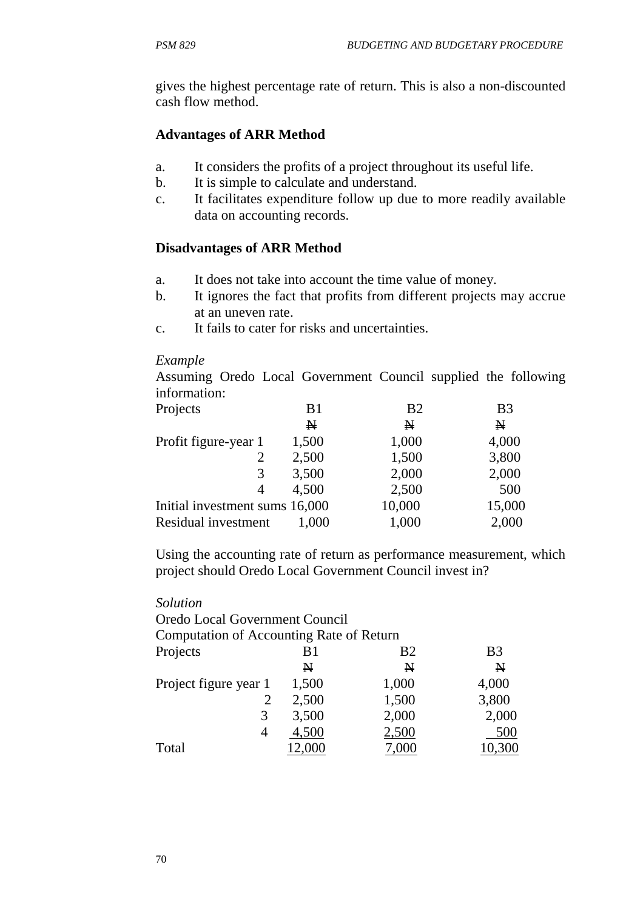gives the highest percentage rate of return. This is also a non-discounted cash flow method.

**Advantages of ARR Method**

a. It considers the profits of a project throughout its useful life.
b. It is simple to calculate and understand.
c. It facilitates expenditure follow up due to more readily available data on accounting records.

**Disadvantages of ARR Method**

a. It does not take into account the time value of money.
b. It ignores the fact that profits from different projects may accrue at an uneven rate.
c. It fails to cater for risks and uncertainties.

*Example*

Assuming Oredo Local Government Council supplied the following information:

| Projects | | B1 | B2 | B3 |
|---|---|---|---|---|
| | | ₦ | ₦ | ₦ |
| Profit figure-year | 1 | 1,500 | 1,000 | 4,000 |
| | 2 | 2,500 | 1,500 | 3,800 |
| | 3 | 3,500 | 2,000 | 2,000 |
| | 4 | 4,500 | 2,500 | 500 |
| Initial investment sums | | 16,000 | 10,000 | 15,000 |
| Residual investment | | 1,000 | 1,000 | 2,000 |

Using the accounting rate of return as performance measurement, which project should Oredo Local Government Council invest in?

*Solution*

Oredo Local Government Council
Computation of Accounting Rate of Return

| Projects | | B1 | B2 | B3 |
|---|---|---|---|---|
| | | ₦ | ₦ | ₦ |
| Project figure year | 1 | 1,500 | 1,000 | 4,000 |
| | 2 | 2,500 | 1,500 | 3,800 |
| | 3 | 3,500 | 2,000 | 2,000 |
| | 4 | 4,500 | 2,500 | 500 |
| Total | | 12,000 | 7,000 | 10,300 |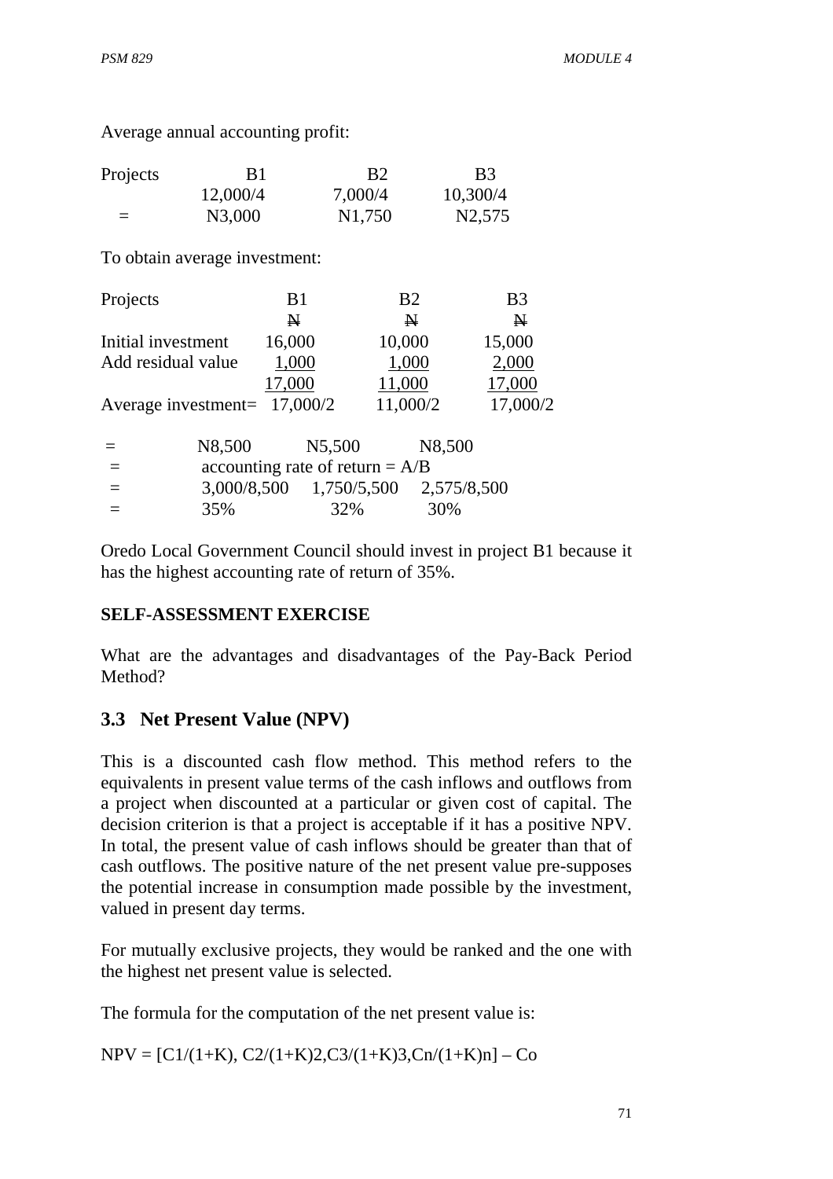Average annual accounting profit:

| Projects | B1 | B2 | B3 |
|---|---|---|---|
| | 12,000/4 | 7,000/4 | 10,300/4 |
| = | N3,000 | N1,750 | N2,575 |

To obtain average investment:

| Projects | B1 | B2 | B3 |
|---|---|---|---|
| | ₦ | ₦ | ₦ |
| Initial investment | 16,000 | 10,000 | 15,000 |
| Add residual value | 1,000 | 1,000 | 2,000 |
| | 17,000 | 11,000 | 17,000 |
| Average investment= | 17,000/2 | 11,000/2 | 17,000/2 |
| = | N8,500 | N5,500 | N8,500 |
| = | accounting rate of return = A/B | | |
| = | 3,000/8,500 | 1,750/5,500 | 2,575/8,500 |
| = | 35% | 32% | 30% |

Oredo Local Government Council should invest in project B1 because it has the highest accounting rate of return of 35%.

**SELF-ASSESSMENT EXERCISE**

What are the advantages and disadvantages of the Pay-Back Period Method?

## 3.3 Net Present Value (NPV)

This is a discounted cash flow method. This method refers to the equivalents in present value terms of the cash inflows and outflows from a project when discounted at a particular or given cost of capital. The decision criterion is that a project is acceptable if it has a positive NPV. In total, the present value of cash inflows should be greater than that of cash outflows. The positive nature of the net present value pre-supposes the potential increase in consumption made possible by the investment, valued in present day terms.

For mutually exclusive projects, they would be ranked and the one with the highest net present value is selected.

The formula for the computation of the net present value is:

$$NPV = [C1/(1+K), C2/(1+K)^2, C3/(1+K)^3, Cn/(1+K)^n] - Co$$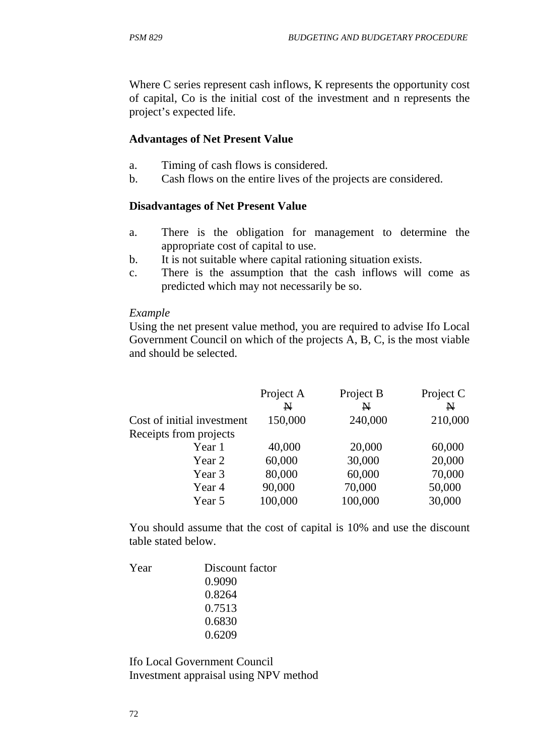Where C series represent cash inflows, K represents the opportunity cost of capital, Co is the initial cost of the investment and n represents the project's expected life.

**Advantages of Net Present Value**

a. Timing of cash flows is considered.
b. Cash flows on the entire lives of the projects are considered.

**Disadvantages of Net Present Value**

a. There is the obligation for management to determine the appropriate cost of capital to use.
b. It is not suitable where capital rationing situation exists.
c. There is the assumption that the cash inflows will come as predicted which may not necessarily be so.

*Example*

Using the net present value method, you are required to advise Ifo Local Government Council on which of the projects A, B, C, is the most viable and should be selected.

| | Project A | Project B | Project C |
|---|---|---|---|
| | ₦ | ₦ | ₦ |
| Cost of initial investment | 150,000 | 240,000 | 210,000 |
| Receipts from projects | | | |
| Year 1 | 40,000 | 20,000 | 60,000 |
| Year 2 | 60,000 | 30,000 | 20,000 |
| Year 3 | 80,000 | 60,000 | 70,000 |
| Year 4 | 90,000 | 70,000 | 50,000 |
| Year 5 | 100,000 | 100,000 | 30,000 |

You should assume that the cost of capital is 10% and use the discount table stated below.

| Year | Discount factor |
|---|---|
| | 0.9090 |
| | 0.8264 |
| | 0.7513 |
| | 0.6830 |
| | 0.6209 |

Ifo Local Government Council
Investment appraisal using NPV method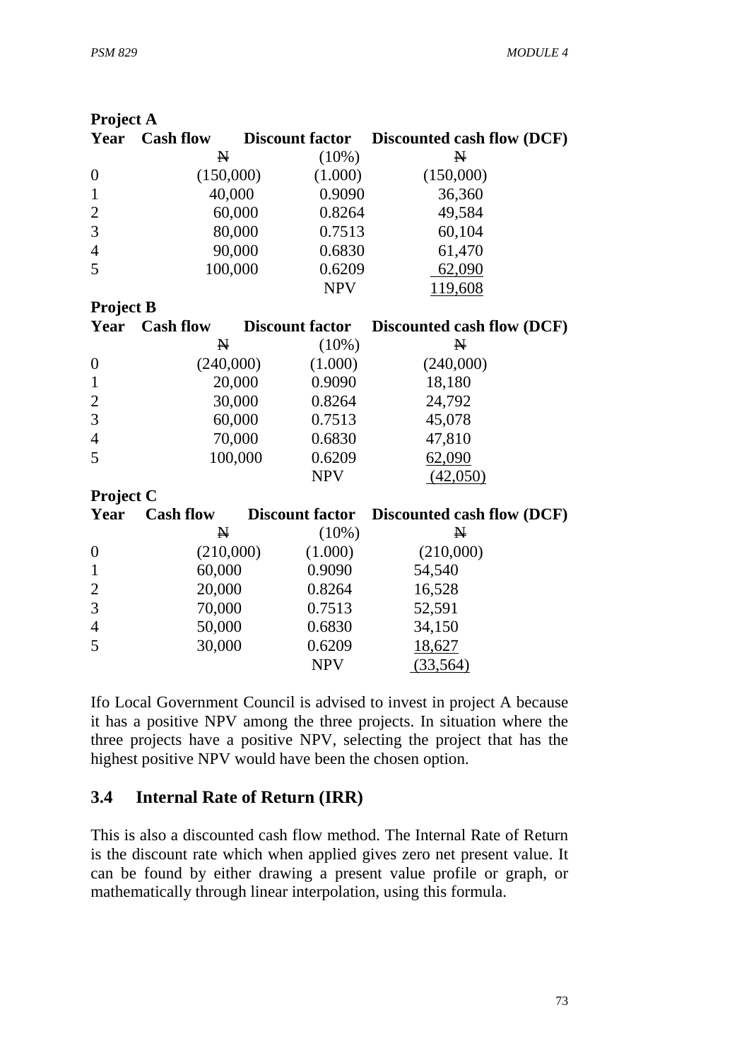**Project A**

| Year | Cash flow | Discount factor | Discounted cash flow (DCF) |
|---|---|---|---|
| | ₦ | (10%) | ₦ |
| 0 | (150,000) | (1.000) | (150,000) |
| 1 | 40,000 | 0.9090 | 36,360 |
| 2 | 60,000 | 0.8264 | 49,584 |
| 3 | 80,000 | 0.7513 | 60,104 |
| 4 | 90,000 | 0.6830 | 61,470 |
| 5 | 100,000 | 0.6209 | 62,090 |
| | | NPV | 119,608 |

**Project B**

| Year | Cash flow | Discount factor | Discounted cash flow (DCF) |
|---|---|---|---|
| | ₦ | (10%) | ₦ |
| 0 | (240,000) | (1.000) | (240,000) |
| 1 | 20,000 | 0.9090 | 18,180 |
| 2 | 30,000 | 0.8264 | 24,792 |
| 3 | 60,000 | 0.7513 | 45,078 |
| 4 | 70,000 | 0.6830 | 47,810 |
| 5 | 100,000 | 0.6209 | 62,090 |
| | | NPV | (42,050) |

**Project C**

| Year | Cash flow | Discount factor | Discounted cash flow (DCF) |
|---|---|---|---|
| | ₦ | (10%) | ₦ |
| 0 | (210,000) | (1.000) | (210,000) |
| 1 | 60,000 | 0.9090 | 54,540 |
| 2 | 20,000 | 0.8264 | 16,528 |
| 3 | 70,000 | 0.7513 | 52,591 |
| 4 | 50,000 | 0.6830 | 34,150 |
| 5 | 30,000 | 0.6209 | 18,627 |
| | | NPV | (33,564) |

Ifo Local Government Council is advised to invest in project A because it has a positive NPV among the three projects. In situation where the three projects have a positive NPV, selecting the project that has the highest positive NPV would have been the chosen option.

## 3.4 Internal Rate of Return (IRR)

This is also a discounted cash flow method. The Internal Rate of Return is the discount rate which when applied gives zero net present value. It can be found by either drawing a present value profile or graph, or mathematically through linear interpolation, using this formula.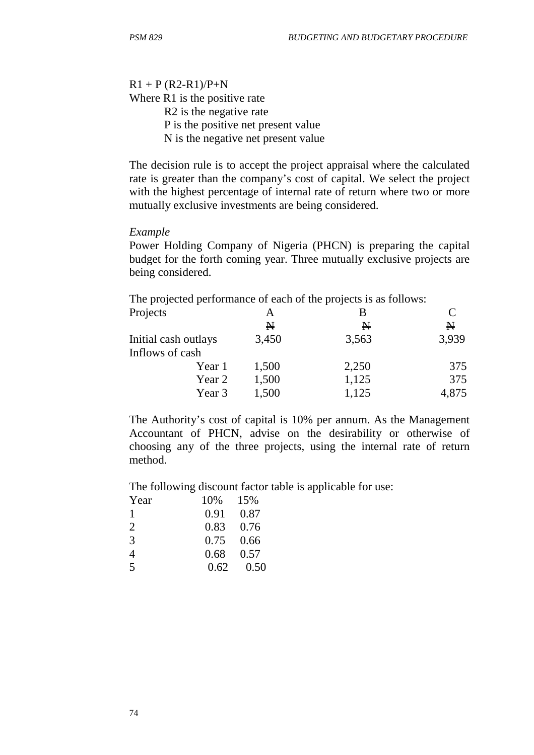$R1 + P (R2-R1)/P+N$

Where R1 is the positive rate

R2 is the negative rate

P is the positive net present value

N is the negative net present value

The decision rule is to accept the project appraisal where the calculated rate is greater than the company's cost of capital. We select the project with the highest percentage of internal rate of return where two or more mutually exclusive investments are being considered.

*Example*

Power Holding Company of Nigeria (PHCN) is preparing the capital budget for the forth coming year. Three mutually exclusive projects are being considered.

The projected performance of each of the projects is as follows:

| Projects | A | B | C |
|---|---|---|---|
| | ₦ | ₦ | ₦ |
| Initial cash outlays | 3,450 | 3,563 | 3,939 |
| Inflows of cash | | | |
| Year 1 | 1,500 | 2,250 | 375 |
| Year 2 | 1,500 | 1,125 | 375 |
| Year 3 | 1,500 | 1,125 | 4,875 |

The Authority's cost of capital is 10% per annum. As the Management Accountant of PHCN, advise on the desirability or otherwise of choosing any of the three projects, using the internal rate of return method.

The following discount factor table is applicable for use:

| Year | 10% | 15% |
|---|---|---|
| 1 | 0.91 | 0.87 |
| 2 | 0.83 | 0.76 |
| 3 | 0.75 | 0.66 |
| 4 | 0.68 | 0.57 |
| 5 | 0.62 | 0.50 |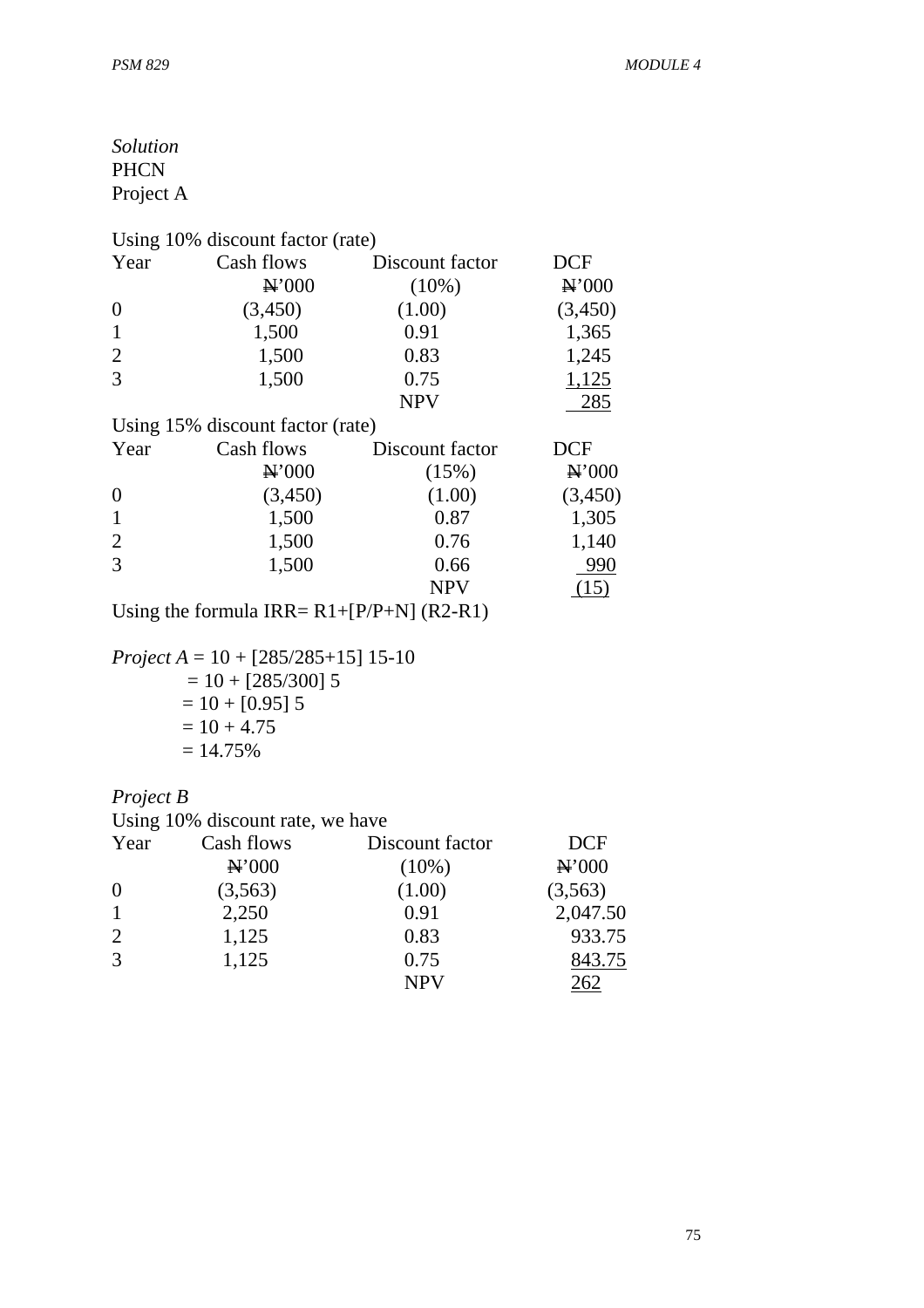*Solution*

PHCN

Project A

Using 10% discount factor (rate)

| Year | Cash flows | Discount factor | DCF |
|---|---|---|---|
| | ₦'000 | (10%) | ₦'000 |
| 0 | (3,450) | (1.00) | (3,450) |
| 1 | 1,500 | 0.91 | 1,365 |
| 2 | 1,500 | 0.83 | 1,245 |
| 3 | 1,500 | 0.75 | 1,125 |
| | | NPV | 285 |

Using 15% discount factor (rate)

| Year | Cash flows | Discount factor | DCF |
|---|---|---|---|
| | ₦'000 | (15%) | ₦'000 |
| 0 | (3,450) | (1.00) | (3,450) |
| 1 | 1,500 | 0.87 | 1,305 |
| 2 | 1,500 | 0.76 | 1,140 |
| 3 | 1,500 | 0.66 | 990 |
| | | NPV | (15) |

Using the formula IRR= R1+[P/P+N] (R2-R1)

*Project A* = 10 + [285/285+15] 15-10
= 10 + [285/300] 5
= 10 + [0.95] 5
= 10 + 4.75
= 14.75%

*Project B*

Using 10% discount rate, we have

| Year | Cash flows | Discount factor | DCF |
|---|---|---|---|
| | ₦'000 | (10%) | ₦'000 |
| 0 | (3,563) | (1.00) | (3,563) |
| 1 | 2,250 | 0.91 | 2,047.50 |
| 2 | 1,125 | 0.83 | 933.75 |
| 3 | 1,125 | 0.75 | 843.75 |
| | | NPV | 262 |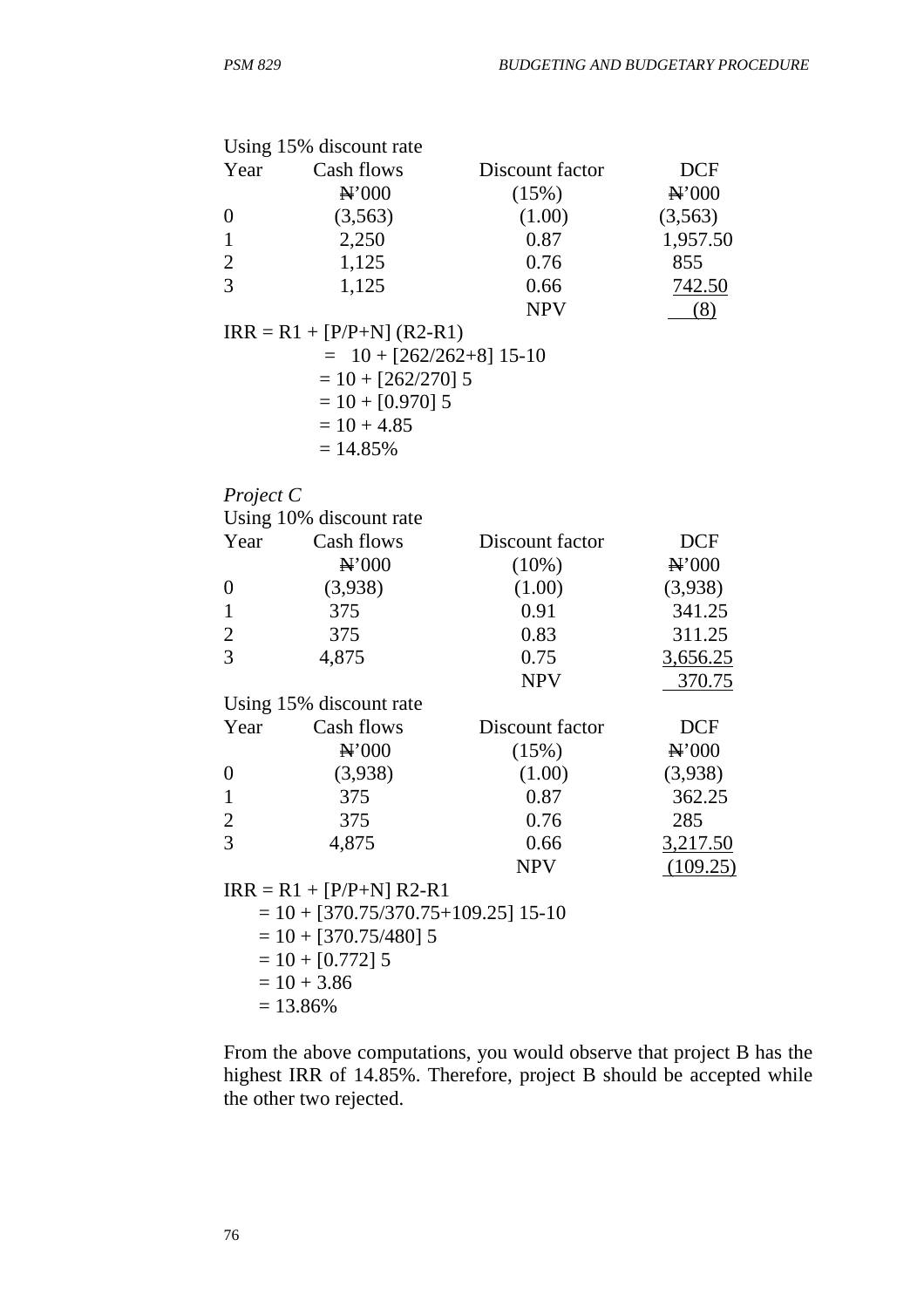Using 15% discount rate

| Year | Cash flows ₦'000 | Discount factor (15%) | DCF ₦'000 |
|---|---|---|---|
| 0 | (3,563) | (1.00) | (3,563) |
| 1 | 2,250 | 0.87 | 1,957.50 |
| 2 | 1,125 | 0.76 | 855 |
| 3 | 1,125 | 0.66 | 742.50 |
| | | NPV | (8) |

IRR = R1 + [P/P+N] (R2-R1)

= 10 + [262/262+8] 15-10

= 10 + [262/270] 5

= 10 + [0.970] 5

= 10 + 4.85

= 14.85%

*Project C*

Using 10% discount rate

| Year | Cash flows ₦'000 | Discount factor (10%) | DCF ₦'000 |
|---|---|---|---|
| 0 | (3,938) | (1.00) | (3,938) |
| 1 | 375 | 0.91 | 341.25 |
| 2 | 375 | 0.83 | 311.25 |
| 3 | 4,875 | 0.75 | 3,656.25 |
| | | NPV | 370.75 |

Using 15% discount rate

| Year | Cash flows ₦'000 | Discount factor (15%) | DCF ₦'000 |
|---|---|---|---|
| 0 | (3,938) | (1.00) | (3,938) |
| 1 | 375 | 0.87 | 362.25 |
| 2 | 375 | 0.76 | 285 |
| 3 | 4,875 | 0.66 | 3,217.50 |
| | | NPV | (109.25) |

IRR = R1 + [P/P+N] R2-R1

= 10 + [370.75/370.75+109.25] 15-10

= 10 + [370.75/480] 5

= 10 + [0.772] 5

= 10 + 3.86

= 13.86%

From the above computations, you would observe that project B has the highest IRR of 14.85%. Therefore, project B should be accepted while the other two rejected.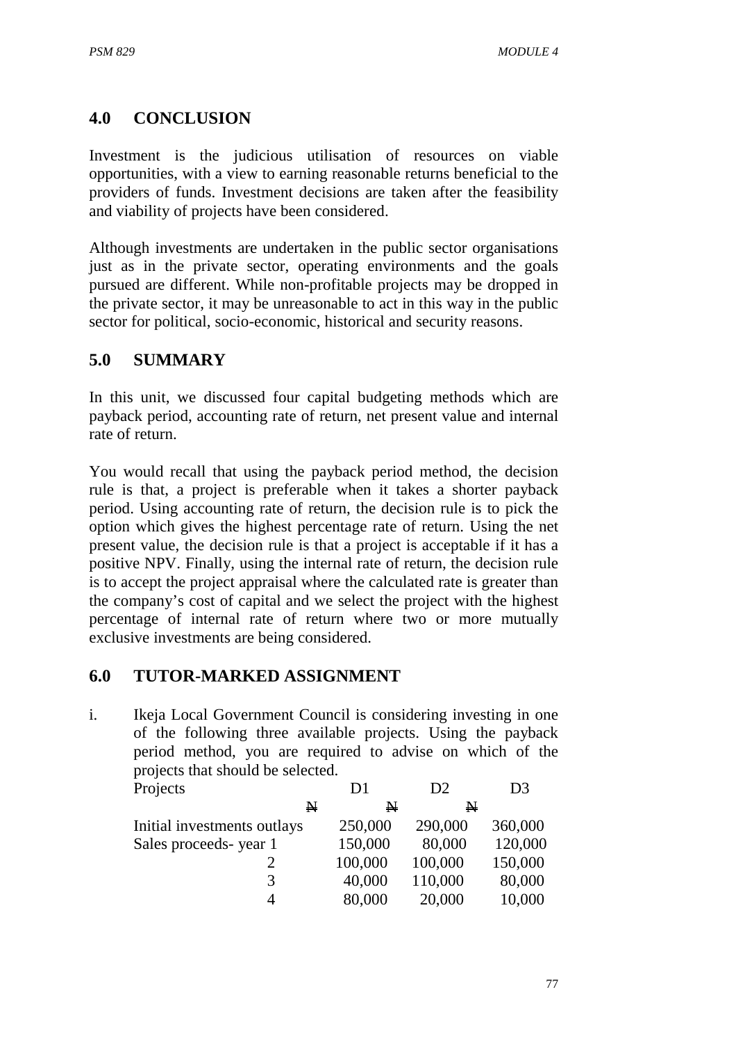## 4.0 CONCLUSION

Investment is the judicious utilisation of resources on viable opportunities, with a view to earning reasonable returns beneficial to the providers of funds. Investment decisions are taken after the feasibility and viability of projects have been considered.

Although investments are undertaken in the public sector organisations just as in the private sector, operating environments and the goals pursued are different. While non-profitable projects may be dropped in the private sector, it may be unreasonable to act in this way in the public sector for political, socio-economic, historical and security reasons.

## 5.0 SUMMARY

In this unit, we discussed four capital budgeting methods which are payback period, accounting rate of return, net present value and internal rate of return.

You would recall that using the payback period method, the decision rule is that, a project is preferable when it takes a shorter payback period. Using accounting rate of return, the decision rule is to pick the option which gives the highest percentage rate of return. Using the net present value, the decision rule is that a project is acceptable if it has a positive NPV. Finally, using the internal rate of return, the decision rule is to accept the project appraisal where the calculated rate is greater than the company's cost of capital and we select the project with the highest percentage of internal rate of return where two or more mutually exclusive investments are being considered.

## 6.0 TUTOR-MARKED ASSIGNMENT

i. Ikeja Local Government Council is considering investing in one of the following three available projects. Using the payback period method, you are required to advise on which of the projects that should be selected.

| Projects | D1 | D2 | D3 |
|---|---|---|---|
| | ₦ | ₦ | ₦ |
| Initial investments outlays | 250,000 | 290,000 | 360,000 |
| Sales proceeds- year 1 | 150,000 | 80,000 | 120,000 |
| 2 | 100,000 | 100,000 | 150,000 |
| 3 | 40,000 | 110,000 | 80,000 |
| 4 | 80,000 | 20,000 | 10,000 |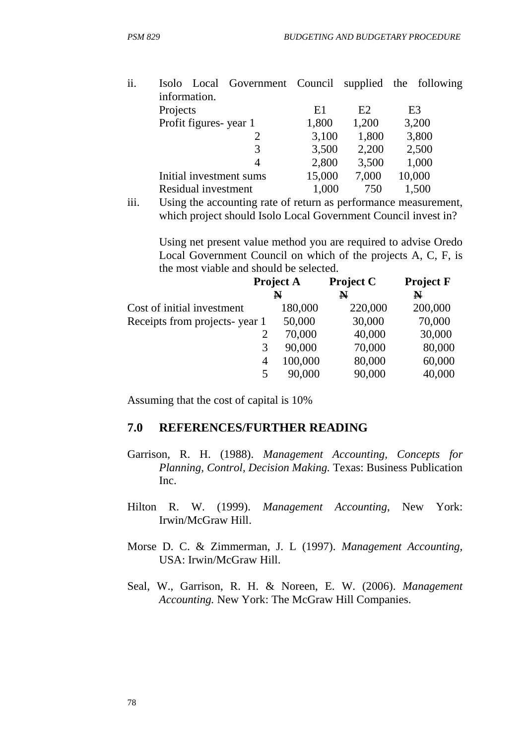ii. Isolo Local Government Council supplied the following information.

| Projects | E1 | E2 | E3 |
|---|---|---|---|
| Profit figures- year 1 | 1,800 | 1,200 | 3,200 |
| 2 | 3,100 | 1,800 | 3,800 |
| 3 | 3,500 | 2,200 | 2,500 |
| 4 | 2,800 | 3,500 | 1,000 |
| Initial investment sums | 15,000 | 7,000 | 10,000 |
| Residual investment | 1,000 | 750 | 1,500 |

iii. Using the accounting rate of return as performance measurement, which project should Isolo Local Government Council invest in?

Using net present value method you are required to advise Oredo Local Government Council on which of the projects A, C, F, is the most viable and should be selected.

| | **Project A** | **Project C** | **Project F** |
|---|---|---|---|
| | **₦** | **₦** | **₦** |
| Cost of initial investment | 180,000 | 220,000 | 200,000 |
| Receipts from projects- year 1 | 50,000 | 30,000 | 70,000 |
| 2 | 70,000 | 40,000 | 30,000 |
| 3 | 90,000 | 70,000 | 80,000 |
| 4 | 100,000 | 80,000 | 60,000 |
| 5 | 90,000 | 90,000 | 40,000 |

Assuming that the cost of capital is 10%

## 7.0 REFERENCES/FURTHER READING

Garrison, R. H. (1988). *Management Accounting, Concepts for Planning, Control, Decision Making.* Texas: Business Publication Inc.

Hilton R. W. (1999). *Management Accounting,* New York: Irwin/McGraw Hill.

Morse D. C. & Zimmerman, J. L (1997). *Management Accounting,* USA: Irwin/McGraw Hill.

Seal, W., Garrison, R. H. & Noreen, E. W. (2006). *Management Accounting.* New York: The McGraw Hill Companies.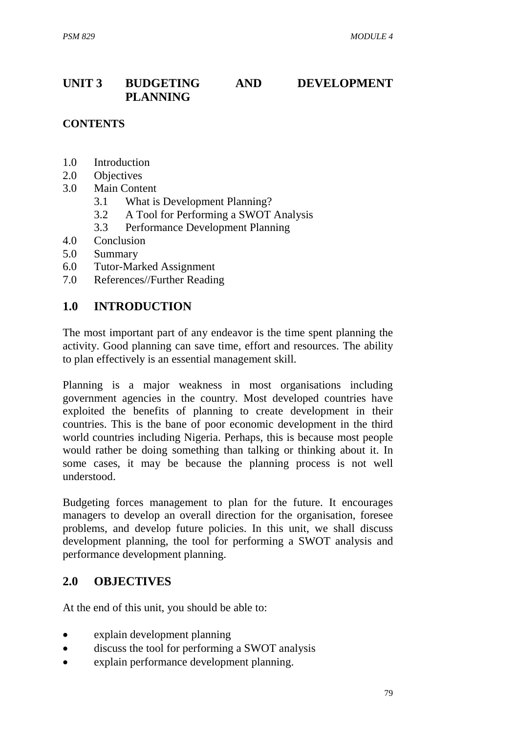# UNIT 3 BUDGETING AND DEVELOPMENT PLANNING

## CONTENTS

- 1.0 Introduction
- 2.0 Objectives
- 3.0 Main Content
  - 3.1 What is Development Planning?
  - 3.2 A Tool for Performing a SWOT Analysis
  - 3.3 Performance Development Planning
- 4.0 Conclusion
- 5.0 Summary
- 6.0 Tutor-Marked Assignment
- 7.0 References//Further Reading

## 1.0 INTRODUCTION

The most important part of any endeavor is the time spent planning the activity. Good planning can save time, effort and resources. The ability to plan effectively is an essential management skill.

Planning is a major weakness in most organisations including government agencies in the country. Most developed countries have exploited the benefits of planning to create development in their countries. This is the bane of poor economic development in the third world countries including Nigeria. Perhaps, this is because most people would rather be doing something than talking or thinking about it. In some cases, it may be because the planning process is not well understood.

Budgeting forces management to plan for the future. It encourages managers to develop an overall direction for the organisation, foresee problems, and develop future policies. In this unit, we shall discuss development planning, the tool for performing a SWOT analysis and performance development planning.

## 2.0 OBJECTIVES

At the end of this unit, you should be able to:

- explain development planning
- discuss the tool for performing a SWOT analysis
- explain performance development planning.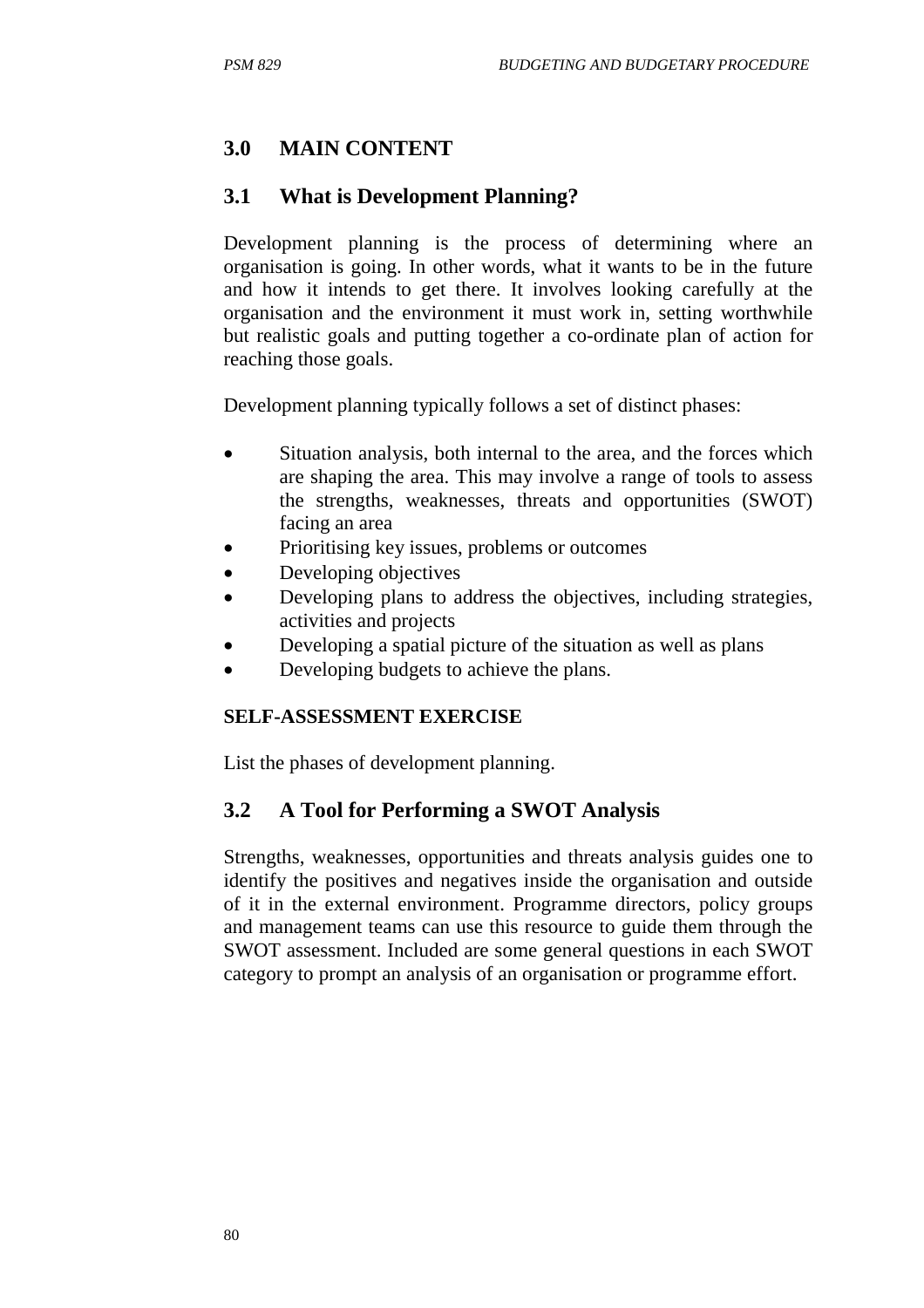## 3.0 MAIN CONTENT

### 3.1 What is Development Planning?

Development planning is the process of determining where an organisation is going. In other words, what it wants to be in the future and how it intends to get there. It involves looking carefully at the organisation and the environment it must work in, setting worthwhile but realistic goals and putting together a co-ordinate plan of action for reaching those goals.

Development planning typically follows a set of distinct phases:

- Situation analysis, both internal to the area, and the forces which are shaping the area. This may involve a range of tools to assess the strengths, weaknesses, threats and opportunities (SWOT) facing an area
- Prioritising key issues, problems or outcomes
- Developing objectives
- Developing plans to address the objectives, including strategies, activities and projects
- Developing a spatial picture of the situation as well as plans
- Developing budgets to achieve the plans.

**SELF-ASSESSMENT EXERCISE**

List the phases of development planning.

### 3.2 A Tool for Performing a SWOT Analysis

Strengths, weaknesses, opportunities and threats analysis guides one to identify the positives and negatives inside the organisation and outside of it in the external environment. Programme directors, policy groups and management teams can use this resource to guide them through the SWOT assessment. Included are some general questions in each SWOT category to prompt an analysis of an organisation or programme effort.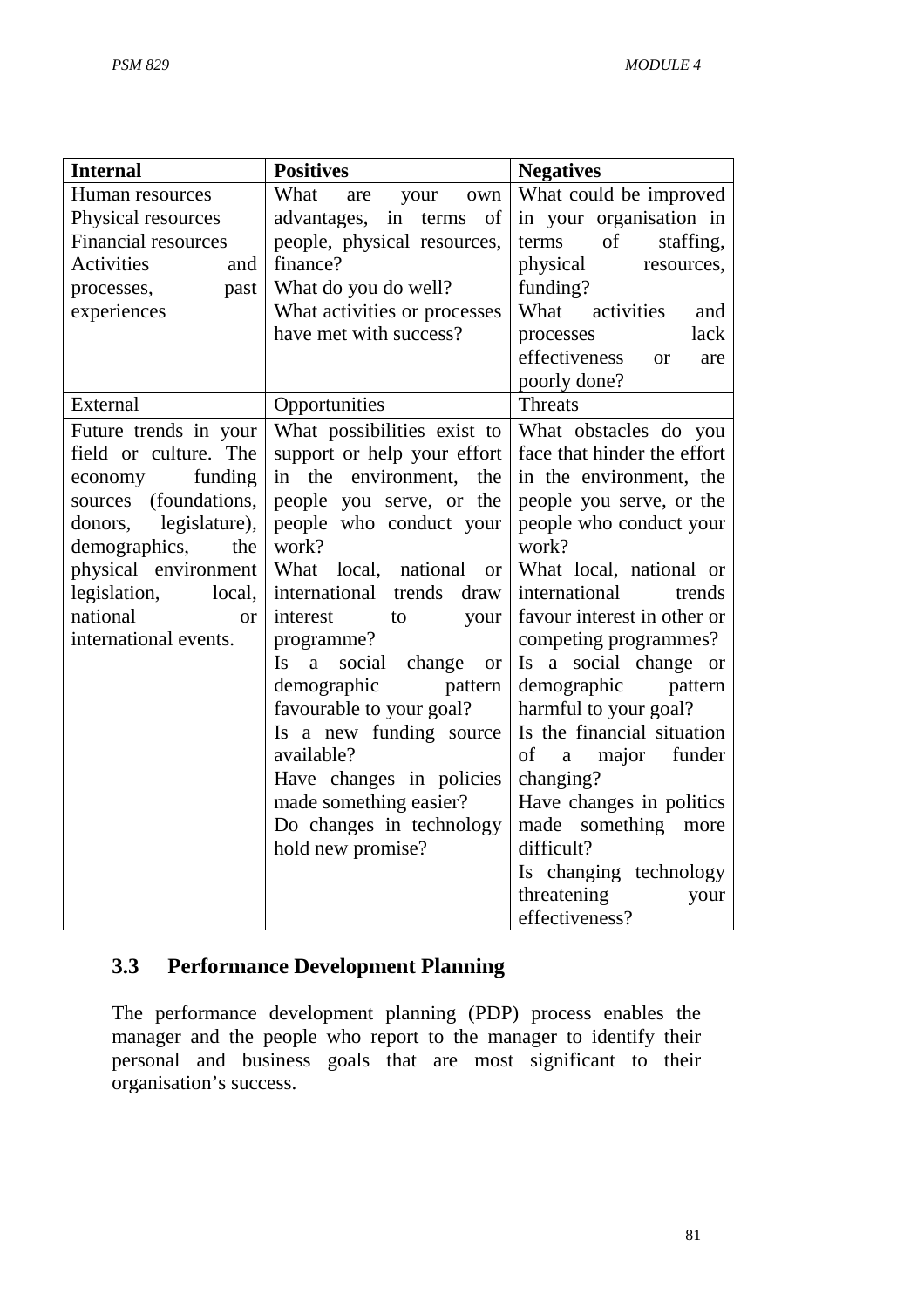| Internal | Positives | Negatives |
|---|---|---|
| Human resources<br>Physical resources<br>Financial resources<br>Activities and processes, past experiences | What are your own advantages, in terms of people, physical resources, finance?<br>What do you do well?<br>What activities or processes have met with success? | What could be improved in your organisation in terms of staffing, physical resources, funding?<br>What activities and processes lack effectiveness or are poorly done? |
| External | Opportunities | Threats |
| Future trends in your field or culture. The economy funding sources (foundations, donors, legislature), demographics, the physical environment legislation, local, national or international events. | What possibilities exist to support or help your effort in the environment, the people you serve, or the people who conduct your work?<br>What local, national or international trends draw interest to your programme?<br>Is a social change or demographic pattern favourable to your goal?<br>Is a new funding source available?<br>Have changes in policies made something easier?<br>Do changes in technology hold new promise? | What obstacles do you face that hinder the effort in the environment, the people you serve, or the people who conduct your work?<br>What local, national or international trends favour interest in other or competing programmes?<br>Is a social change or demographic pattern harmful to your goal?<br>Is the financial situation of a major funder changing?<br>Have changes in politics made something more difficult?<br>Is changing technology threatening your effectiveness? |

## 3.3 Performance Development Planning

The performance development planning (PDP) process enables the manager and the people who report to the manager to identify their personal and business goals that are most significant to their organisation's success.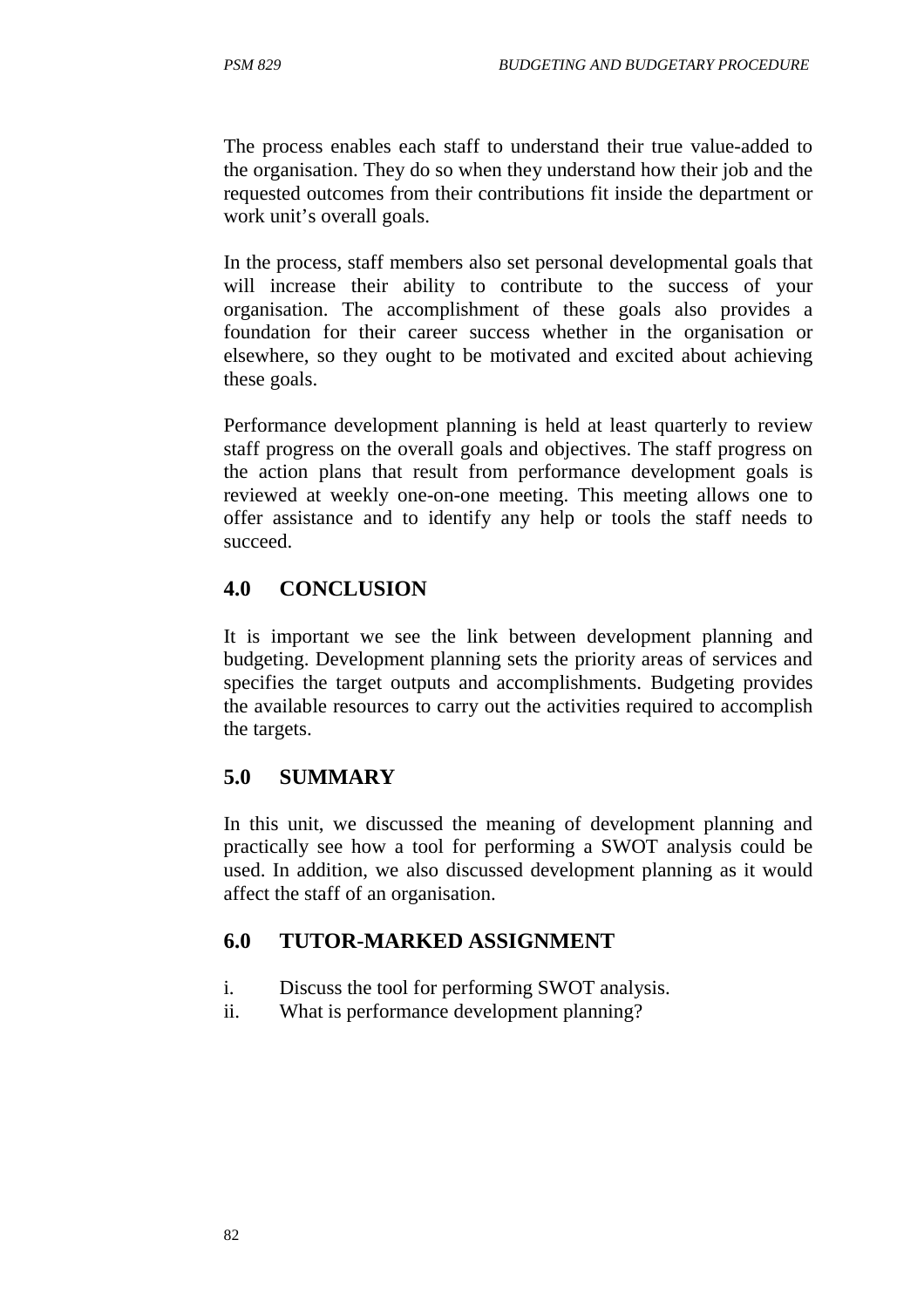The process enables each staff to understand their true value-added to the organisation. They do so when they understand how their job and the requested outcomes from their contributions fit inside the department or work unit's overall goals.

In the process, staff members also set personal developmental goals that will increase their ability to contribute to the success of your organisation. The accomplishment of these goals also provides a foundation for their career success whether in the organisation or elsewhere, so they ought to be motivated and excited about achieving these goals.

Performance development planning is held at least quarterly to review staff progress on the overall goals and objectives. The staff progress on the action plans that result from performance development goals is reviewed at weekly one-on-one meeting. This meeting allows one to offer assistance and to identify any help or tools the staff needs to succeed.

## 4.0 CONCLUSION

It is important we see the link between development planning and budgeting. Development planning sets the priority areas of services and specifies the target outputs and accomplishments. Budgeting provides the available resources to carry out the activities required to accomplish the targets.

## 5.0 SUMMARY

In this unit, we discussed the meaning of development planning and practically see how a tool for performing a SWOT analysis could be used. In addition, we also discussed development planning as it would affect the staff of an organisation.

## 6.0 TUTOR-MARKED ASSIGNMENT

i. Discuss the tool for performing SWOT analysis.
ii. What is performance development planning?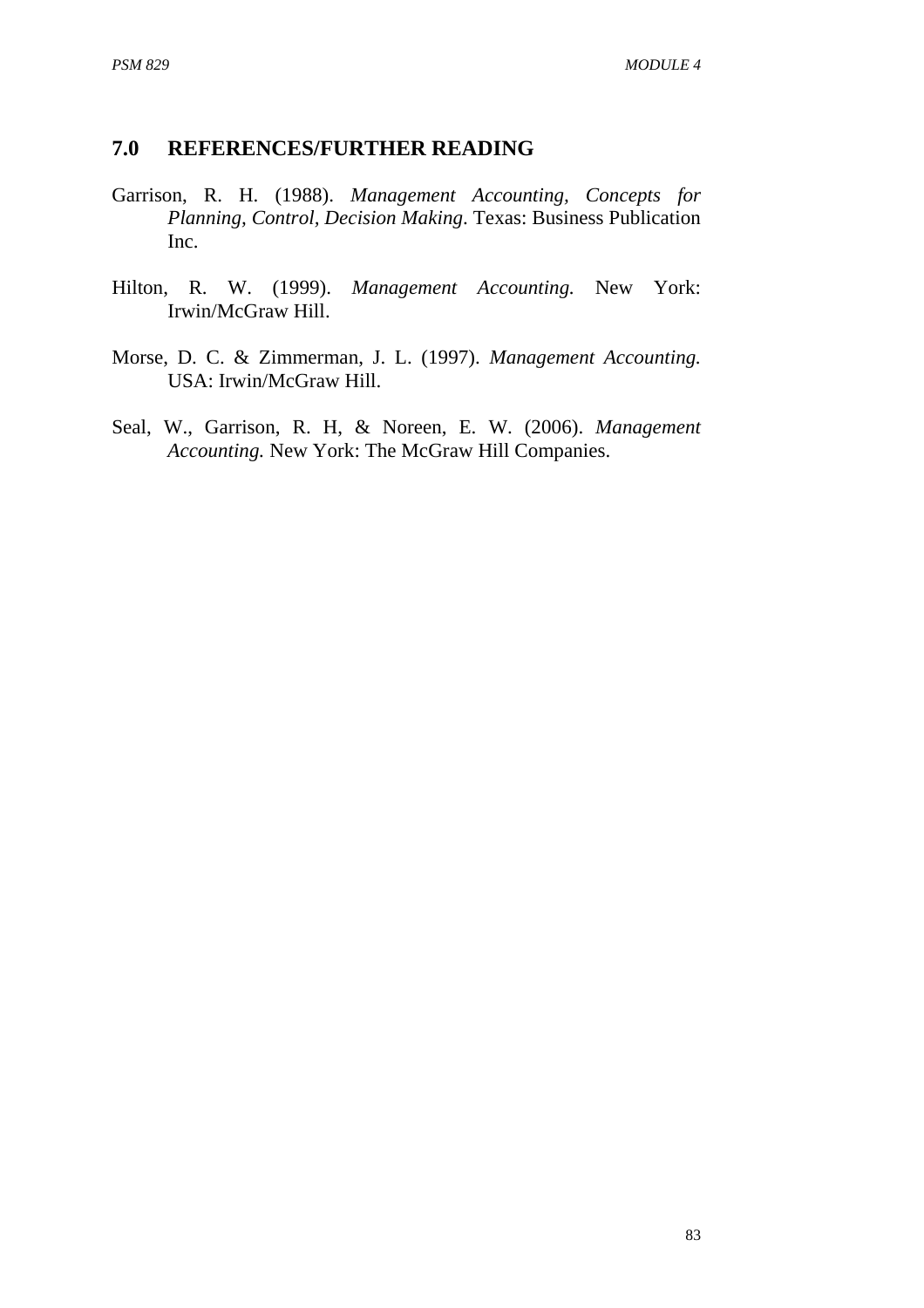## 7.0 REFERENCES/FURTHER READING

Garrison, R. H. (1988). *Management Accounting, Concepts for Planning, Control, Decision Making*. Texas: Business Publication Inc.

Hilton, R. W. (1999). *Management Accounting.* New York: Irwin/McGraw Hill.

Morse, D. C. & Zimmerman, J. L. (1997). *Management Accounting.* USA: Irwin/McGraw Hill.

Seal, W., Garrison, R. H, & Noreen, E. W. (2006). *Management Accounting.* New York: The McGraw Hill Companies.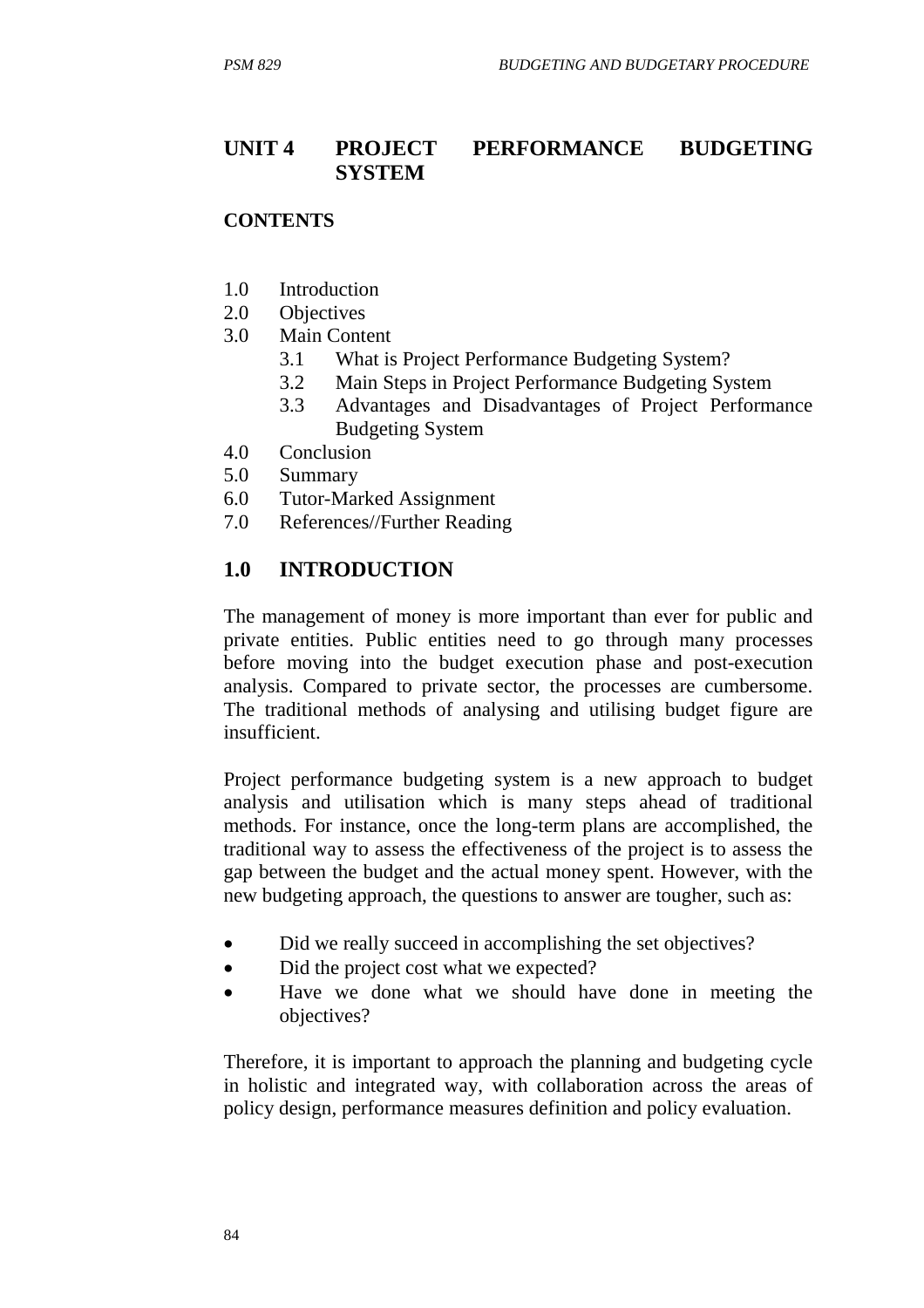## UNIT 4 PROJECT PERFORMANCE BUDGETING SYSTEM

**CONTENTS**

- 1.0 Introduction
- 2.0 Objectives
- 3.0 Main Content
    - 3.1 What is Project Performance Budgeting System?
    - 3.2 Main Steps in Project Performance Budgeting System
    - 3.3 Advantages and Disadvantages of Project Performance Budgeting System
- 4.0 Conclusion
- 5.0 Summary
- 6.0 Tutor-Marked Assignment
- 7.0 References//Further Reading

## 1.0 INTRODUCTION

The management of money is more important than ever for public and private entities. Public entities need to go through many processes before moving into the budget execution phase and post-execution analysis. Compared to private sector, the processes are cumbersome. The traditional methods of analysing and utilising budget figure are insufficient.

Project performance budgeting system is a new approach to budget analysis and utilisation which is many steps ahead of traditional methods. For instance, once the long-term plans are accomplished, the traditional way to assess the effectiveness of the project is to assess the gap between the budget and the actual money spent. However, with the new budgeting approach, the questions to answer are tougher, such as:

- Did we really succeed in accomplishing the set objectives?
- Did the project cost what we expected?
- Have we done what we should have done in meeting the objectives?

Therefore, it is important to approach the planning and budgeting cycle in holistic and integrated way, with collaboration across the areas of policy design, performance measures definition and policy evaluation.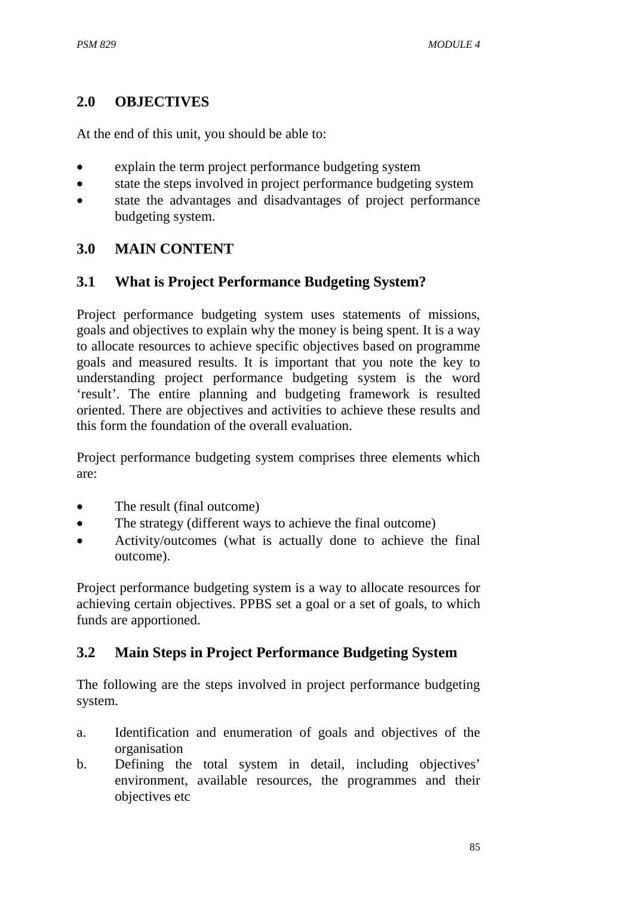## 2.0 OBJECTIVES

At the end of this unit, you should be able to:

- explain the term project performance budgeting system
- state the steps involved in project performance budgeting system
- state the advantages and disadvantages of project performance budgeting system.

## 3.0 MAIN CONTENT

### 3.1 What is Project Performance Budgeting System?

Project performance budgeting system uses statements of missions, goals and objectives to explain why the money is being spent. It is a way to allocate resources to achieve specific objectives based on programme goals and measured results. It is important that you note the key to understanding project performance budgeting system is the word 'result'. The entire planning and budgeting framework is resulted oriented. There are objectives and activities to achieve these results and this form the foundation of the overall evaluation.

Project performance budgeting system comprises three elements which are:

- The result (final outcome)
- The strategy (different ways to achieve the final outcome)
- Activity/outcomes (what is actually done to achieve the final outcome).

Project performance budgeting system is a way to allocate resources for achieving certain objectives. PPBS set a goal or a set of goals, to which funds are apportioned.

### 3.2 Main Steps in Project Performance Budgeting System

The following are the steps involved in project performance budgeting system.

a. Identification and enumeration of goals and objectives of the organisation
b. Defining the total system in detail, including objectives' environment, available resources, the programmes and their objectives etc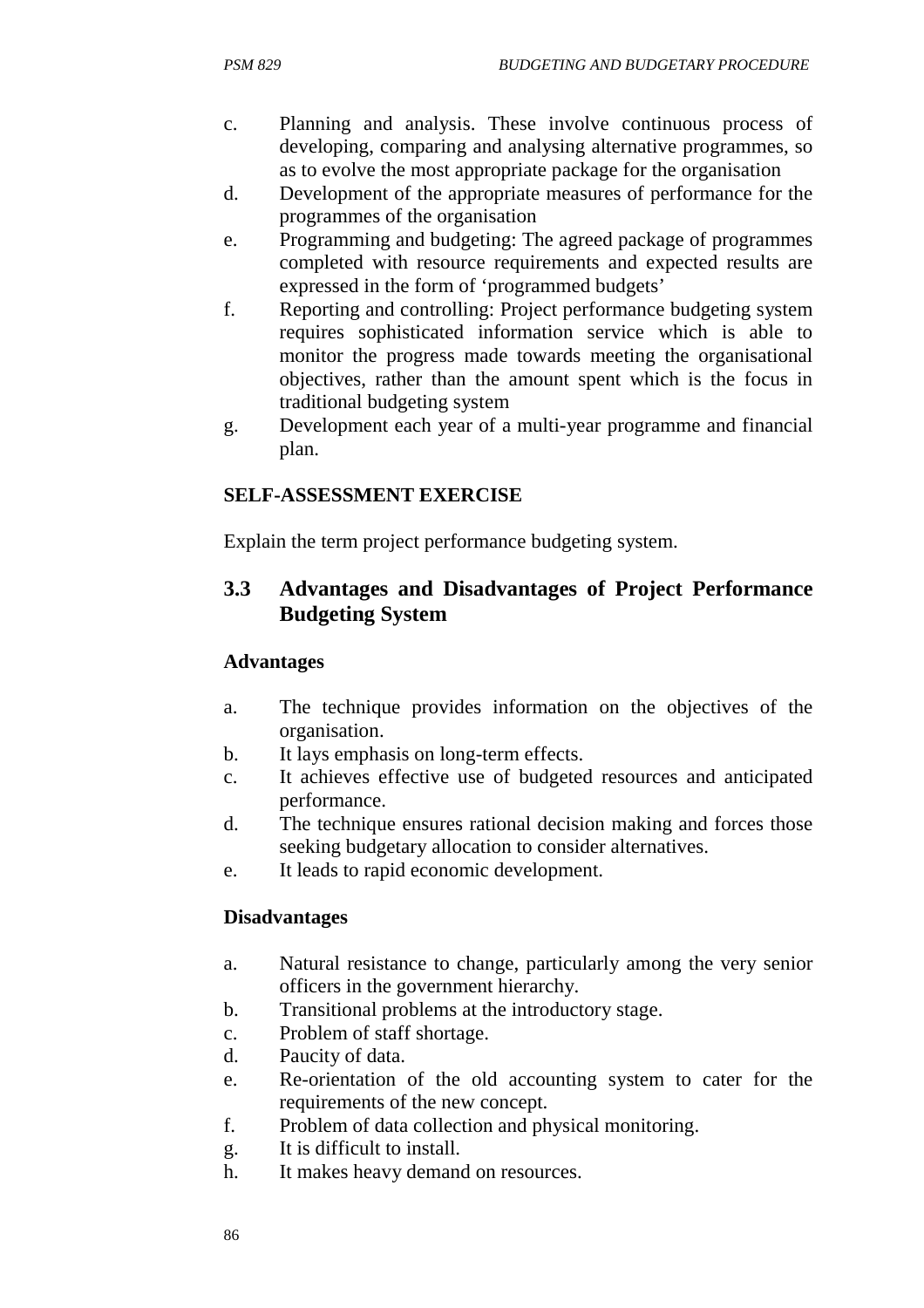c. Planning and analysis. These involve continuous process of developing, comparing and analysing alternative programmes, so as to evolve the most appropriate package for the organisation
d. Development of the appropriate measures of performance for the programmes of the organisation
e. Programming and budgeting: The agreed package of programmes completed with resource requirements and expected results are expressed in the form of 'programmed budgets'
f. Reporting and controlling: Project performance budgeting system requires sophisticated information service which is able to monitor the progress made towards meeting the organisational objectives, rather than the amount spent which is the focus in traditional budgeting system
g. Development each year of a multi-year programme and financial plan.

**SELF-ASSESSMENT EXERCISE**

Explain the term project performance budgeting system.

## 3.3 Advantages and Disadvantages of Project Performance Budgeting System

**Advantages**

a. The technique provides information on the objectives of the organisation.
b. It lays emphasis on long-term effects.
c. It achieves effective use of budgeted resources and anticipated performance.
d. The technique ensures rational decision making and forces those seeking budgetary allocation to consider alternatives.
e. It leads to rapid economic development.

**Disadvantages**

a. Natural resistance to change, particularly among the very senior officers in the government hierarchy.
b. Transitional problems at the introductory stage.
c. Problem of staff shortage.
d. Paucity of data.
e. Re-orientation of the old accounting system to cater for the requirements of the new concept.
f. Problem of data collection and physical monitoring.
g. It is difficult to install.
h. It makes heavy demand on resources.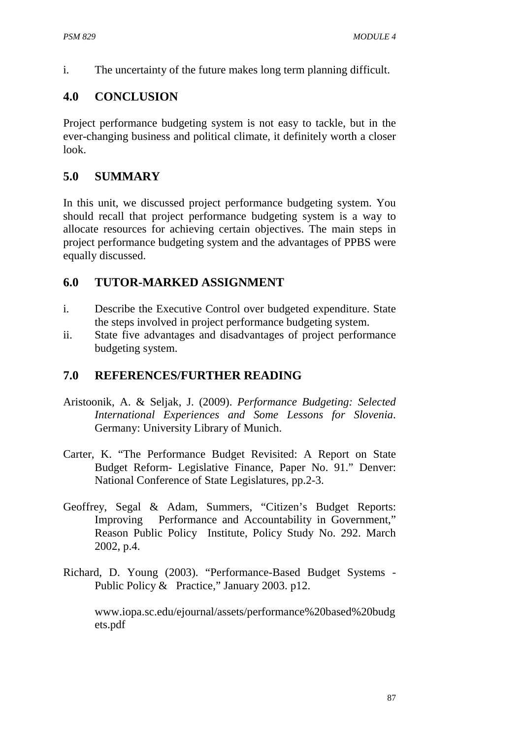i. The uncertainty of the future makes long term planning difficult.

## 4.0 CONCLUSION

Project performance budgeting system is not easy to tackle, but in the ever-changing business and political climate, it definitely worth a closer look.

## 5.0 SUMMARY

In this unit, we discussed project performance budgeting system. You should recall that project performance budgeting system is a way to allocate resources for achieving certain objectives. The main steps in project performance budgeting system and the advantages of PPBS were equally discussed.

## 6.0 TUTOR-MARKED ASSIGNMENT

i. Describe the Executive Control over budgeted expenditure. State the steps involved in project performance budgeting system.
ii. State five advantages and disadvantages of project performance budgeting system.

## 7.0 REFERENCES/FURTHER READING

Aristoonik, A. & Seljak, J. (2009). *Performance Budgeting: Selected International Experiences and Some Lessons for Slovenia*. Germany: University Library of Munich.

Carter, K. "The Performance Budget Revisited: A Report on State Budget Reform- Legislative Finance, Paper No. 91." Denver: National Conference of State Legislatures, pp.2-3.

Geoffrey, Segal & Adam, Summers, "Citizen's Budget Reports: Improving Performance and Accountability in Government," Reason Public Policy Institute, Policy Study No. 292. March 2002, p.4.

Richard, D. Young (2003). "Performance-Based Budget Systems - Public Policy & Practice," January 2003. p12.

www.iopa.sc.edu/ejournal/assets/performance%20based%20budgets.pdf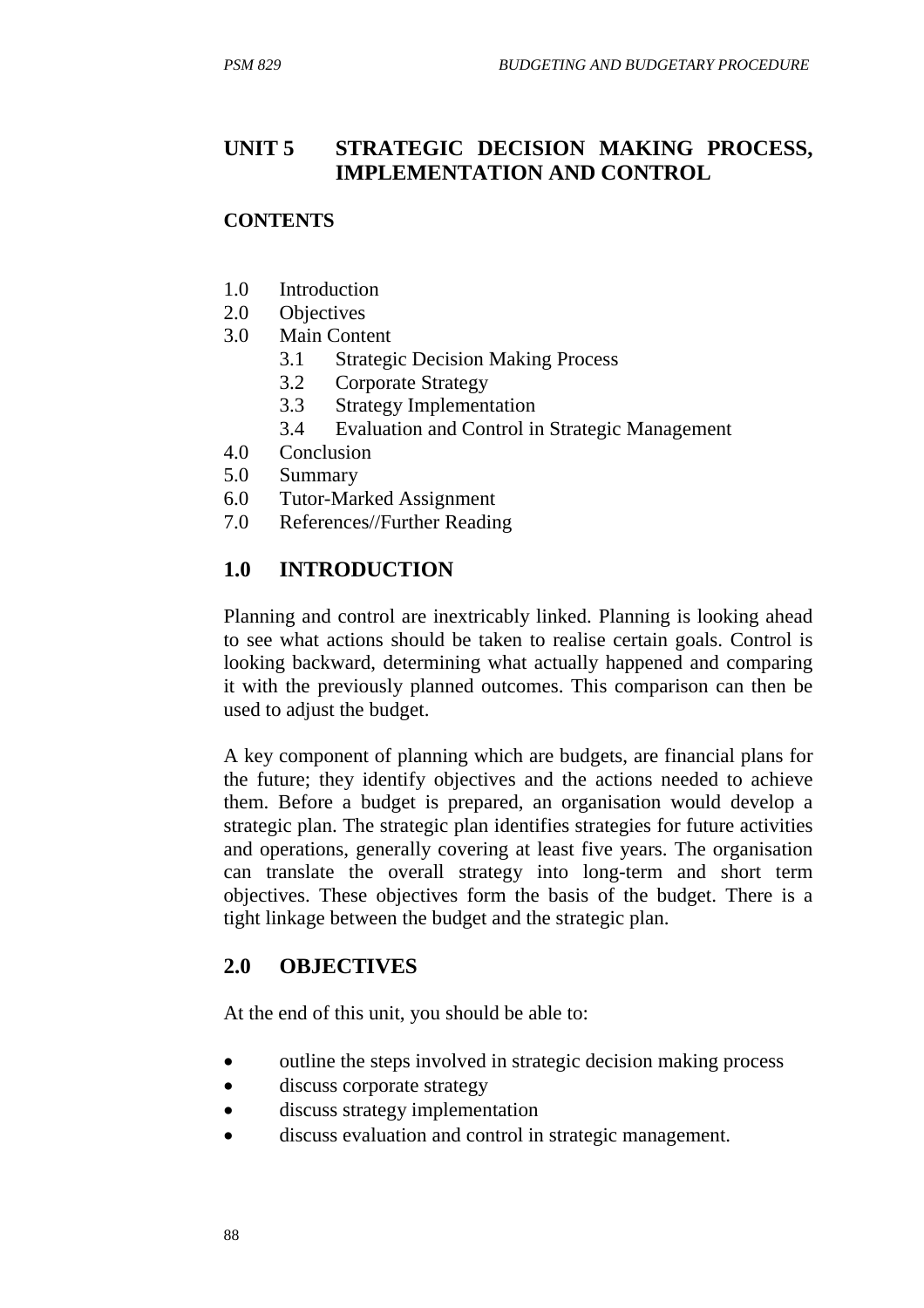# UNIT 5 STRATEGIC DECISION MAKING PROCESS, IMPLEMENTATION AND CONTROL

**CONTENTS**

1.0 Introduction
2.0 Objectives
3.0 Main Content
  3.1 Strategic Decision Making Process
  3.2 Corporate Strategy
  3.3 Strategy Implementation
  3.4 Evaluation and Control in Strategic Management
4.0 Conclusion
5.0 Summary
6.0 Tutor-Marked Assignment
7.0 References//Further Reading

## 1.0 INTRODUCTION

Planning and control are inextricably linked. Planning is looking ahead to see what actions should be taken to realise certain goals. Control is looking backward, determining what actually happened and comparing it with the previously planned outcomes. This comparison can then be used to adjust the budget.

A key component of planning which are budgets, are financial plans for the future; they identify objectives and the actions needed to achieve them. Before a budget is prepared, an organisation would develop a strategic plan. The strategic plan identifies strategies for future activities and operations, generally covering at least five years. The organisation can translate the overall strategy into long-term and short term objectives. These objectives form the basis of the budget. There is a tight linkage between the budget and the strategic plan.

## 2.0 OBJECTIVES

At the end of this unit, you should be able to:

- outline the steps involved in strategic decision making process
- discuss corporate strategy
- discuss strategy implementation
- discuss evaluation and control in strategic management.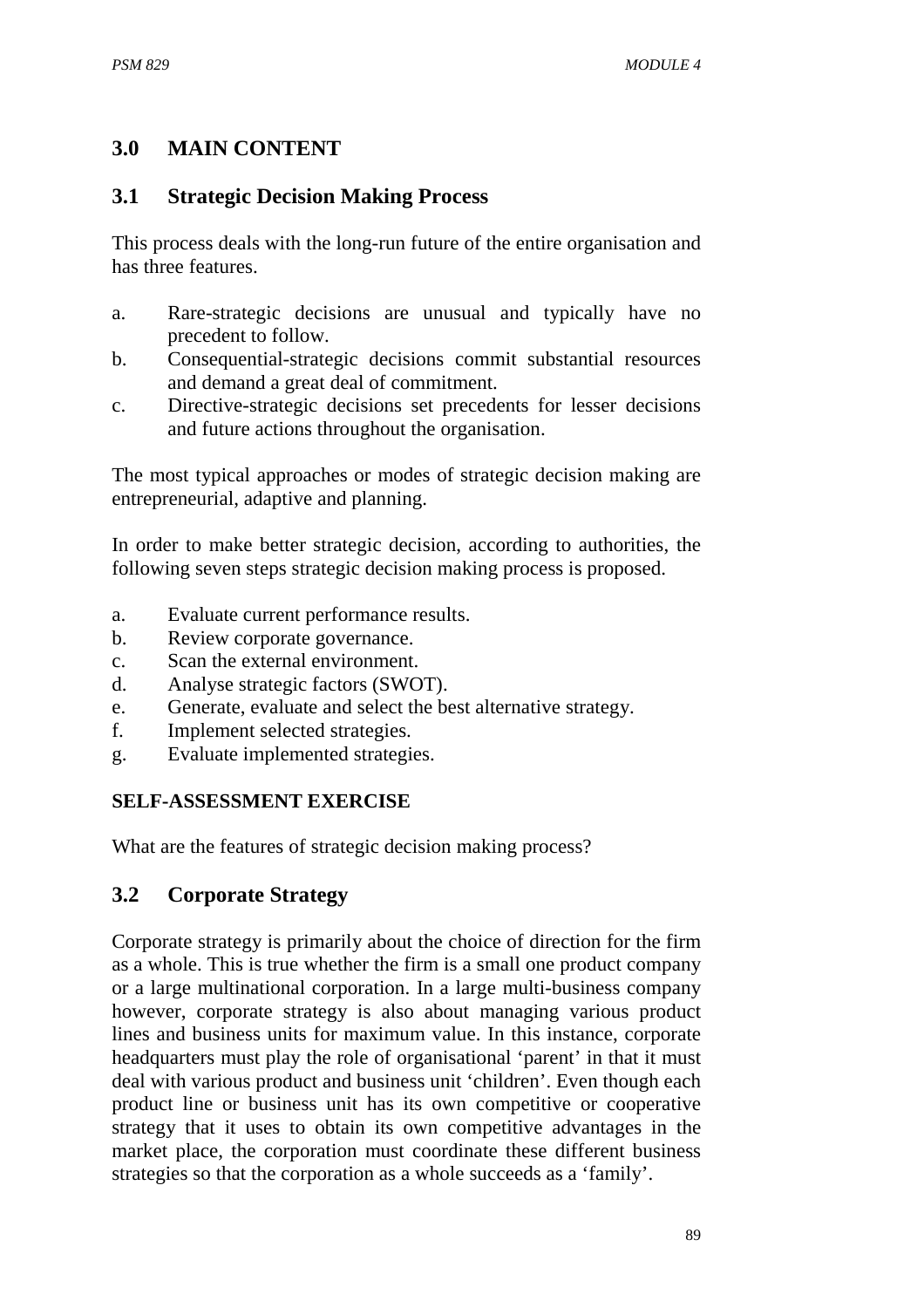## 3.0 MAIN CONTENT

### 3.1 Strategic Decision Making Process

This process deals with the long-run future of the entire organisation and has three features.

a. Rare-strategic decisions are unusual and typically have no precedent to follow.
b. Consequential-strategic decisions commit substantial resources and demand a great deal of commitment.
c. Directive-strategic decisions set precedents for lesser decisions and future actions throughout the organisation.

The most typical approaches or modes of strategic decision making are entrepreneurial, adaptive and planning.

In order to make better strategic decision, according to authorities, the following seven steps strategic decision making process is proposed.

a. Evaluate current performance results.
b. Review corporate governance.
c. Scan the external environment.
d. Analyse strategic factors (SWOT).
e. Generate, evaluate and select the best alternative strategy.
f. Implement selected strategies.
g. Evaluate implemented strategies.

**SELF-ASSESSMENT EXERCISE**

What are the features of strategic decision making process?

### 3.2 Corporate Strategy

Corporate strategy is primarily about the choice of direction for the firm as a whole. This is true whether the firm is a small one product company or a large multinational corporation. In a large multi-business company however, corporate strategy is also about managing various product lines and business units for maximum value. In this instance, corporate headquarters must play the role of organisational 'parent' in that it must deal with various product and business unit 'children'. Even though each product line or business unit has its own competitive or cooperative strategy that it uses to obtain its own competitive advantages in the market place, the corporation must coordinate these different business strategies so that the corporation as a whole succeeds as a 'family'.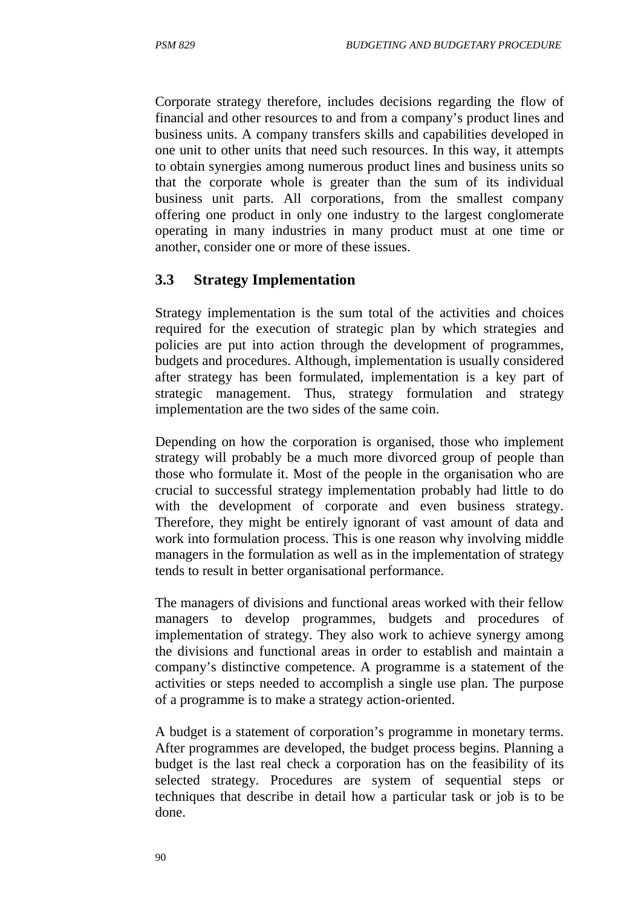Corporate strategy therefore, includes decisions regarding the flow of financial and other resources to and from a company's product lines and business units. A company transfers skills and capabilities developed in one unit to other units that need such resources. In this way, it attempts to obtain synergies among numerous product lines and business units so that the corporate whole is greater than the sum of its individual business unit parts. All corporations, from the smallest company offering one product in only one industry to the largest conglomerate operating in many industries in many product must at one time or another, consider one or more of these issues.

### 3.3 Strategy Implementation

Strategy implementation is the sum total of the activities and choices required for the execution of strategic plan by which strategies and policies are put into action through the development of programmes, budgets and procedures. Although, implementation is usually considered after strategy has been formulated, implementation is a key part of strategic management. Thus, strategy formulation and strategy implementation are the two sides of the same coin.

Depending on how the corporation is organised, those who implement strategy will probably be a much more divorced group of people than those who formulate it. Most of the people in the organisation who are crucial to successful strategy implementation probably had little to do with the development of corporate and even business strategy. Therefore, they might be entirely ignorant of vast amount of data and work into formulation process. This is one reason why involving middle managers in the formulation as well as in the implementation of strategy tends to result in better organisational performance.

The managers of divisions and functional areas worked with their fellow managers to develop programmes, budgets and procedures of implementation of strategy. They also work to achieve synergy among the divisions and functional areas in order to establish and maintain a company's distinctive competence. A programme is a statement of the activities or steps needed to accomplish a single use plan. The purpose of a programme is to make a strategy action-oriented.

A budget is a statement of corporation's programme in monetary terms. After programmes are developed, the budget process begins. Planning a budget is the last real check a corporation has on the feasibility of its selected strategy. Procedures are system of sequential steps or techniques that describe in detail how a particular task or job is to be done.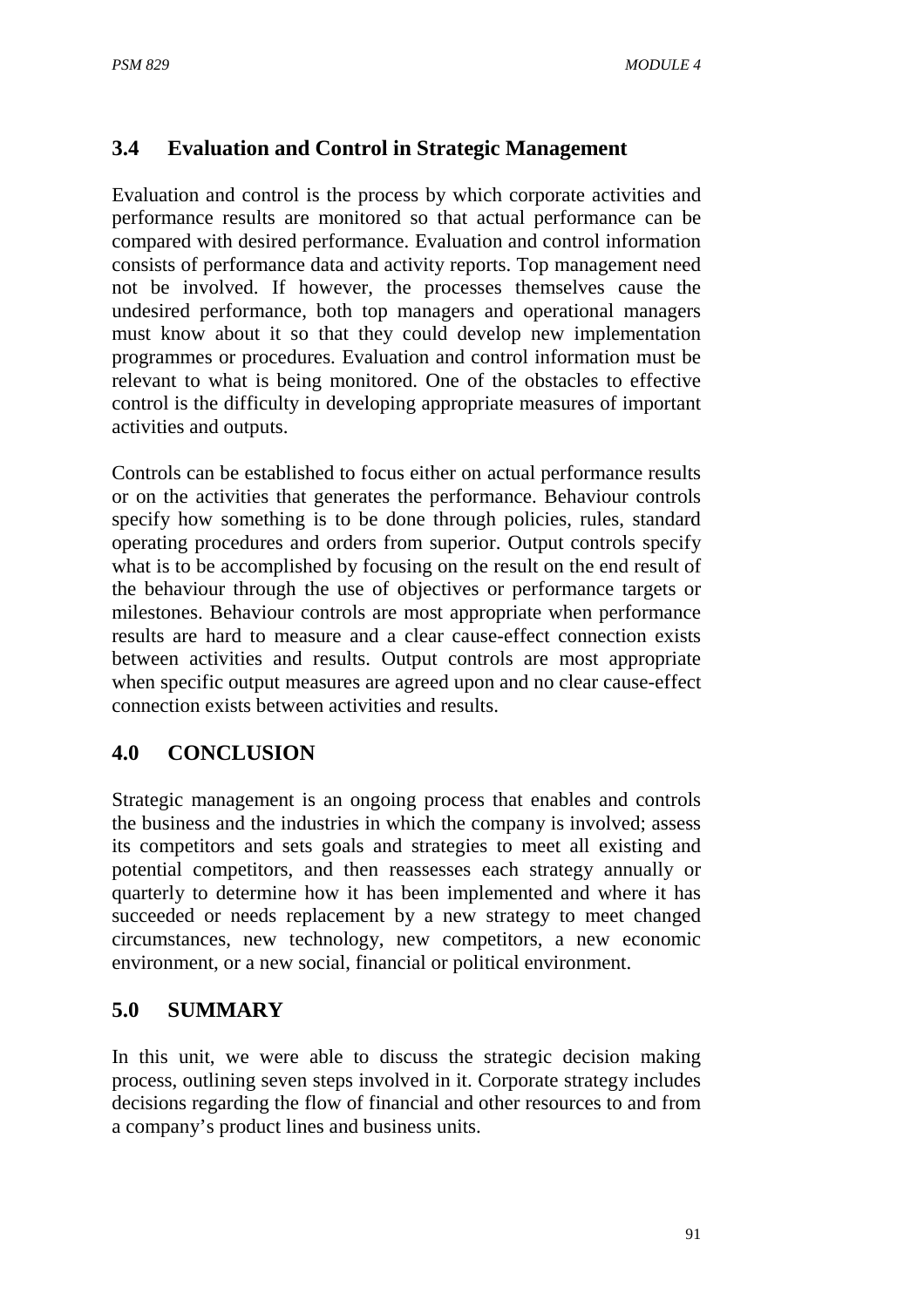## 3.4 Evaluation and Control in Strategic Management

Evaluation and control is the process by which corporate activities and performance results are monitored so that actual performance can be compared with desired performance. Evaluation and control information consists of performance data and activity reports. Top management need not be involved. If however, the processes themselves cause the undesired performance, both top managers and operational managers must know about it so that they could develop new implementation programmes or procedures. Evaluation and control information must be relevant to what is being monitored. One of the obstacles to effective control is the difficulty in developing appropriate measures of important activities and outputs.

Controls can be established to focus either on actual performance results or on the activities that generates the performance. Behaviour controls specify how something is to be done through policies, rules, standard operating procedures and orders from superior. Output controls specify what is to be accomplished by focusing on the result on the end result of the behaviour through the use of objectives or performance targets or milestones. Behaviour controls are most appropriate when performance results are hard to measure and a clear cause-effect connection exists between activities and results. Output controls are most appropriate when specific output measures are agreed upon and no clear cause-effect connection exists between activities and results.

## 4.0 CONCLUSION

Strategic management is an ongoing process that enables and controls the business and the industries in which the company is involved; assess its competitors and sets goals and strategies to meet all existing and potential competitors, and then reassesses each strategy annually or quarterly to determine how it has been implemented and where it has succeeded or needs replacement by a new strategy to meet changed circumstances, new technology, new competitors, a new economic environment, or a new social, financial or political environment.

## 5.0 SUMMARY

In this unit, we were able to discuss the strategic decision making process, outlining seven steps involved in it. Corporate strategy includes decisions regarding the flow of financial and other resources to and from a company's product lines and business units.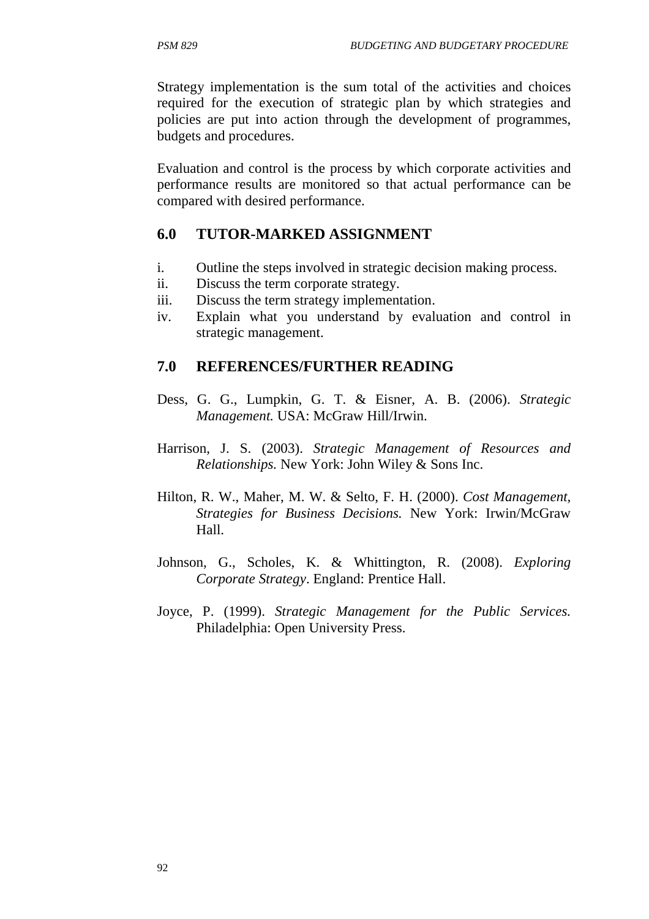Strategy implementation is the sum total of the activities and choices required for the execution of strategic plan by which strategies and policies are put into action through the development of programmes, budgets and procedures.

Evaluation and control is the process by which corporate activities and performance results are monitored so that actual performance can be compared with desired performance.

## 6.0 TUTOR-MARKED ASSIGNMENT

i. Outline the steps involved in strategic decision making process.
ii. Discuss the term corporate strategy.
iii. Discuss the term strategy implementation.
iv. Explain what you understand by evaluation and control in strategic management.

## 7.0 REFERENCES/FURTHER READING

Dess, G. G., Lumpkin, G. T. & Eisner, A. B. (2006). *Strategic Management.* USA: McGraw Hill/Irwin.

Harrison, J. S. (2003). *Strategic Management of Resources and Relationships.* New York: John Wiley & Sons Inc.

Hilton, R. W., Maher, M. W. & Selto, F. H. (2000). *Cost Management, Strategies for Business Decisions.* New York: Irwin/McGraw Hall.

Johnson, G., Scholes, K. & Whittington, R. (2008). *Exploring Corporate Strategy*. England: Prentice Hall.

Joyce, P. (1999). *Strategic Management for the Public Services.* Philadelphia: Open University Press.